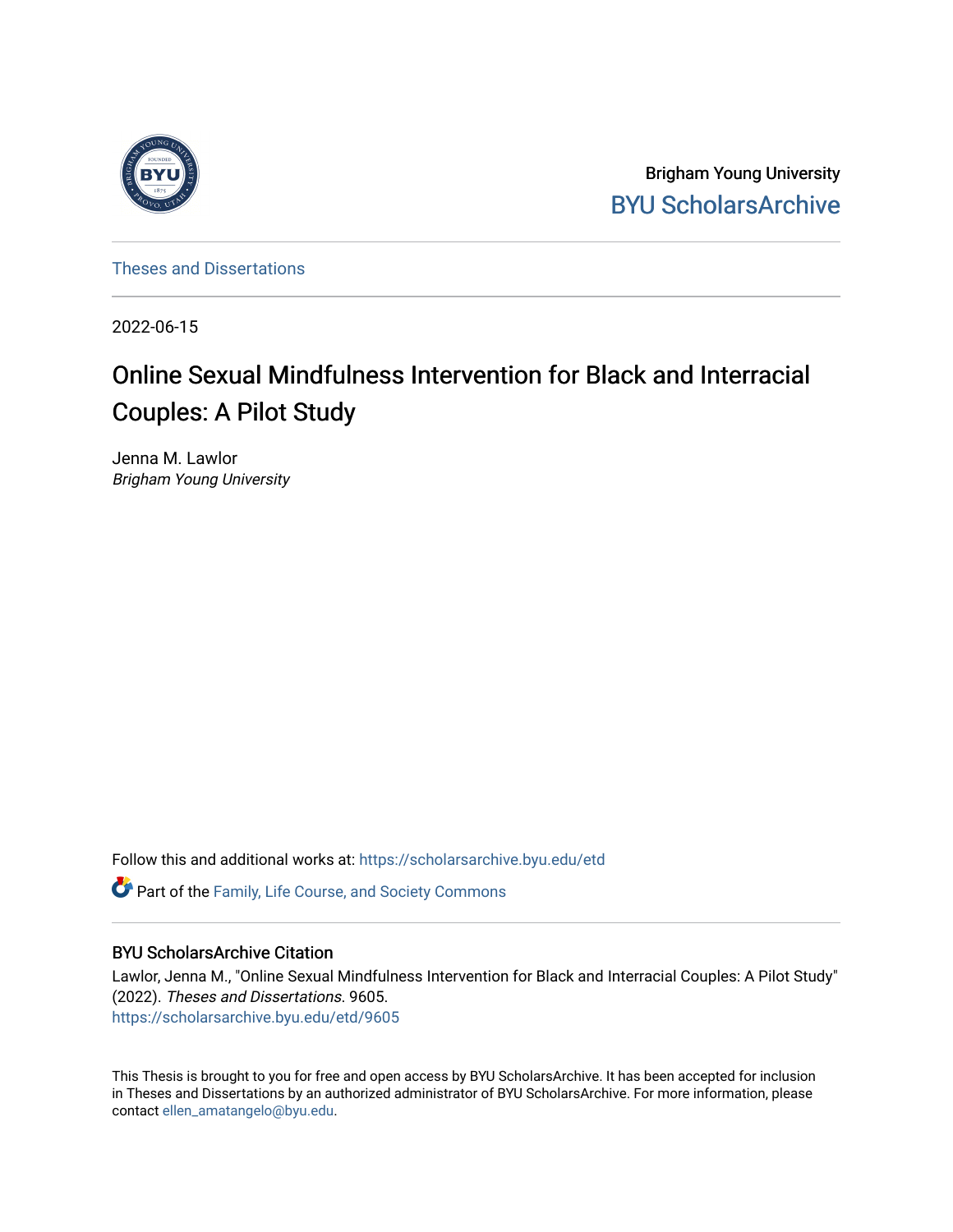Brigham Young University

BYU ScholarsArchive

Theses and Dissertations

2022-06-15

# Online Sexual Mindfulness Intervention for Black and Interracial Couples: A Pilot Study

Jenna M. Lawlor
*Brigham Young University*

Follow this and additional works at: https://scholarsarchive.byu.edu/etd

Part of the Family, Life Course, and Society Commons

## BYU ScholarsArchive Citation

Lawlor, Jenna M., "Online Sexual Mindfulness Intervention for Black and Interracial Couples: A Pilot Study" (2022). *Theses and Dissertations*. 9605.
https://scholarsarchive.byu.edu/etd/9605

This Thesis is brought to you for free and open access by BYU ScholarsArchive. It has been accepted for inclusion in Theses and Dissertations by an authorized administrator of BYU ScholarsArchive. For more information, please contact ellen_amatangelo@byu.edu.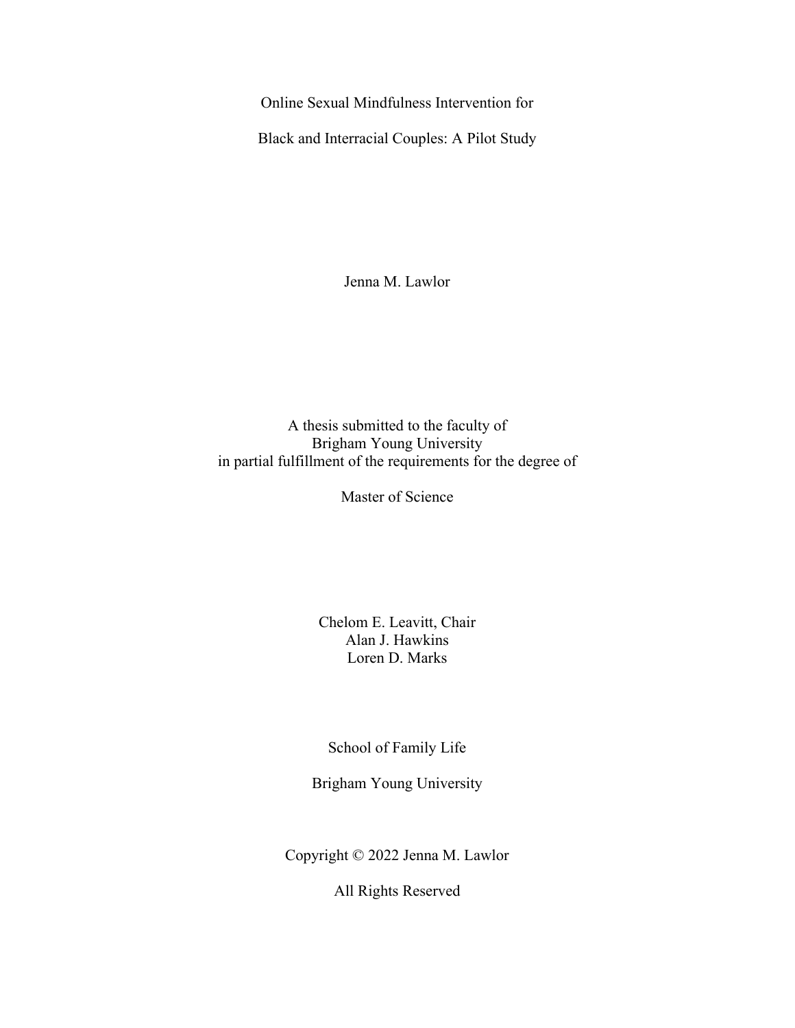Online Sexual Mindfulness Intervention for

Black and Interracial Couples: A Pilot Study

Jenna M. Lawlor

A thesis submitted to the faculty of
Brigham Young University
in partial fulfillment of the requirements for the degree of

Master of Science

Chelom E. Leavitt, Chair
Alan J. Hawkins
Loren D. Marks

School of Family Life

Brigham Young University

Copyright © 2022 Jenna M. Lawlor

All Rights Reserved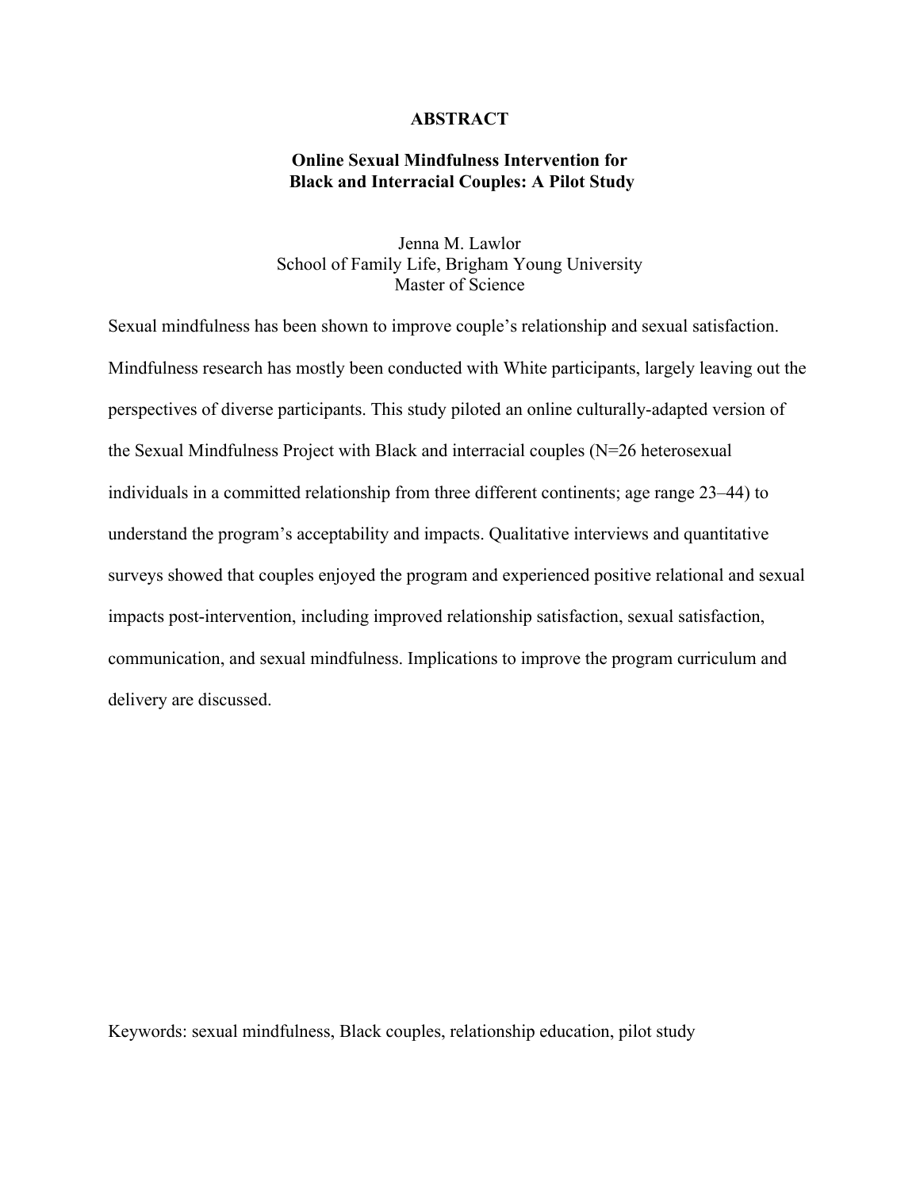# ABSTRACT

## Online Sexual Mindfulness Intervention for Black and Interracial Couples: A Pilot Study

Jenna M. Lawlor
School of Family Life, Brigham Young University
Master of Science

Sexual mindfulness has been shown to improve couple's relationship and sexual satisfaction. Mindfulness research has mostly been conducted with White participants, largely leaving out the perspectives of diverse participants. This study piloted an online culturally-adapted version of the Sexual Mindfulness Project with Black and interracial couples (N=26 heterosexual individuals in a committed relationship from three different continents; age range 23–44) to understand the program's acceptability and impacts. Qualitative interviews and quantitative surveys showed that couples enjoyed the program and experienced positive relational and sexual impacts post-intervention, including improved relationship satisfaction, sexual satisfaction, communication, and sexual mindfulness. Implications to improve the program curriculum and delivery are discussed.

Keywords: sexual mindfulness, Black couples, relationship education, pilot study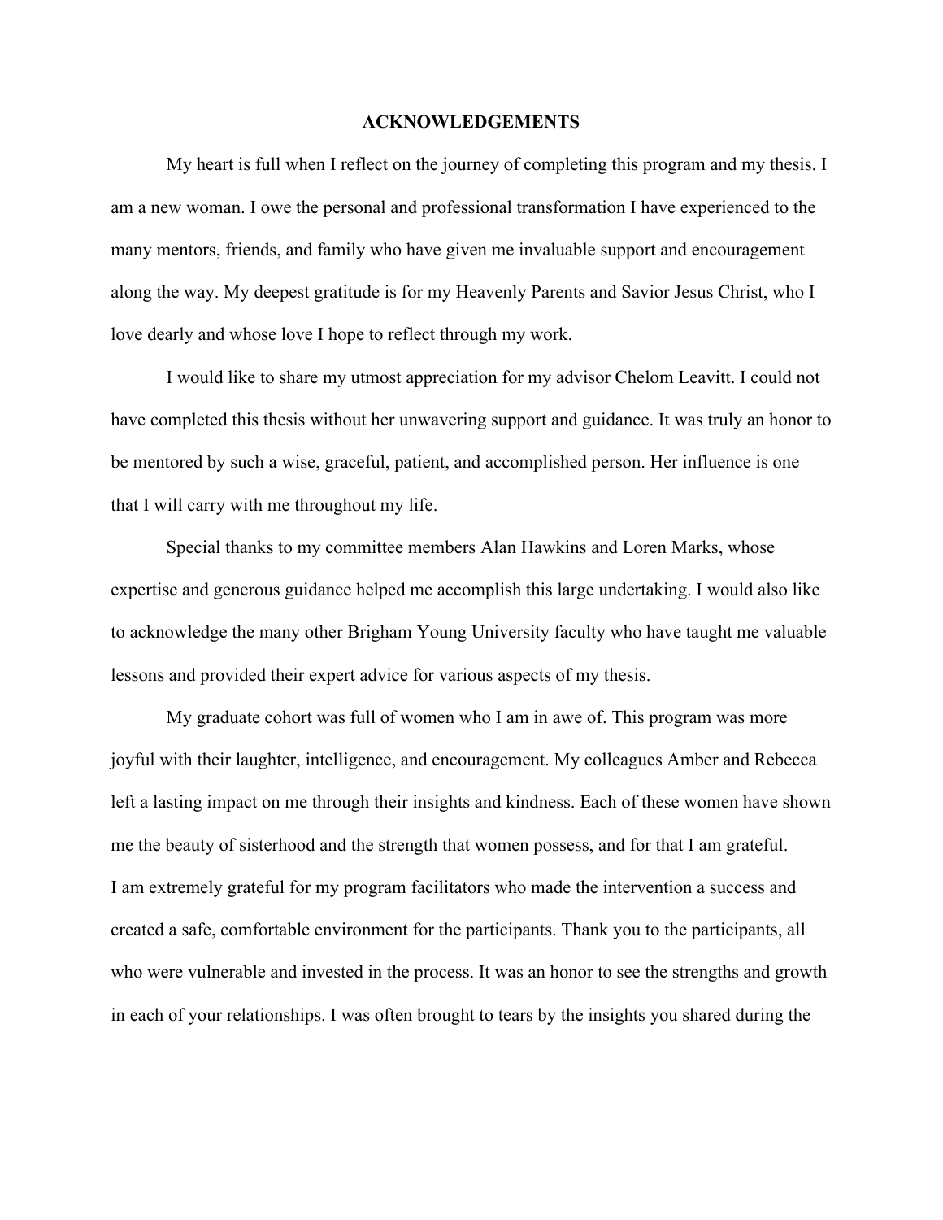# ACKNOWLEDGEMENTS

My heart is full when I reflect on the journey of completing this program and my thesis. I am a new woman. I owe the personal and professional transformation I have experienced to the many mentors, friends, and family who have given me invaluable support and encouragement along the way. My deepest gratitude is for my Heavenly Parents and Savior Jesus Christ, who I love dearly and whose love I hope to reflect through my work.

I would like to share my utmost appreciation for my advisor Chelom Leavitt. I could not have completed this thesis without her unwavering support and guidance. It was truly an honor to be mentored by such a wise, graceful, patient, and accomplished person. Her influence is one that I will carry with me throughout my life.

Special thanks to my committee members Alan Hawkins and Loren Marks, whose expertise and generous guidance helped me accomplish this large undertaking. I would also like to acknowledge the many other Brigham Young University faculty who have taught me valuable lessons and provided their expert advice for various aspects of my thesis.

My graduate cohort was full of women who I am in awe of. This program was more joyful with their laughter, intelligence, and encouragement. My colleagues Amber and Rebecca left a lasting impact on me through their insights and kindness. Each of these women have shown me the beauty of sisterhood and the strength that women possess, and for that I am grateful.

I am extremely grateful for my program facilitators who made the intervention a success and created a safe, comfortable environment for the participants. Thank you to the participants, all who were vulnerable and invested in the process. It was an honor to see the strengths and growth in each of your relationships. I was often brought to tears by the insights you shared during the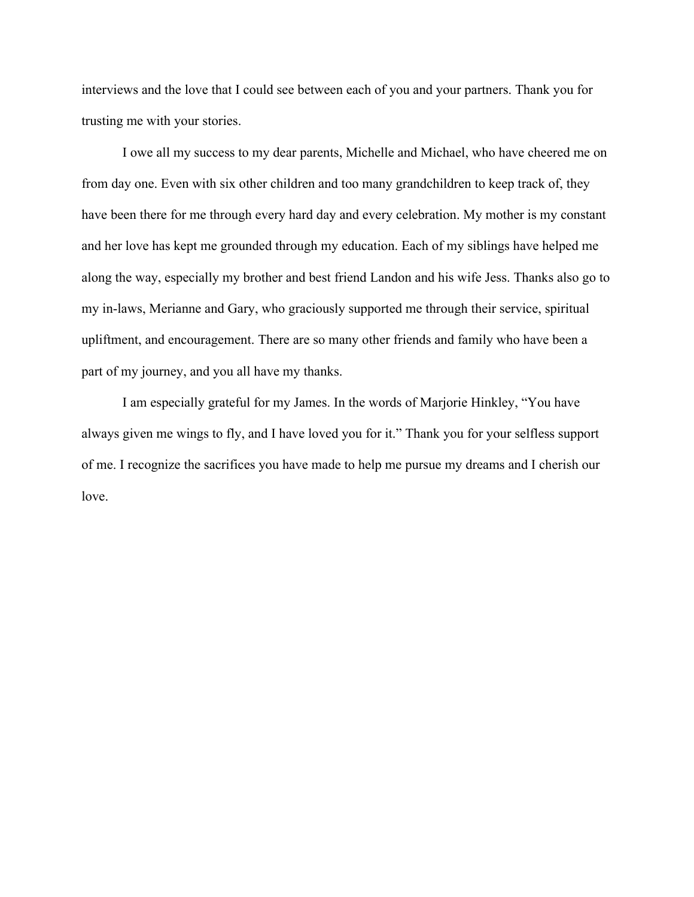interviews and the love that I could see between each of you and your partners. Thank you for trusting me with your stories.

I owe all my success to my dear parents, Michelle and Michael, who have cheered me on from day one. Even with six other children and too many grandchildren to keep track of, they have been there for me through every hard day and every celebration. My mother is my constant and her love has kept me grounded through my education. Each of my siblings have helped me along the way, especially my brother and best friend Landon and his wife Jess. Thanks also go to my in-laws, Merianne and Gary, who graciously supported me through their service, spiritual upliftment, and encouragement. There are so many other friends and family who have been a part of my journey, and you all have my thanks.

I am especially grateful for my James. In the words of Marjorie Hinkley, "You have always given me wings to fly, and I have loved you for it." Thank you for your selfless support of me. I recognize the sacrifices you have made to help me pursue my dreams and I cherish our love.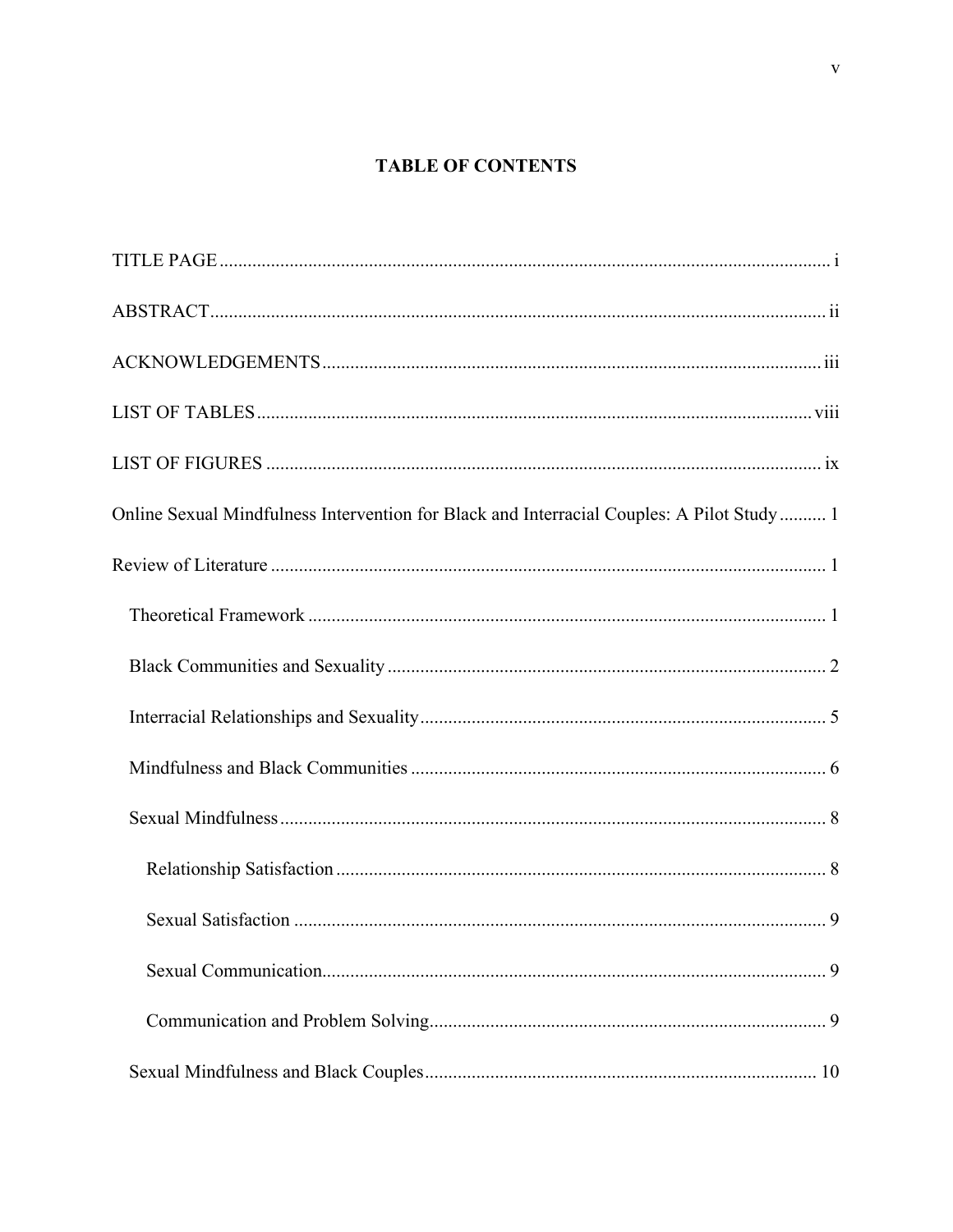# TABLE OF CONTENTS

TITLE PAGE .......... i

ABSTRACT .......... ii

ACKNOWLEDGEMENTS .......... iii

LIST OF TABLES .......... viii

LIST OF FIGURES .......... ix

Online Sexual Mindfulness Intervention for Black and Interracial Couples: A Pilot Study .......... 1

Review of Literature .......... 1

- Theoretical Framework .......... 1
- Black Communities and Sexuality .......... 2
- Interracial Relationships and Sexuality .......... 5
- Mindfulness and Black Communities .......... 6
- Sexual Mindfulness .......... 8
  - Relationship Satisfaction .......... 8
  - Sexual Satisfaction .......... 9
  - Sexual Communication .......... 9
  - Communication and Problem Solving .......... 9
- Sexual Mindfulness and Black Couples .......... 10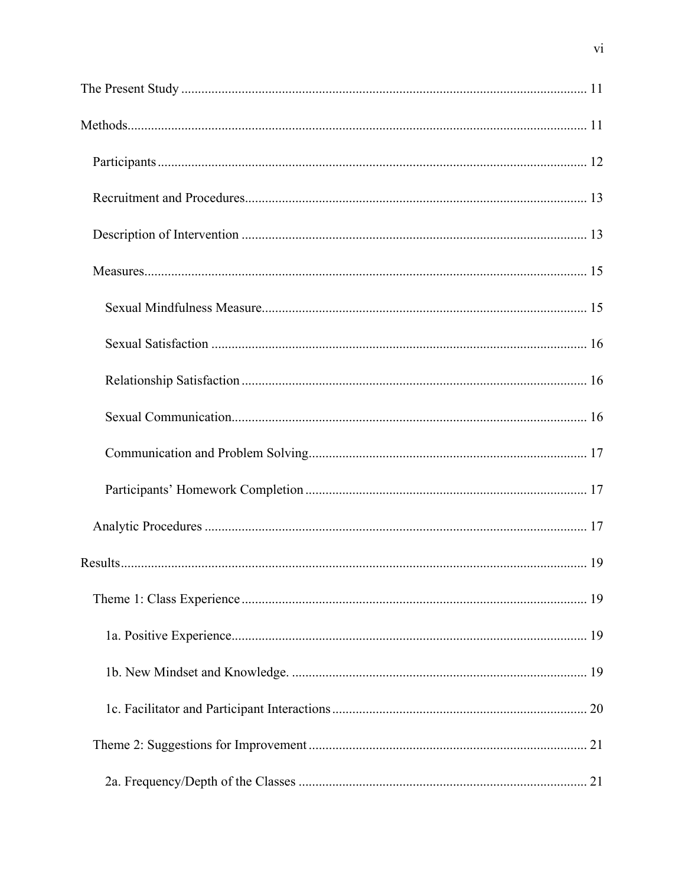The Present Study ........................................................................................................................ 11

Methods........................................................................................................................................ 11

Participants ............................................................................................................................... 12

Recruitment and Procedures..................................................................................................... 13

Description of Intervention ...................................................................................................... 13

Measures.................................................................................................................................. 15

Sexual Mindfulness Measure................................................................................................ 15

Sexual Satisfaction ............................................................................................................... 16

Relationship Satisfaction ...................................................................................................... 16

Sexual Communication......................................................................................................... 16

Communication and Problem Solving.................................................................................. 17

Participants' Homework Completion ................................................................................... 17

Analytic Procedures ................................................................................................................. 17

Results.......................................................................................................................................... 19

Theme 1: Class Experience ...................................................................................................... 19

1a. Positive Experience......................................................................................................... 19

1b. New Mindset and Knowledge. ....................................................................................... 19

1c. Facilitator and Participant Interactions ........................................................................... 20

Theme 2: Suggestions for Improvement .................................................................................. 21

2a. Frequency/Depth of the Classes ..................................................................................... 21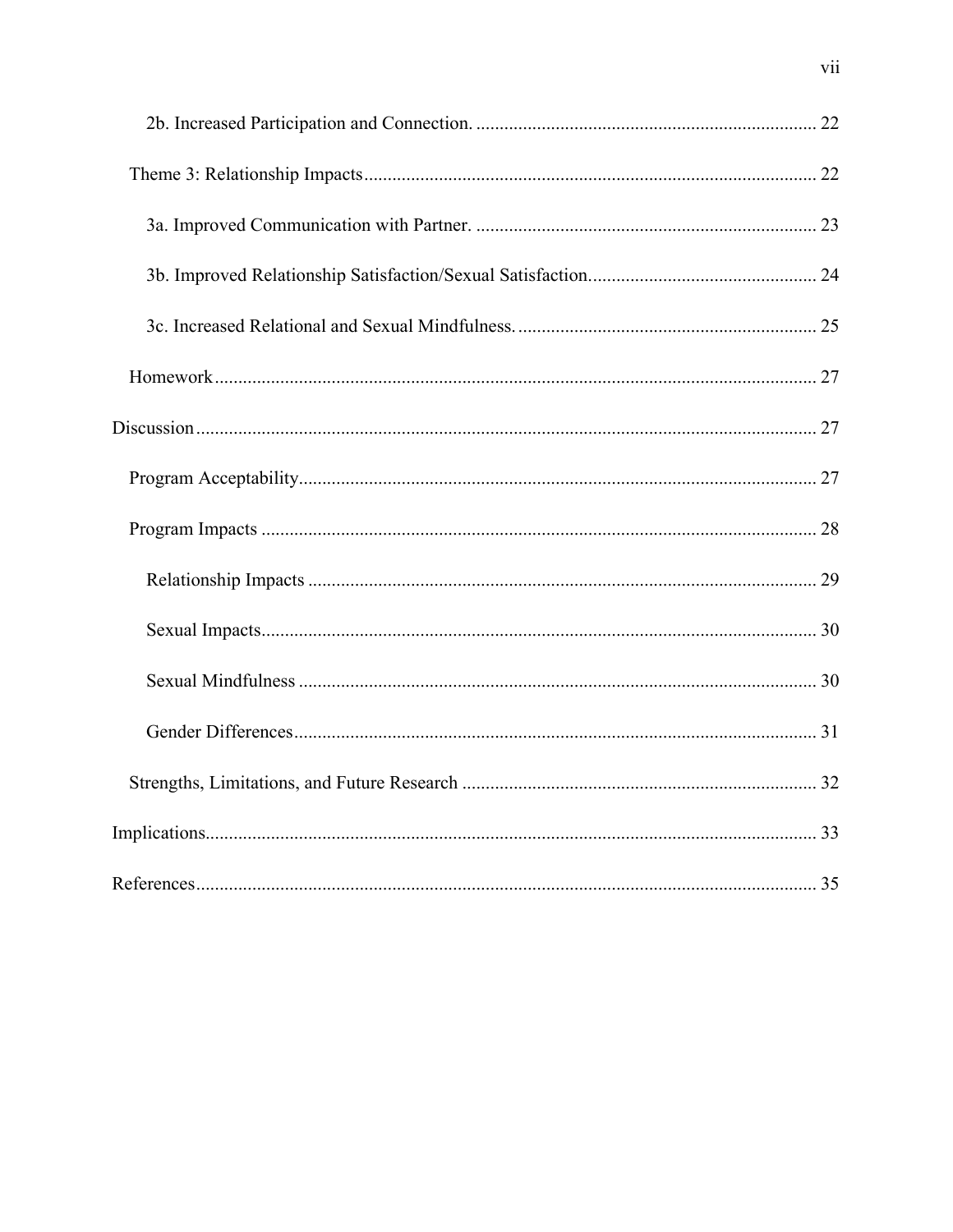2b. Increased Participation and Connection. ........................................................................ 22

Theme 3: Relationship Impacts ................................................................................................ 22

3a. Improved Communication with Partner. ........................................................................ 23

3b. Improved Relationship Satisfaction/Sexual Satisfaction................................................ 24

3c. Increased Relational and Sexual Mindfulness. ............................................................... 25

Homework ................................................................................................................................ 27

Discussion .................................................................................................................................... 27

Program Acceptability.............................................................................................................. 27

Program Impacts ...................................................................................................................... 28

Relationship Impacts ............................................................................................................ 29

Sexual Impacts...................................................................................................................... 30

Sexual Mindfulness .............................................................................................................. 30

Gender Differences ............................................................................................................... 31

Strengths, Limitations, and Future Research ........................................................................... 32

Implications.................................................................................................................................. 33

References .................................................................................................................................... 35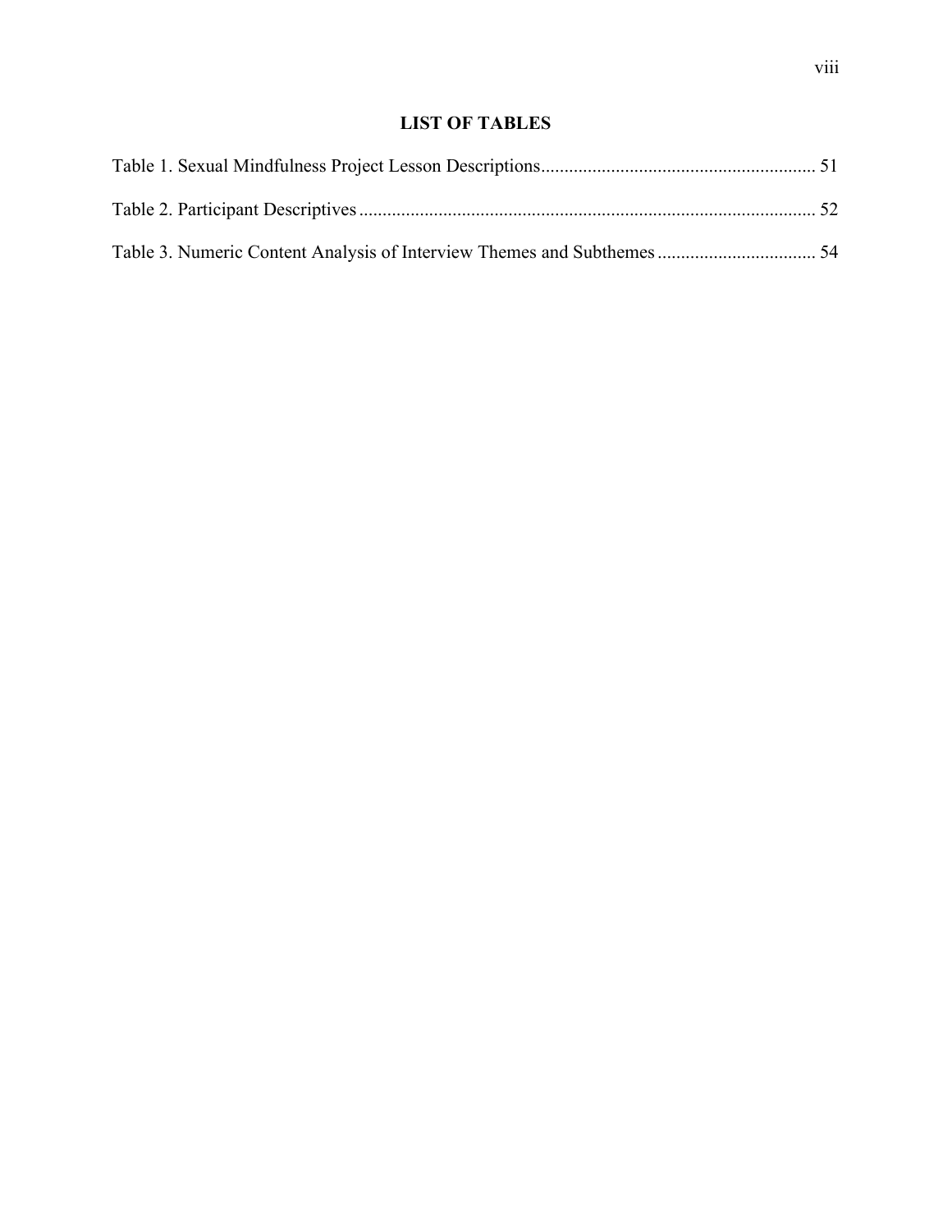## LIST OF TABLES

Table 1. Sexual Mindfulness Project Lesson Descriptions .......................................................... 51

Table 2. Participant Descriptives ................................................................................................. 52

Table 3. Numeric Content Analysis of Interview Themes and Subthemes ................................. 54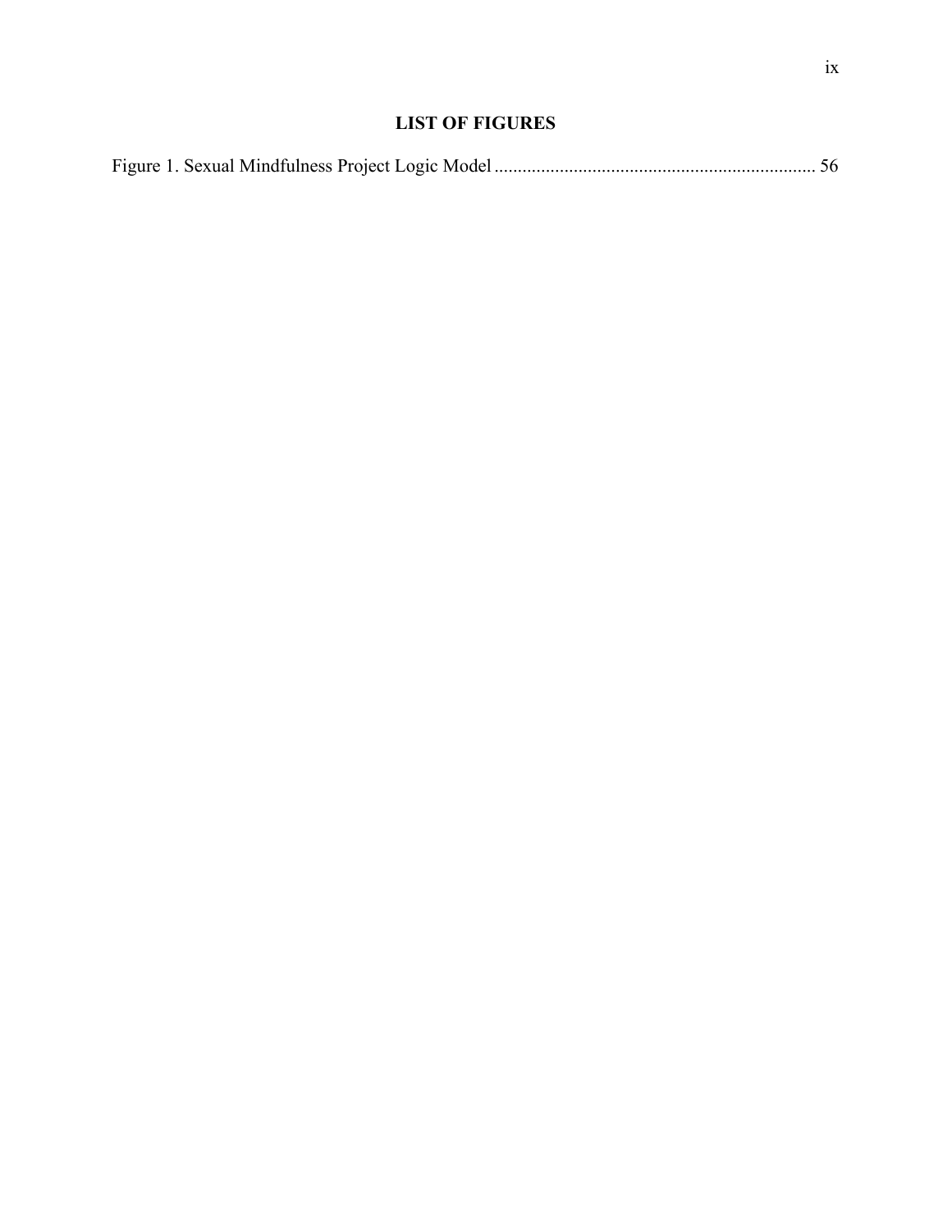## LIST OF FIGURES

Figure 1. Sexual Mindfulness Project Logic Model .................................................................... 56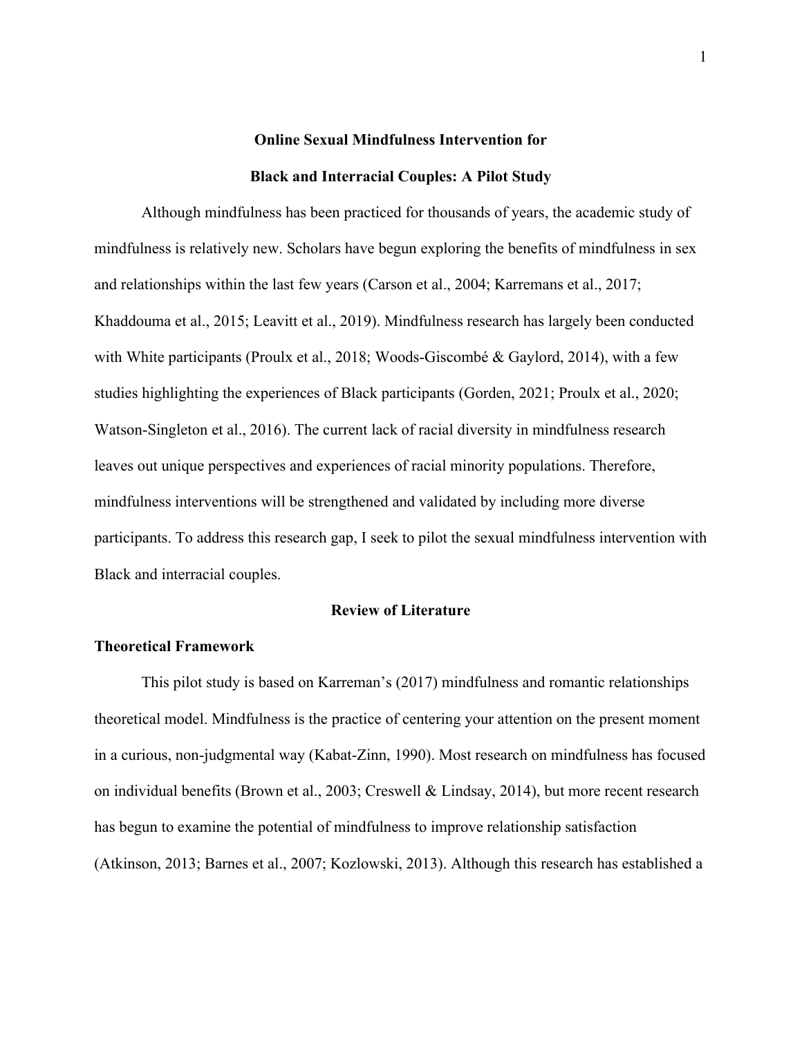# Online Sexual Mindfulness Intervention for Black and Interracial Couples: A Pilot Study

Although mindfulness has been practiced for thousands of years, the academic study of mindfulness is relatively new. Scholars have begun exploring the benefits of mindfulness in sex and relationships within the last few years (Carson et al., 2004; Karremans et al., 2017; Khaddouma et al., 2015; Leavitt et al., 2019). Mindfulness research has largely been conducted with White participants (Proulx et al., 2018; Woods-Giscombé & Gaylord, 2014), with a few studies highlighting the experiences of Black participants (Gorden, 2021; Proulx et al., 2020; Watson-Singleton et al., 2016). The current lack of racial diversity in mindfulness research leaves out unique perspectives and experiences of racial minority populations. Therefore, mindfulness interventions will be strengthened and validated by including more diverse participants. To address this research gap, I seek to pilot the sexual mindfulness intervention with Black and interracial couples.

## Review of Literature

### Theoretical Framework

This pilot study is based on Karreman's (2017) mindfulness and romantic relationships theoretical model. Mindfulness is the practice of centering your attention on the present moment in a curious, non-judgmental way (Kabat-Zinn, 1990). Most research on mindfulness has focused on individual benefits (Brown et al., 2003; Creswell & Lindsay, 2014), but more recent research has begun to examine the potential of mindfulness to improve relationship satisfaction (Atkinson, 2013; Barnes et al., 2007; Kozlowski, 2013). Although this research has established a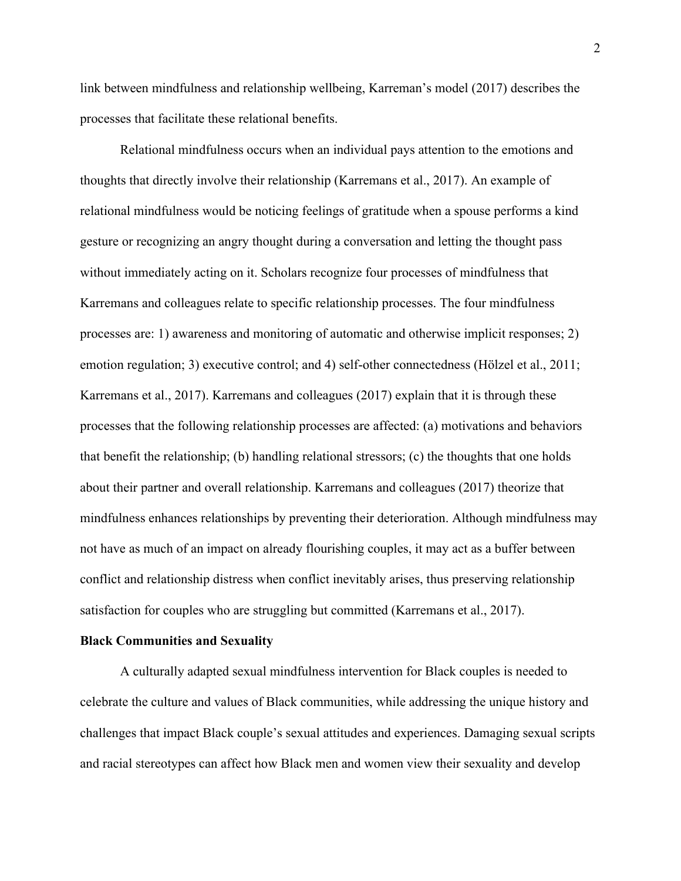link between mindfulness and relationship wellbeing, Karreman's model (2017) describes the processes that facilitate these relational benefits.

Relational mindfulness occurs when an individual pays attention to the emotions and thoughts that directly involve their relationship (Karremans et al., 2017). An example of relational mindfulness would be noticing feelings of gratitude when a spouse performs a kind gesture or recognizing an angry thought during a conversation and letting the thought pass without immediately acting on it. Scholars recognize four processes of mindfulness that Karremans and colleagues relate to specific relationship processes. The four mindfulness processes are: 1) awareness and monitoring of automatic and otherwise implicit responses; 2) emotion regulation; 3) executive control; and 4) self-other connectedness (Hölzel et al., 2011; Karremans et al., 2017). Karremans and colleagues (2017) explain that it is through these processes that the following relationship processes are affected: (a) motivations and behaviors that benefit the relationship; (b) handling relational stressors; (c) the thoughts that one holds about their partner and overall relationship. Karremans and colleagues (2017) theorize that mindfulness enhances relationships by preventing their deterioration. Although mindfulness may not have as much of an impact on already flourishing couples, it may act as a buffer between conflict and relationship distress when conflict inevitably arises, thus preserving relationship satisfaction for couples who are struggling but committed (Karremans et al., 2017).

**Black Communities and Sexuality**

A culturally adapted sexual mindfulness intervention for Black couples is needed to celebrate the culture and values of Black communities, while addressing the unique history and challenges that impact Black couple's sexual attitudes and experiences. Damaging sexual scripts and racial stereotypes can affect how Black men and women view their sexuality and develop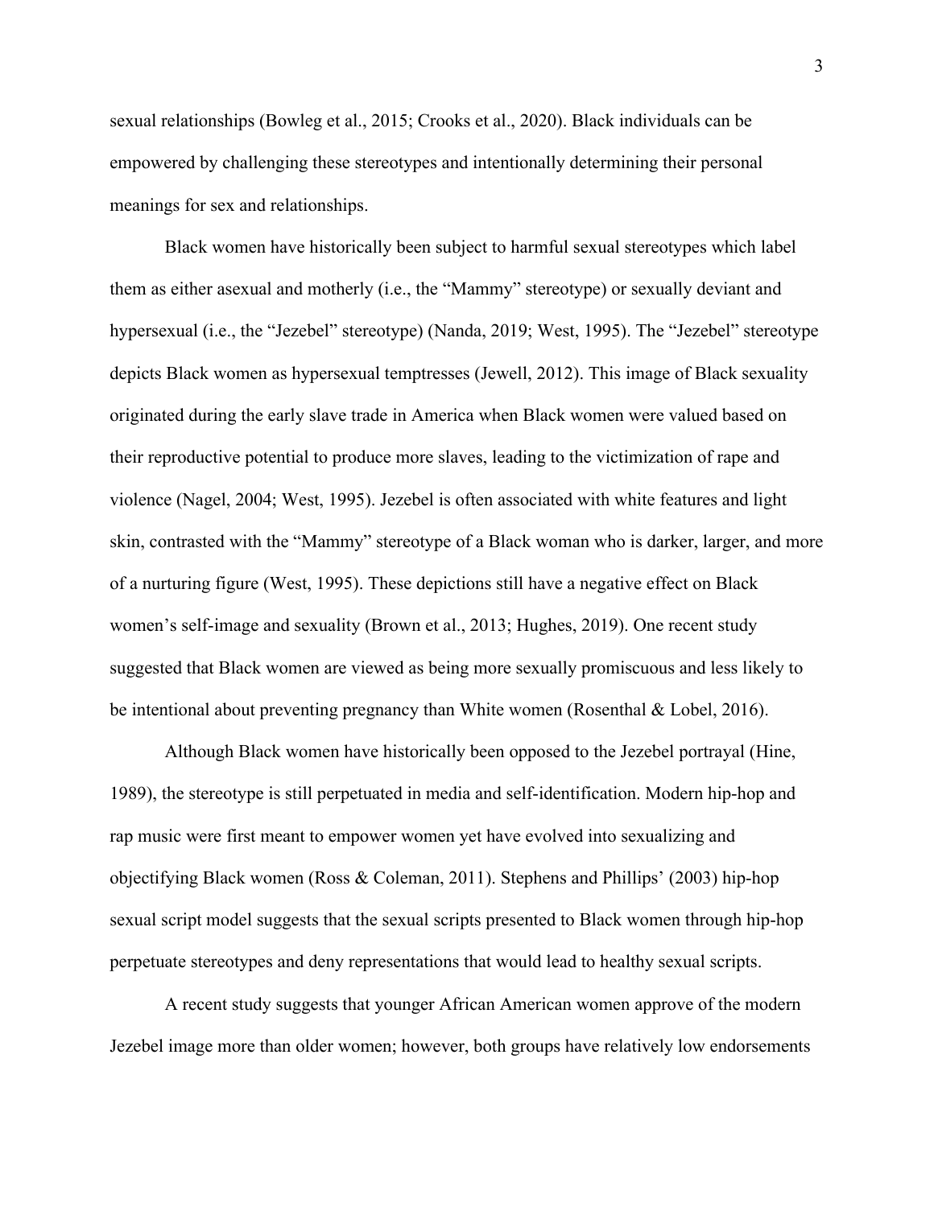sexual relationships (Bowleg et al., 2015; Crooks et al., 2020). Black individuals can be empowered by challenging these stereotypes and intentionally determining their personal meanings for sex and relationships.

Black women have historically been subject to harmful sexual stereotypes which label them as either asexual and motherly (i.e., the "Mammy" stereotype) or sexually deviant and hypersexual (i.e., the "Jezebel" stereotype) (Nanda, 2019; West, 1995). The "Jezebel" stereotype depicts Black women as hypersexual temptresses (Jewell, 2012). This image of Black sexuality originated during the early slave trade in America when Black women were valued based on their reproductive potential to produce more slaves, leading to the victimization of rape and violence (Nagel, 2004; West, 1995). Jezebel is often associated with white features and light skin, contrasted with the "Mammy" stereotype of a Black woman who is darker, larger, and more of a nurturing figure (West, 1995). These depictions still have a negative effect on Black women's self-image and sexuality (Brown et al., 2013; Hughes, 2019). One recent study suggested that Black women are viewed as being more sexually promiscuous and less likely to be intentional about preventing pregnancy than White women (Rosenthal & Lobel, 2016).

Although Black women have historically been opposed to the Jezebel portrayal (Hine, 1989), the stereotype is still perpetuated in media and self-identification. Modern hip-hop and rap music were first meant to empower women yet have evolved into sexualizing and objectifying Black women (Ross & Coleman, 2011). Stephens and Phillips' (2003) hip-hop sexual script model suggests that the sexual scripts presented to Black women through hip-hop perpetuate stereotypes and deny representations that would lead to healthy sexual scripts.

A recent study suggests that younger African American women approve of the modern Jezebel image more than older women; however, both groups have relatively low endorsements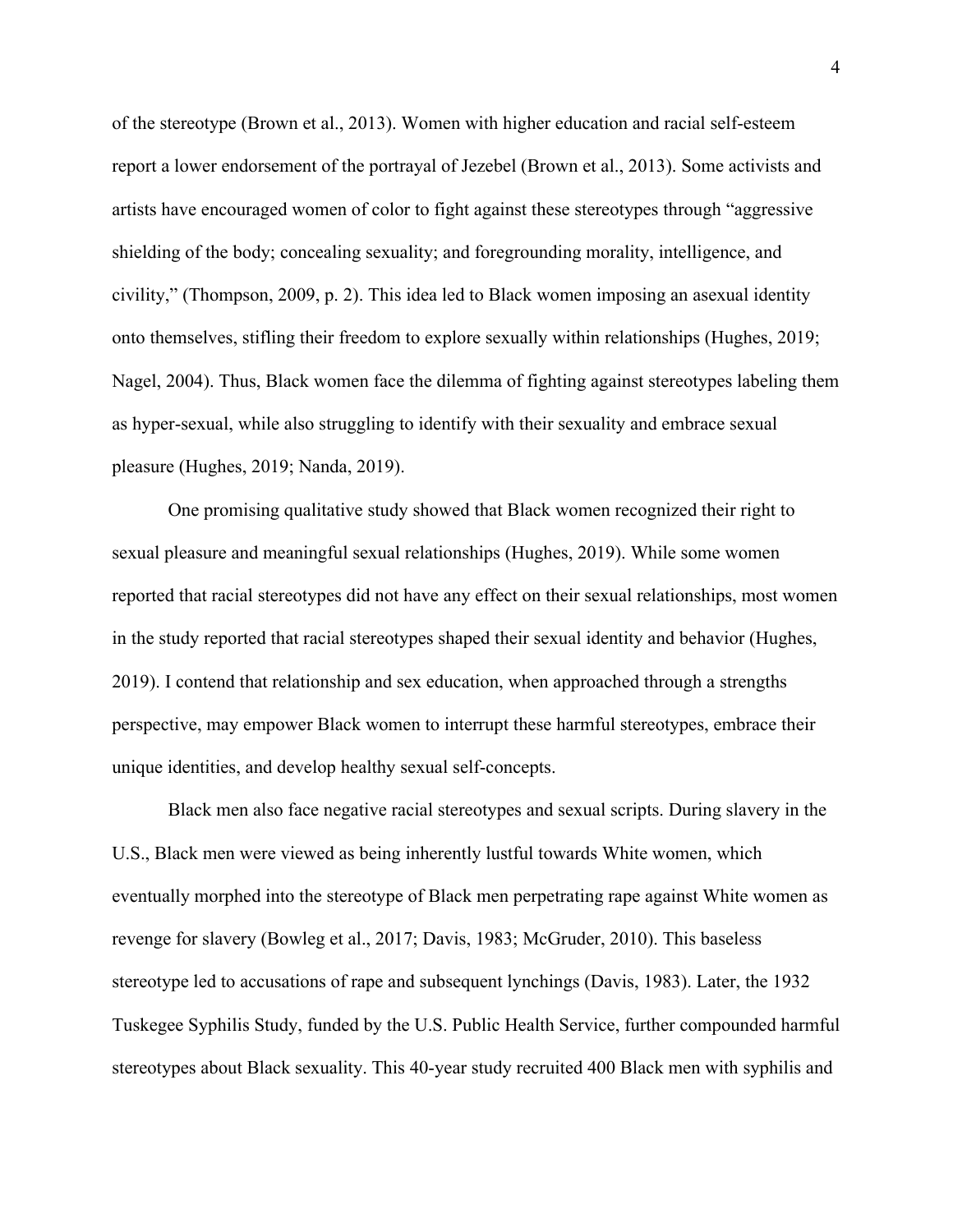of the stereotype (Brown et al., 2013). Women with higher education and racial self-esteem report a lower endorsement of the portrayal of Jezebel (Brown et al., 2013). Some activists and artists have encouraged women of color to fight against these stereotypes through "aggressive shielding of the body; concealing sexuality; and foregrounding morality, intelligence, and civility," (Thompson, 2009, p. 2). This idea led to Black women imposing an asexual identity onto themselves, stifling their freedom to explore sexually within relationships (Hughes, 2019; Nagel, 2004). Thus, Black women face the dilemma of fighting against stereotypes labeling them as hyper-sexual, while also struggling to identify with their sexuality and embrace sexual pleasure (Hughes, 2019; Nanda, 2019).

One promising qualitative study showed that Black women recognized their right to sexual pleasure and meaningful sexual relationships (Hughes, 2019). While some women reported that racial stereotypes did not have any effect on their sexual relationships, most women in the study reported that racial stereotypes shaped their sexual identity and behavior (Hughes, 2019). I contend that relationship and sex education, when approached through a strengths perspective, may empower Black women to interrupt these harmful stereotypes, embrace their unique identities, and develop healthy sexual self-concepts.

Black men also face negative racial stereotypes and sexual scripts. During slavery in the U.S., Black men were viewed as being inherently lustful towards White women, which eventually morphed into the stereotype of Black men perpetrating rape against White women as revenge for slavery (Bowleg et al., 2017; Davis, 1983; McGruder, 2010). This baseless stereotype led to accusations of rape and subsequent lynchings (Davis, 1983). Later, the 1932 Tuskegee Syphilis Study, funded by the U.S. Public Health Service, further compounded harmful stereotypes about Black sexuality. This 40-year study recruited 400 Black men with syphilis and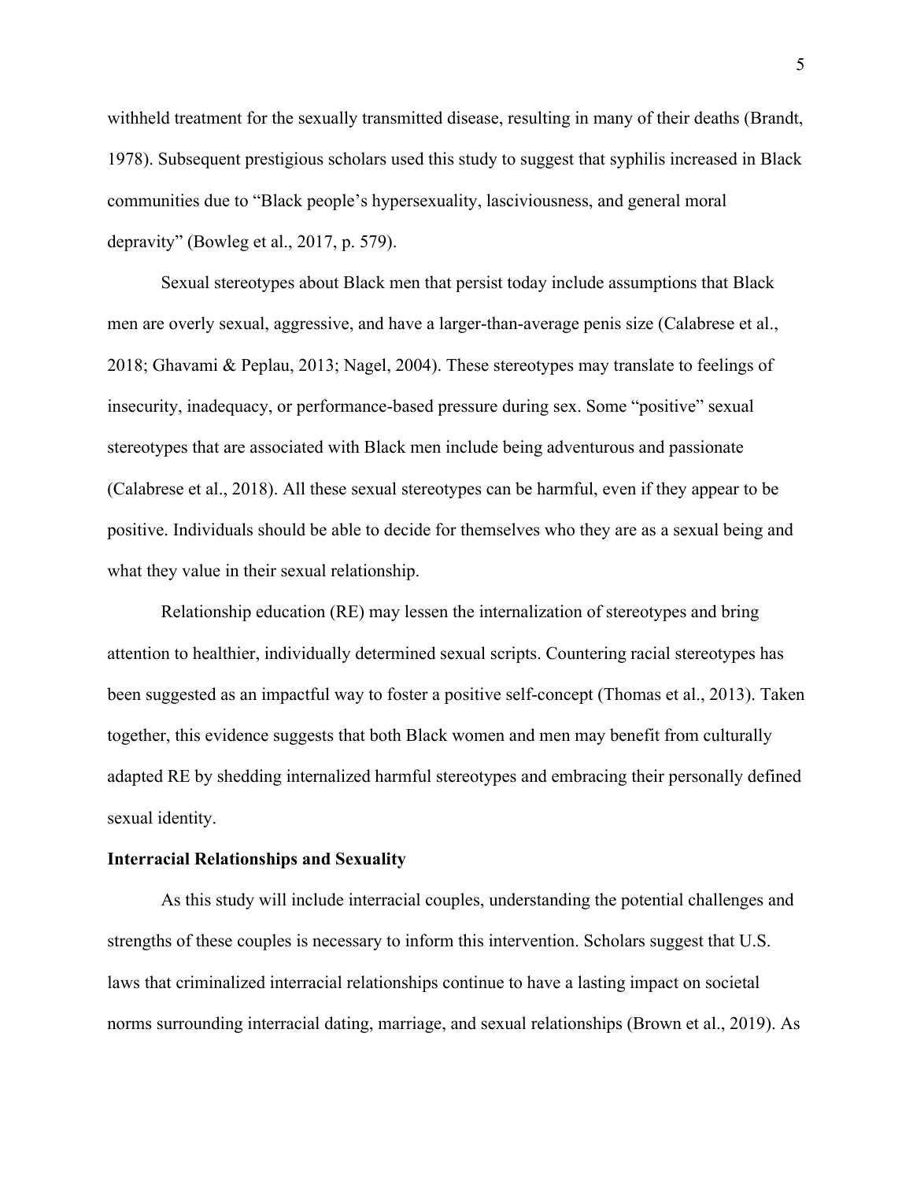withheld treatment for the sexually transmitted disease, resulting in many of their deaths (Brandt, 1978). Subsequent prestigious scholars used this study to suggest that syphilis increased in Black communities due to "Black people's hypersexuality, lasciviousness, and general moral depravity" (Bowleg et al., 2017, p. 579).

Sexual stereotypes about Black men that persist today include assumptions that Black men are overly sexual, aggressive, and have a larger-than-average penis size (Calabrese et al., 2018; Ghavami & Peplau, 2013; Nagel, 2004). These stereotypes may translate to feelings of insecurity, inadequacy, or performance-based pressure during sex. Some "positive" sexual stereotypes that are associated with Black men include being adventurous and passionate (Calabrese et al., 2018). All these sexual stereotypes can be harmful, even if they appear to be positive. Individuals should be able to decide for themselves who they are as a sexual being and what they value in their sexual relationship.

Relationship education (RE) may lessen the internalization of stereotypes and bring attention to healthier, individually determined sexual scripts. Countering racial stereotypes has been suggested as an impactful way to foster a positive self-concept (Thomas et al., 2013). Taken together, this evidence suggests that both Black women and men may benefit from culturally adapted RE by shedding internalized harmful stereotypes and embracing their personally defined sexual identity.

**Interracial Relationships and Sexuality**

As this study will include interracial couples, understanding the potential challenges and strengths of these couples is necessary to inform this intervention. Scholars suggest that U.S. laws that criminalized interracial relationships continue to have a lasting impact on societal norms surrounding interracial dating, marriage, and sexual relationships (Brown et al., 2019). As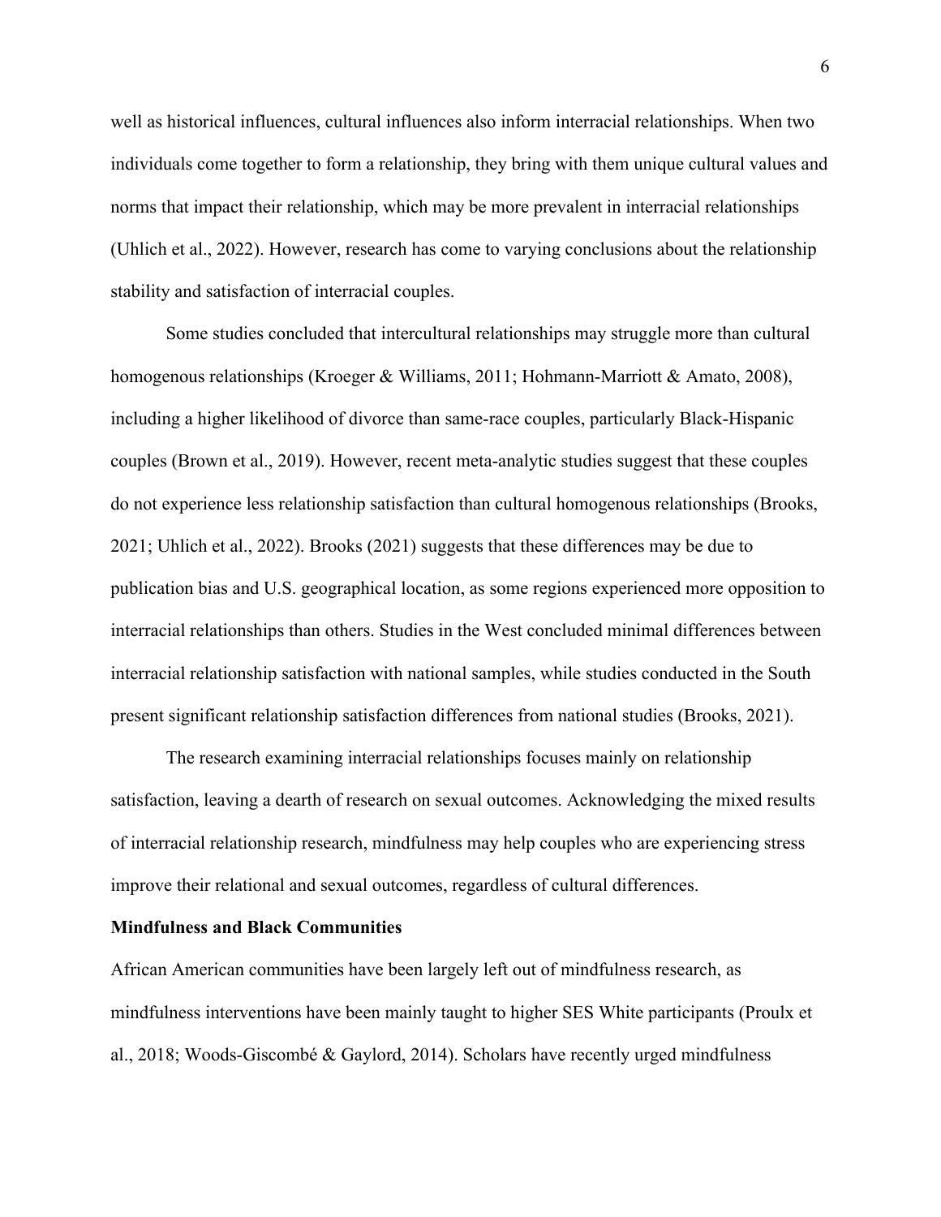well as historical influences, cultural influences also inform interracial relationships. When two individuals come together to form a relationship, they bring with them unique cultural values and norms that impact their relationship, which may be more prevalent in interracial relationships (Uhlich et al., 2022). However, research has come to varying conclusions about the relationship stability and satisfaction of interracial couples.

Some studies concluded that intercultural relationships may struggle more than cultural homogenous relationships (Kroeger & Williams, 2011; Hohmann-Marriott & Amato, 2008), including a higher likelihood of divorce than same-race couples, particularly Black-Hispanic couples (Brown et al., 2019). However, recent meta-analytic studies suggest that these couples do not experience less relationship satisfaction than cultural homogenous relationships (Brooks, 2021; Uhlich et al., 2022). Brooks (2021) suggests that these differences may be due to publication bias and U.S. geographical location, as some regions experienced more opposition to interracial relationships than others. Studies in the West concluded minimal differences between interracial relationship satisfaction with national samples, while studies conducted in the South present significant relationship satisfaction differences from national studies (Brooks, 2021).

The research examining interracial relationships focuses mainly on relationship satisfaction, leaving a dearth of research on sexual outcomes. Acknowledging the mixed results of interracial relationship research, mindfulness may help couples who are experiencing stress improve their relational and sexual outcomes, regardless of cultural differences.

**Mindfulness and Black Communities**

African American communities have been largely left out of mindfulness research, as mindfulness interventions have been mainly taught to higher SES White participants (Proulx et al., 2018; Woods-Giscombé & Gaylord, 2014). Scholars have recently urged mindfulness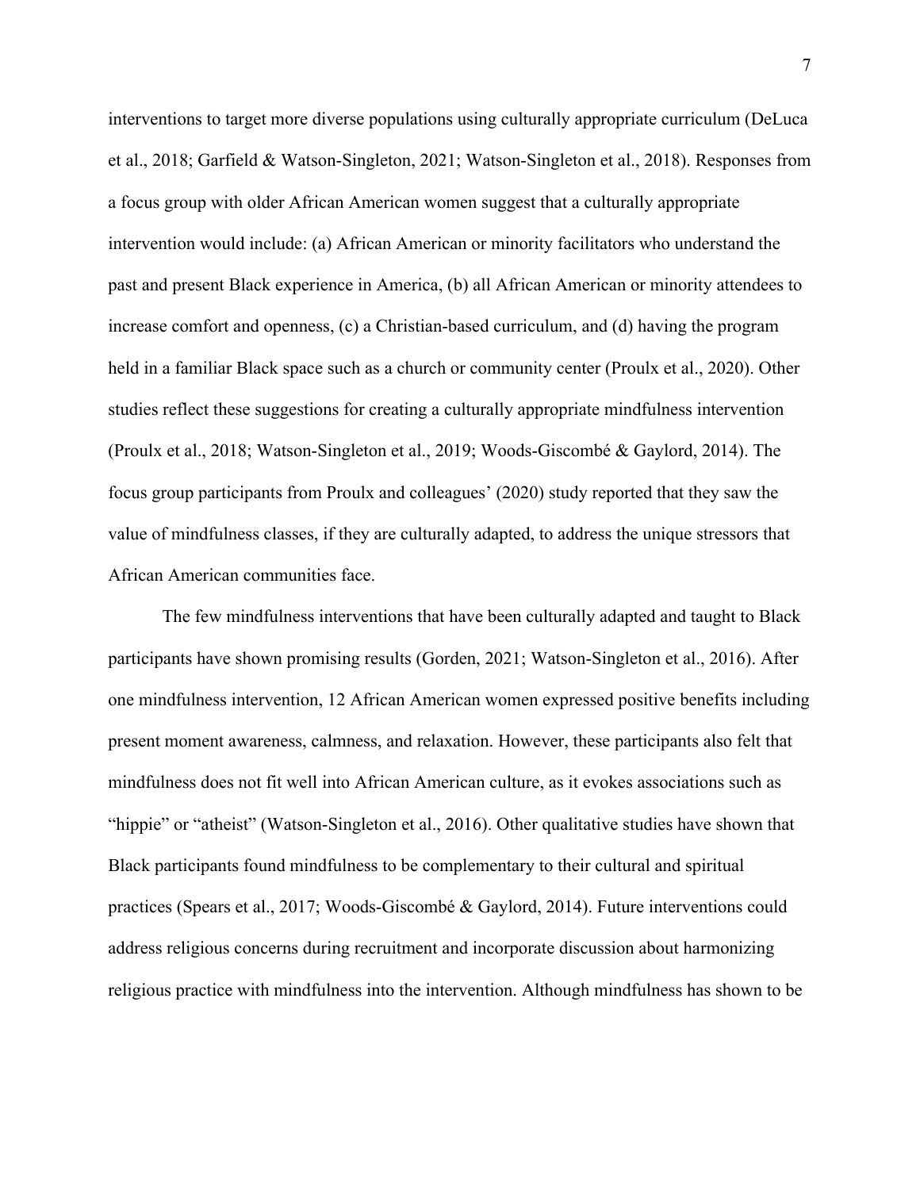interventions to target more diverse populations using culturally appropriate curriculum (DeLuca et al., 2018; Garfield & Watson-Singleton, 2021; Watson-Singleton et al., 2018). Responses from a focus group with older African American women suggest that a culturally appropriate intervention would include: (a) African American or minority facilitators who understand the past and present Black experience in America, (b) all African American or minority attendees to increase comfort and openness, (c) a Christian-based curriculum, and (d) having the program held in a familiar Black space such as a church or community center (Proulx et al., 2020). Other studies reflect these suggestions for creating a culturally appropriate mindfulness intervention (Proulx et al., 2018; Watson-Singleton et al., 2019; Woods-Giscombé & Gaylord, 2014). The focus group participants from Proulx and colleagues' (2020) study reported that they saw the value of mindfulness classes, if they are culturally adapted, to address the unique stressors that African American communities face.

The few mindfulness interventions that have been culturally adapted and taught to Black participants have shown promising results (Gorden, 2021; Watson-Singleton et al., 2016). After one mindfulness intervention, 12 African American women expressed positive benefits including present moment awareness, calmness, and relaxation. However, these participants also felt that mindfulness does not fit well into African American culture, as it evokes associations such as "hippie" or "atheist" (Watson-Singleton et al., 2016). Other qualitative studies have shown that Black participants found mindfulness to be complementary to their cultural and spiritual practices (Spears et al., 2017; Woods-Giscombé & Gaylord, 2014). Future interventions could address religious concerns during recruitment and incorporate discussion about harmonizing religious practice with mindfulness into the intervention. Although mindfulness has shown to be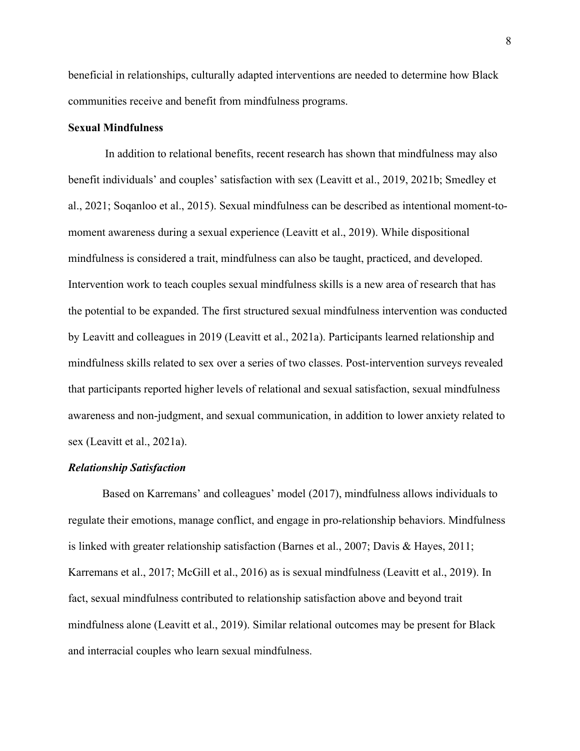beneficial in relationships, culturally adapted interventions are needed to determine how Black communities receive and benefit from mindfulness programs.

### Sexual Mindfulness

In addition to relational benefits, recent research has shown that mindfulness may also benefit individuals' and couples' satisfaction with sex (Leavitt et al., 2019, 2021b; Smedley et al., 2021; Soqanloo et al., 2015). Sexual mindfulness can be described as intentional moment-to-moment awareness during a sexual experience (Leavitt et al., 2019). While dispositional mindfulness is considered a trait, mindfulness can also be taught, practiced, and developed. Intervention work to teach couples sexual mindfulness skills is a new area of research that has the potential to be expanded. The first structured sexual mindfulness intervention was conducted by Leavitt and colleagues in 2019 (Leavitt et al., 2021a). Participants learned relationship and mindfulness skills related to sex over a series of two classes. Post-intervention surveys revealed that participants reported higher levels of relational and sexual satisfaction, sexual mindfulness awareness and non-judgment, and sexual communication, in addition to lower anxiety related to sex (Leavitt et al., 2021a).

#### ***Relationship Satisfaction***

Based on Karremans' and colleagues' model (2017), mindfulness allows individuals to regulate their emotions, manage conflict, and engage in pro-relationship behaviors. Mindfulness is linked with greater relationship satisfaction (Barnes et al., 2007; Davis & Hayes, 2011; Karremans et al., 2017; McGill et al., 2016) as is sexual mindfulness (Leavitt et al., 2019). In fact, sexual mindfulness contributed to relationship satisfaction above and beyond trait mindfulness alone (Leavitt et al., 2019). Similar relational outcomes may be present for Black and interracial couples who learn sexual mindfulness.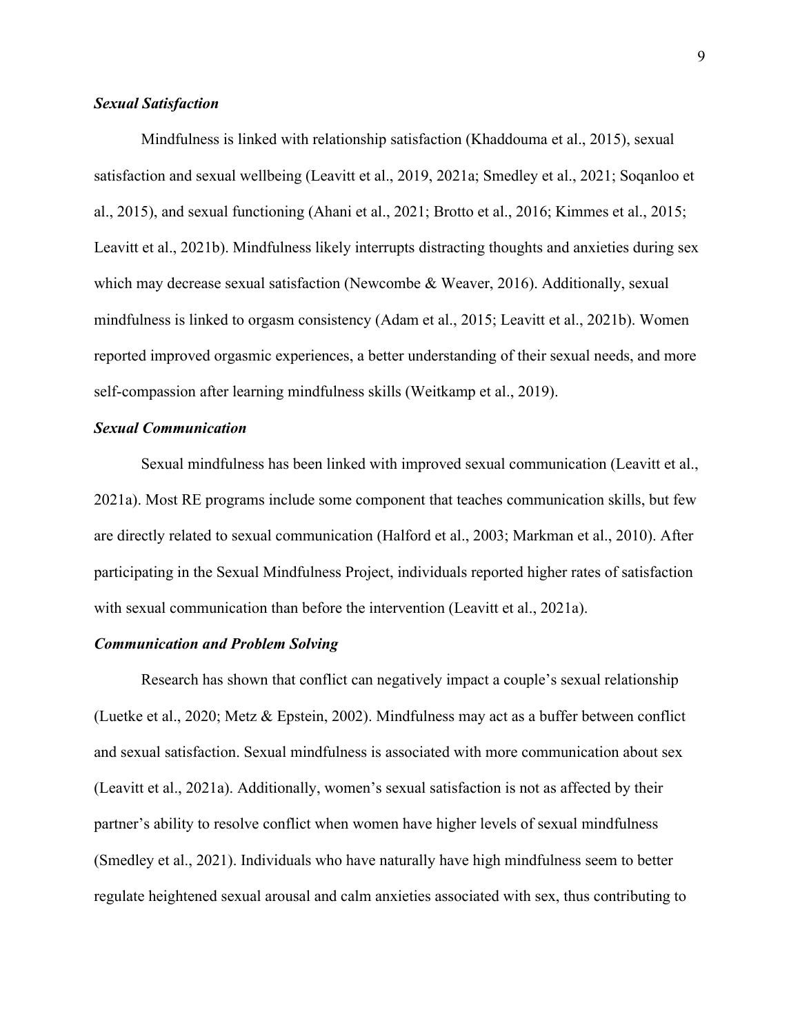### ***Sexual Satisfaction***

Mindfulness is linked with relationship satisfaction (Khaddouma et al., 2015), sexual satisfaction and sexual wellbeing (Leavitt et al., 2019, 2021a; Smedley et al., 2021; Soqanloo et al., 2015), and sexual functioning (Ahani et al., 2021; Brotto et al., 2016; Kimmes et al., 2015; Leavitt et al., 2021b). Mindfulness likely interrupts distracting thoughts and anxieties during sex which may decrease sexual satisfaction (Newcombe & Weaver, 2016). Additionally, sexual mindfulness is linked to orgasm consistency (Adam et al., 2015; Leavitt et al., 2021b). Women reported improved orgasmic experiences, a better understanding of their sexual needs, and more self-compassion after learning mindfulness skills (Weitkamp et al., 2019).

### ***Sexual Communication***

Sexual mindfulness has been linked with improved sexual communication (Leavitt et al., 2021a). Most RE programs include some component that teaches communication skills, but few are directly related to sexual communication (Halford et al., 2003; Markman et al., 2010). After participating in the Sexual Mindfulness Project, individuals reported higher rates of satisfaction with sexual communication than before the intervention (Leavitt et al., 2021a).

### ***Communication and Problem Solving***

Research has shown that conflict can negatively impact a couple's sexual relationship (Luetke et al., 2020; Metz & Epstein, 2002). Mindfulness may act as a buffer between conflict and sexual satisfaction. Sexual mindfulness is associated with more communication about sex (Leavitt et al., 2021a). Additionally, women's sexual satisfaction is not as affected by their partner's ability to resolve conflict when women have higher levels of sexual mindfulness (Smedley et al., 2021). Individuals who have naturally have high mindfulness seem to better regulate heightened sexual arousal and calm anxieties associated with sex, thus contributing to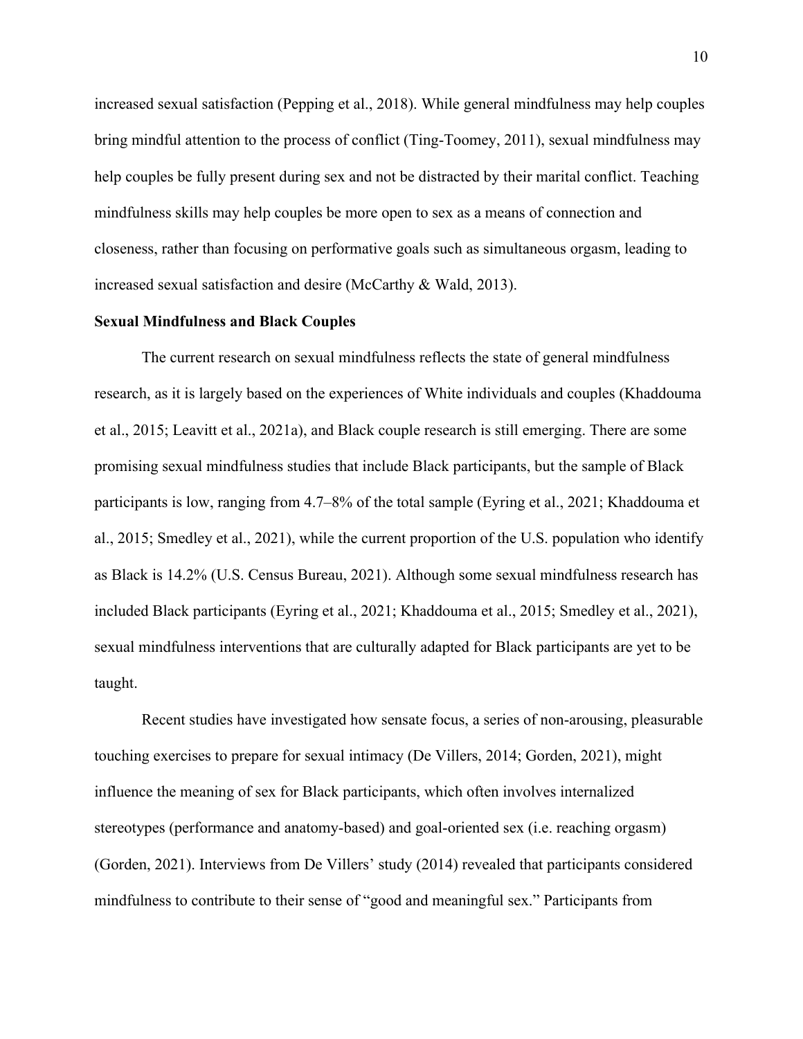increased sexual satisfaction (Pepping et al., 2018). While general mindfulness may help couples bring mindful attention to the process of conflict (Ting-Toomey, 2011), sexual mindfulness may help couples be fully present during sex and not be distracted by their marital conflict. Teaching mindfulness skills may help couples be more open to sex as a means of connection and closeness, rather than focusing on performative goals such as simultaneous orgasm, leading to increased sexual satisfaction and desire (McCarthy & Wald, 2013).

### Sexual Mindfulness and Black Couples

The current research on sexual mindfulness reflects the state of general mindfulness research, as it is largely based on the experiences of White individuals and couples (Khaddouma et al., 2015; Leavitt et al., 2021a), and Black couple research is still emerging. There are some promising sexual mindfulness studies that include Black participants, but the sample of Black participants is low, ranging from 4.7–8% of the total sample (Eyring et al., 2021; Khaddouma et al., 2015; Smedley et al., 2021), while the current proportion of the U.S. population who identify as Black is 14.2% (U.S. Census Bureau, 2021). Although some sexual mindfulness research has included Black participants (Eyring et al., 2021; Khaddouma et al., 2015; Smedley et al., 2021), sexual mindfulness interventions that are culturally adapted for Black participants are yet to be taught.

Recent studies have investigated how sensate focus, a series of non-arousing, pleasurable touching exercises to prepare for sexual intimacy (De Villers, 2014; Gorden, 2021), might influence the meaning of sex for Black participants, which often involves internalized stereotypes (performance and anatomy-based) and goal-oriented sex (i.e. reaching orgasm) (Gorden, 2021). Interviews from De Villers' study (2014) revealed that participants considered mindfulness to contribute to their sense of "good and meaningful sex." Participants from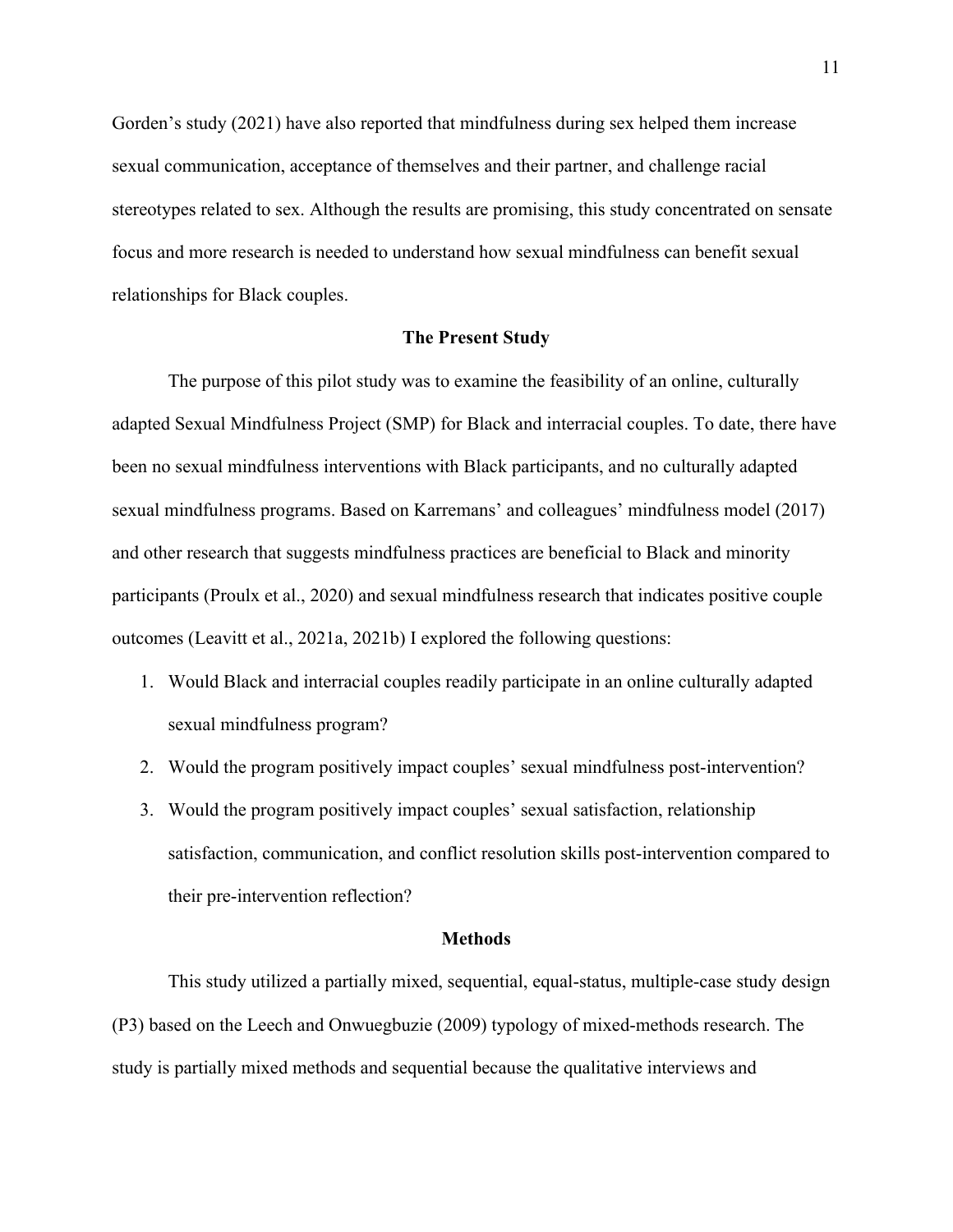Gorden's study (2021) have also reported that mindfulness during sex helped them increase sexual communication, acceptance of themselves and their partner, and challenge racial stereotypes related to sex. Although the results are promising, this study concentrated on sensate focus and more research is needed to understand how sexual mindfulness can benefit sexual relationships for Black couples.

## The Present Study

The purpose of this pilot study was to examine the feasibility of an online, culturally adapted Sexual Mindfulness Project (SMP) for Black and interracial couples. To date, there have been no sexual mindfulness interventions with Black participants, and no culturally adapted sexual mindfulness programs. Based on Karremans' and colleagues' mindfulness model (2017) and other research that suggests mindfulness practices are beneficial to Black and minority participants (Proulx et al., 2020) and sexual mindfulness research that indicates positive couple outcomes (Leavitt et al., 2021a, 2021b) I explored the following questions:

1. Would Black and interracial couples readily participate in an online culturally adapted sexual mindfulness program?
2. Would the program positively impact couples' sexual mindfulness post-intervention?
3. Would the program positively impact couples' sexual satisfaction, relationship satisfaction, communication, and conflict resolution skills post-intervention compared to their pre-intervention reflection?

## Methods

This study utilized a partially mixed, sequential, equal-status, multiple-case study design (P3) based on the Leech and Onwuegbuzie (2009) typology of mixed-methods research. The study is partially mixed methods and sequential because the qualitative interviews and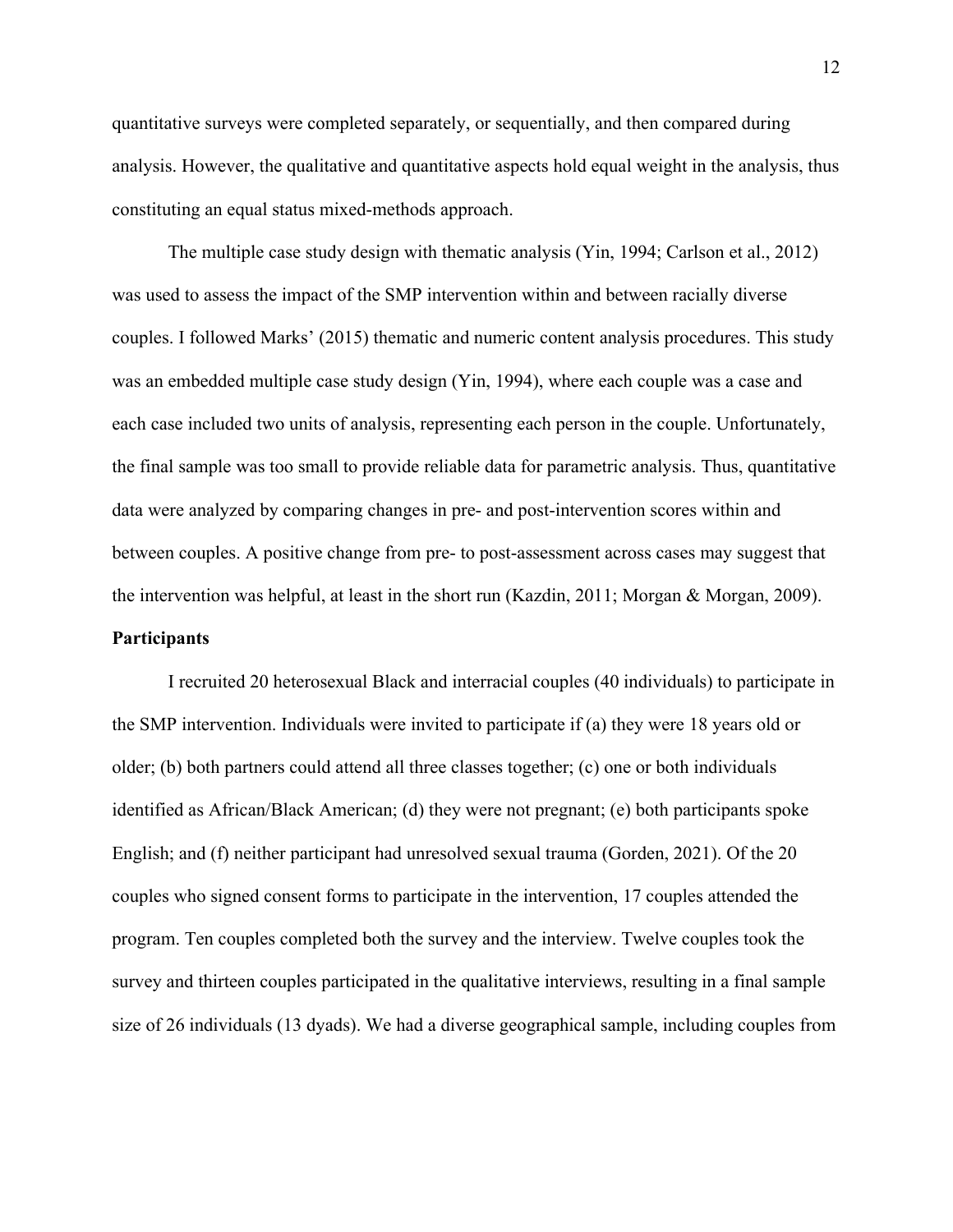quantitative surveys were completed separately, or sequentially, and then compared during analysis. However, the qualitative and quantitative aspects hold equal weight in the analysis, thus constituting an equal status mixed-methods approach.

The multiple case study design with thematic analysis (Yin, 1994; Carlson et al., 2012) was used to assess the impact of the SMP intervention within and between racially diverse couples. I followed Marks' (2015) thematic and numeric content analysis procedures. This study was an embedded multiple case study design (Yin, 1994), where each couple was a case and each case included two units of analysis, representing each person in the couple. Unfortunately, the final sample was too small to provide reliable data for parametric analysis. Thus, quantitative data were analyzed by comparing changes in pre- and post-intervention scores within and between couples. A positive change from pre- to post-assessment across cases may suggest that the intervention was helpful, at least in the short run (Kazdin, 2011; Morgan & Morgan, 2009).

**Participants**

I recruited 20 heterosexual Black and interracial couples (40 individuals) to participate in the SMP intervention. Individuals were invited to participate if (a) they were 18 years old or older; (b) both partners could attend all three classes together; (c) one or both individuals identified as African/Black American; (d) they were not pregnant; (e) both participants spoke English; and (f) neither participant had unresolved sexual trauma (Gorden, 2021). Of the 20 couples who signed consent forms to participate in the intervention, 17 couples attended the program. Ten couples completed both the survey and the interview. Twelve couples took the survey and thirteen couples participated in the qualitative interviews, resulting in a final sample size of 26 individuals (13 dyads). We had a diverse geographical sample, including couples from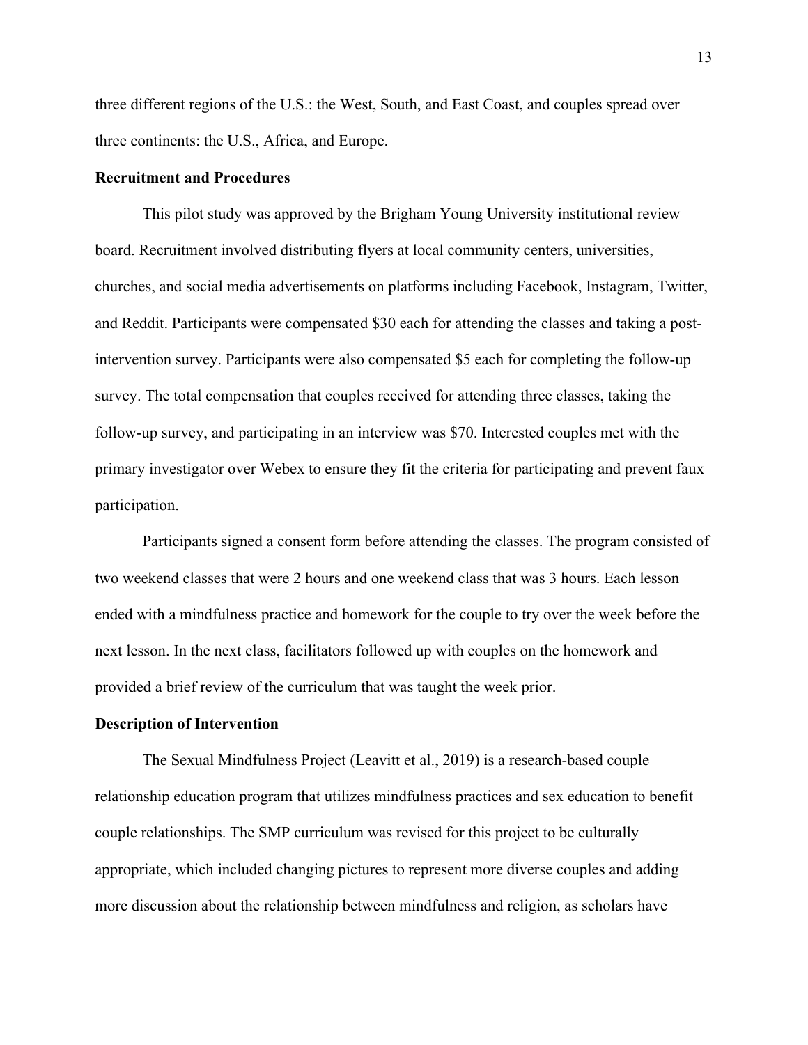three different regions of the U.S.: the West, South, and East Coast, and couples spread over three continents: the U.S., Africa, and Europe.

**Recruitment and Procedures**

This pilot study was approved by the Brigham Young University institutional review board. Recruitment involved distributing flyers at local community centers, universities, churches, and social media advertisements on platforms including Facebook, Instagram, Twitter, and Reddit. Participants were compensated $30 each for attending the classes and taking a post-intervention survey. Participants were also compensated $5 each for completing the follow-up survey. The total compensation that couples received for attending three classes, taking the follow-up survey, and participating in an interview was $70. Interested couples met with the primary investigator over Webex to ensure they fit the criteria for participating and prevent faux participation.

Participants signed a consent form before attending the classes. The program consisted of two weekend classes that were 2 hours and one weekend class that was 3 hours. Each lesson ended with a mindfulness practice and homework for the couple to try over the week before the next lesson. In the next class, facilitators followed up with couples on the homework and provided a brief review of the curriculum that was taught the week prior.

**Description of Intervention**

The Sexual Mindfulness Project (Leavitt et al., 2019) is a research-based couple relationship education program that utilizes mindfulness practices and sex education to benefit couple relationships. The SMP curriculum was revised for this project to be culturally appropriate, which included changing pictures to represent more diverse couples and adding more discussion about the relationship between mindfulness and religion, as scholars have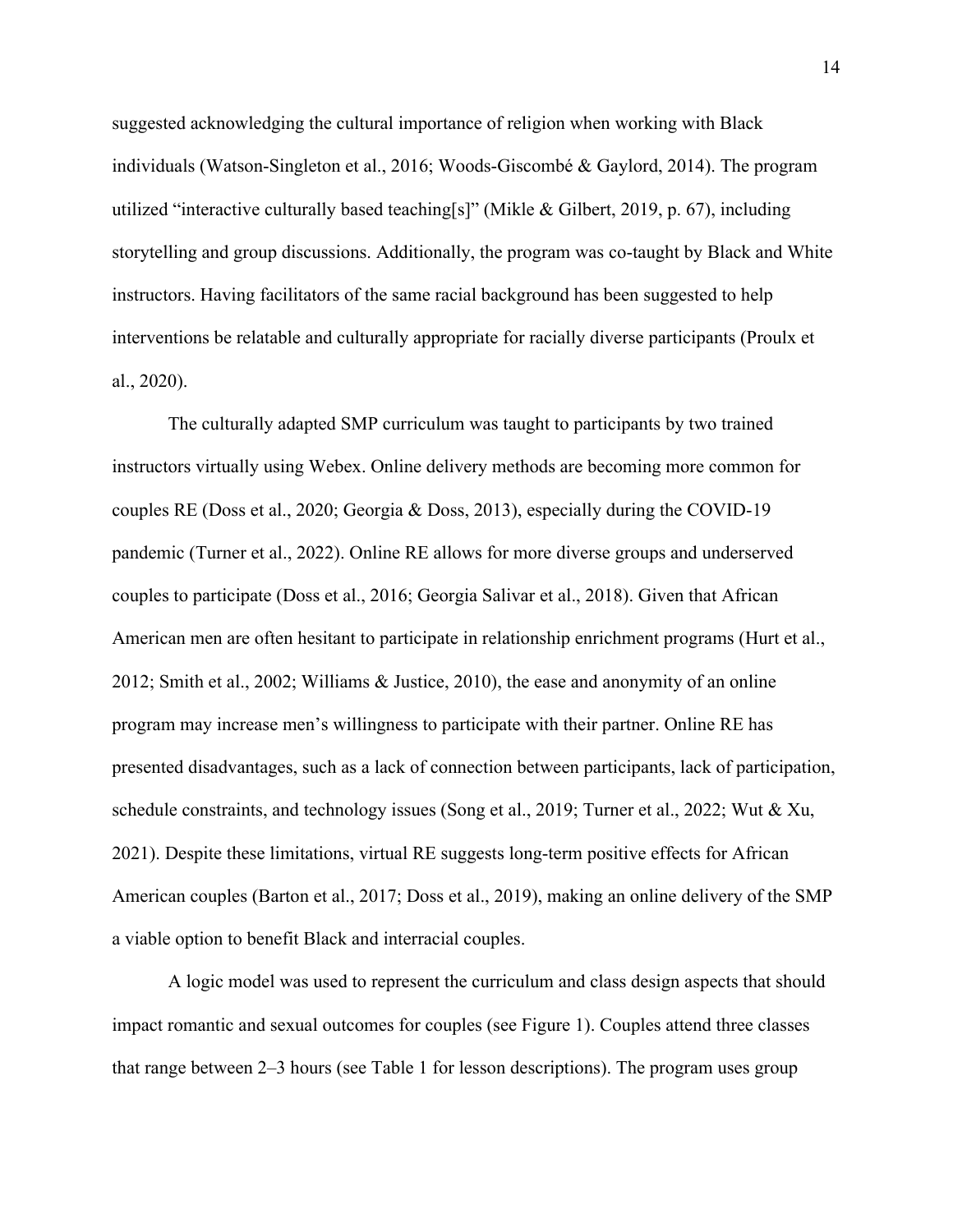suggested acknowledging the cultural importance of religion when working with Black individuals (Watson-Singleton et al., 2016; Woods-Giscombé & Gaylord, 2014). The program utilized "interactive culturally based teaching[s]" (Mikle & Gilbert, 2019, p. 67), including storytelling and group discussions. Additionally, the program was co-taught by Black and White instructors. Having facilitators of the same racial background has been suggested to help interventions be relatable and culturally appropriate for racially diverse participants (Proulx et al., 2020).

The culturally adapted SMP curriculum was taught to participants by two trained instructors virtually using Webex. Online delivery methods are becoming more common for couples RE (Doss et al., 2020; Georgia & Doss, 2013), especially during the COVID-19 pandemic (Turner et al., 2022). Online RE allows for more diverse groups and underserved couples to participate (Doss et al., 2016; Georgia Salivar et al., 2018). Given that African American men are often hesitant to participate in relationship enrichment programs (Hurt et al., 2012; Smith et al., 2002; Williams & Justice, 2010), the ease and anonymity of an online program may increase men's willingness to participate with their partner. Online RE has presented disadvantages, such as a lack of connection between participants, lack of participation, schedule constraints, and technology issues (Song et al., 2019; Turner et al., 2022; Wut & Xu, 2021). Despite these limitations, virtual RE suggests long-term positive effects for African American couples (Barton et al., 2017; Doss et al., 2019), making an online delivery of the SMP a viable option to benefit Black and interracial couples.

A logic model was used to represent the curriculum and class design aspects that should impact romantic and sexual outcomes for couples (see Figure 1). Couples attend three classes that range between 2–3 hours (see Table 1 for lesson descriptions). The program uses group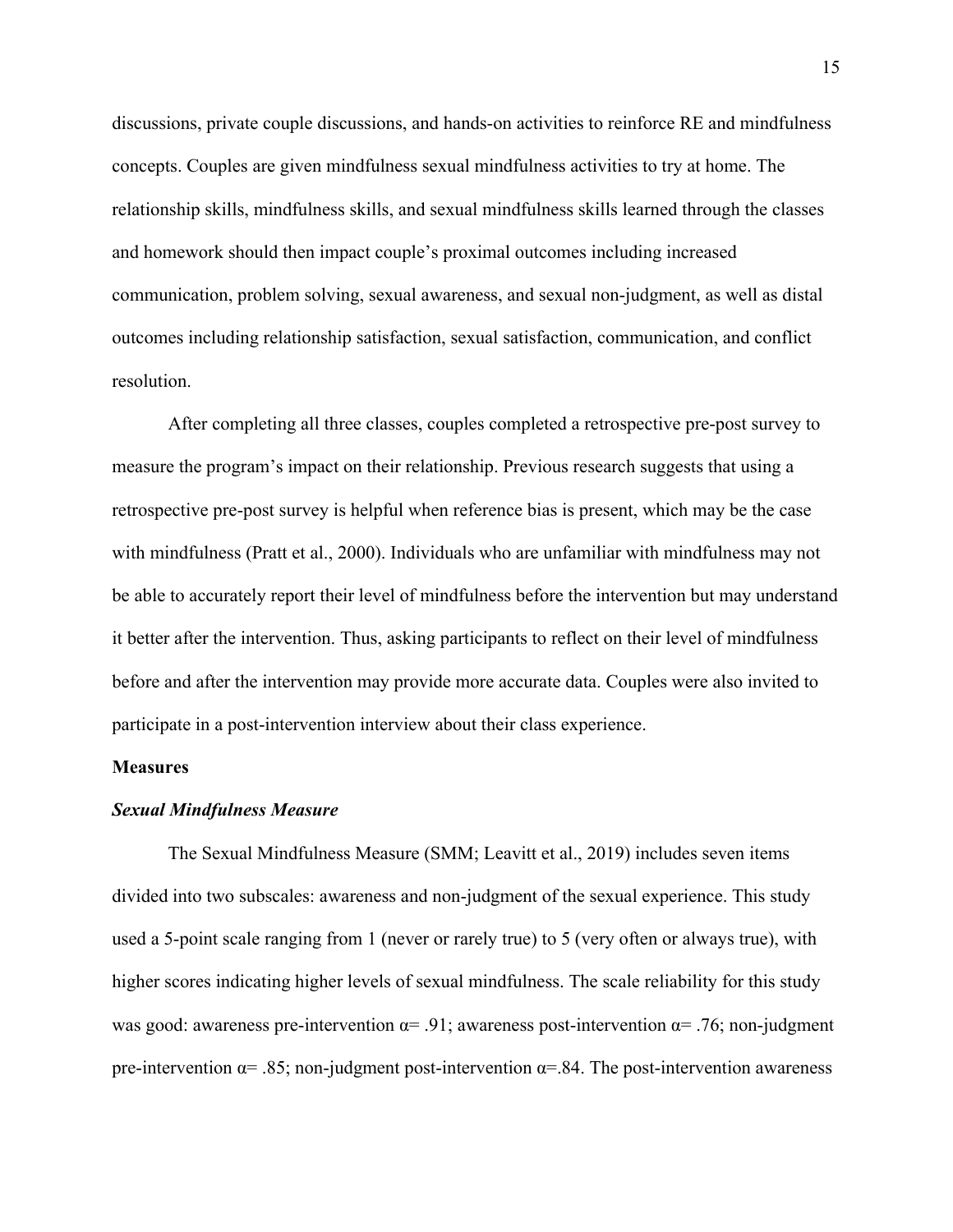discussions, private couple discussions, and hands-on activities to reinforce RE and mindfulness concepts. Couples are given mindfulness sexual mindfulness activities to try at home. The relationship skills, mindfulness skills, and sexual mindfulness skills learned through the classes and homework should then impact couple's proximal outcomes including increased communication, problem solving, sexual awareness, and sexual non-judgment, as well as distal outcomes including relationship satisfaction, sexual satisfaction, communication, and conflict resolution.

After completing all three classes, couples completed a retrospective pre-post survey to measure the program's impact on their relationship. Previous research suggests that using a retrospective pre-post survey is helpful when reference bias is present, which may be the case with mindfulness (Pratt et al., 2000). Individuals who are unfamiliar with mindfulness may not be able to accurately report their level of mindfulness before the intervention but may understand it better after the intervention. Thus, asking participants to reflect on their level of mindfulness before and after the intervention may provide more accurate data. Couples were also invited to participate in a post-intervention interview about their class experience.

**Measures**

***Sexual Mindfulness Measure***

The Sexual Mindfulness Measure (SMM; Leavitt et al., 2019) includes seven items divided into two subscales: awareness and non-judgment of the sexual experience. This study used a 5-point scale ranging from 1 (never or rarely true) to 5 (very often or always true), with higher scores indicating higher levels of sexual mindfulness. The scale reliability for this study was good: awareness pre-intervention $\alpha = .91$; awareness post-intervention $\alpha = .76$; non-judgment pre-intervention $\alpha = .85$; non-judgment post-intervention $\alpha = .84$. The post-intervention awareness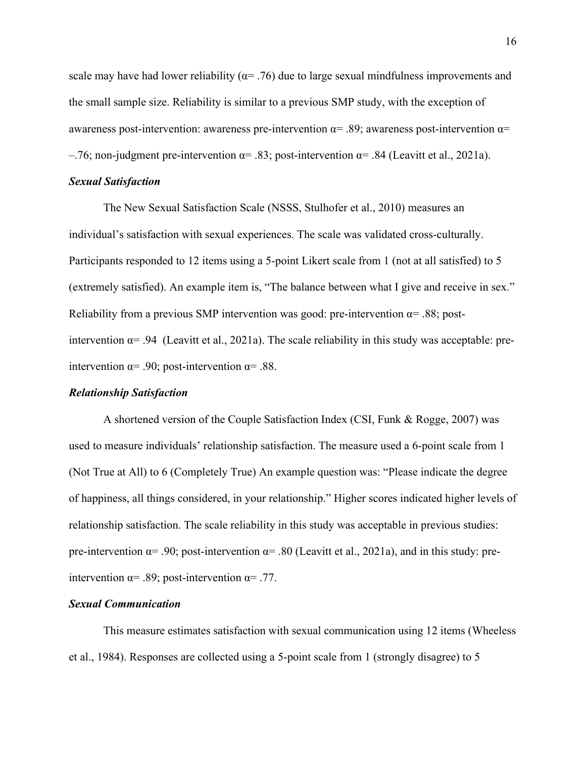scale may have had lower reliability ($\alpha$= .76) due to large sexual mindfulness improvements and the small sample size. Reliability is similar to a previous SMP study, with the exception of awareness post-intervention: awareness pre-intervention $\alpha$= .89; awareness post-intervention $\alpha$= –.76; non-judgment pre-intervention $\alpha$= .83; post-intervention $\alpha$= .84 (Leavitt et al., 2021a).

### *Sexual Satisfaction*

The New Sexual Satisfaction Scale (NSSS, Stulhofer et al., 2010) measures an individual's satisfaction with sexual experiences. The scale was validated cross-culturally. Participants responded to 12 items using a 5-point Likert scale from 1 (not at all satisfied) to 5 (extremely satisfied). An example item is, "The balance between what I give and receive in sex." Reliability from a previous SMP intervention was good: pre-intervention $\alpha$= .88; post-intervention $\alpha$= .94 (Leavitt et al., 2021a). The scale reliability in this study was acceptable: pre-intervention $\alpha$= .90; post-intervention $\alpha$= .88.

### *Relationship Satisfaction*

A shortened version of the Couple Satisfaction Index (CSI, Funk & Rogge, 2007) was used to measure individuals' relationship satisfaction. The measure used a 6-point scale from 1 (Not True at All) to 6 (Completely True) An example question was: "Please indicate the degree of happiness, all things considered, in your relationship." Higher scores indicated higher levels of relationship satisfaction. The scale reliability in this study was acceptable in previous studies: pre-intervention $\alpha$= .90; post-intervention $\alpha$= .80 (Leavitt et al., 2021a), and in this study: pre-intervention $\alpha$= .89; post-intervention $\alpha$= .77.

### *Sexual Communication*

This measure estimates satisfaction with sexual communication using 12 items (Wheeless et al., 1984). Responses are collected using a 5-point scale from 1 (strongly disagree) to 5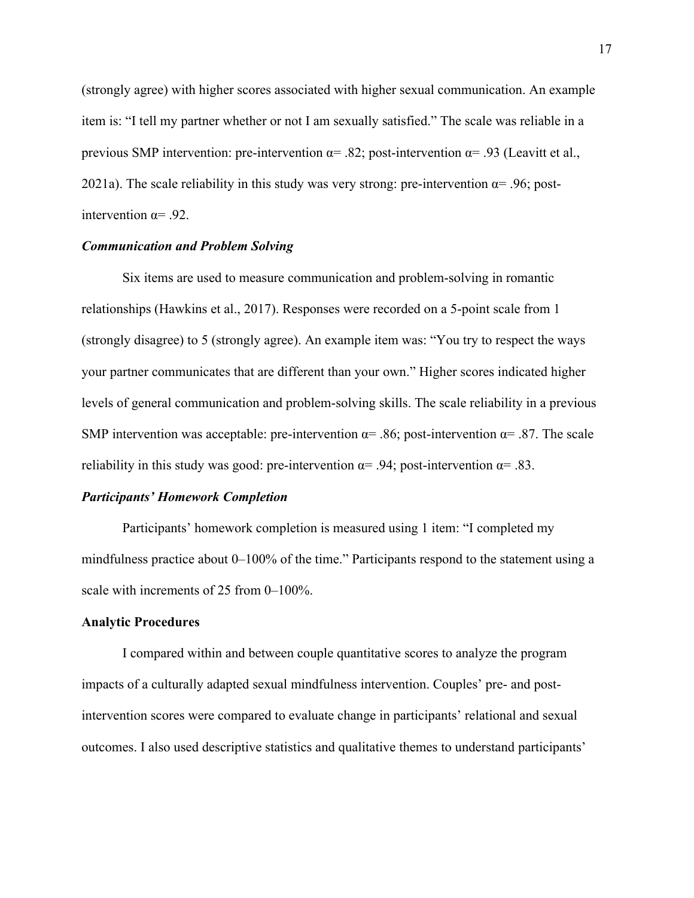(strongly agree) with higher scores associated with higher sexual communication. An example item is: "I tell my partner whether or not I am sexually satisfied." The scale was reliable in a previous SMP intervention: pre-intervention $\alpha = .82$; post-intervention $\alpha = .93$ (Leavitt et al., 2021a). The scale reliability in this study was very strong: pre-intervention $\alpha = .96$; post-intervention $\alpha = .92$.

### *Communication and Problem Solving*

Six items are used to measure communication and problem-solving in romantic relationships (Hawkins et al., 2017). Responses were recorded on a 5-point scale from 1 (strongly disagree) to 5 (strongly agree). An example item was: "You try to respect the ways your partner communicates that are different than your own." Higher scores indicated higher levels of general communication and problem-solving skills. The scale reliability in a previous SMP intervention was acceptable: pre-intervention $\alpha = .86$; post-intervention $\alpha = .87$. The scale reliability in this study was good: pre-intervention $\alpha = .94$; post-intervention $\alpha = .83$.

### *Participants' Homework Completion*

Participants' homework completion is measured using 1 item: "I completed my mindfulness practice about 0–100% of the time." Participants respond to the statement using a scale with increments of 25 from 0–100%.

## **Analytic Procedures**

I compared within and between couple quantitative scores to analyze the program impacts of a culturally adapted sexual mindfulness intervention. Couples' pre- and post-intervention scores were compared to evaluate change in participants' relational and sexual outcomes. I also used descriptive statistics and qualitative themes to understand participants'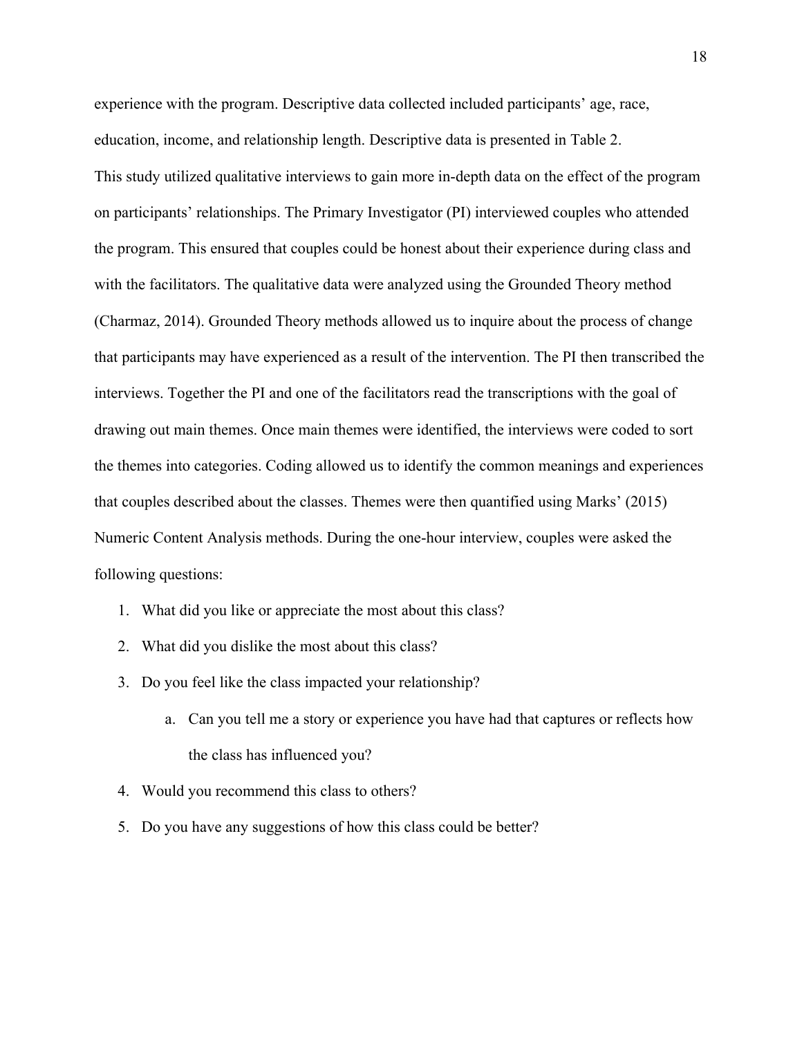experience with the program. Descriptive data collected included participants' age, race, education, income, and relationship length. Descriptive data is presented in Table 2.

This study utilized qualitative interviews to gain more in-depth data on the effect of the program on participants' relationships. The Primary Investigator (PI) interviewed couples who attended the program. This ensured that couples could be honest about their experience during class and with the facilitators. The qualitative data were analyzed using the Grounded Theory method (Charmaz, 2014). Grounded Theory methods allowed us to inquire about the process of change that participants may have experienced as a result of the intervention. The PI then transcribed the interviews. Together the PI and one of the facilitators read the transcriptions with the goal of drawing out main themes. Once main themes were identified, the interviews were coded to sort the themes into categories. Coding allowed us to identify the common meanings and experiences that couples described about the classes. Themes were then quantified using Marks' (2015) Numeric Content Analysis methods. During the one-hour interview, couples were asked the following questions:

1. What did you like or appreciate the most about this class?
2. What did you dislike the most about this class?
3. Do you feel like the class impacted your relationship?
    a. Can you tell me a story or experience you have had that captures or reflects how the class has influenced you?
4. Would you recommend this class to others?
5. Do you have any suggestions of how this class could be better?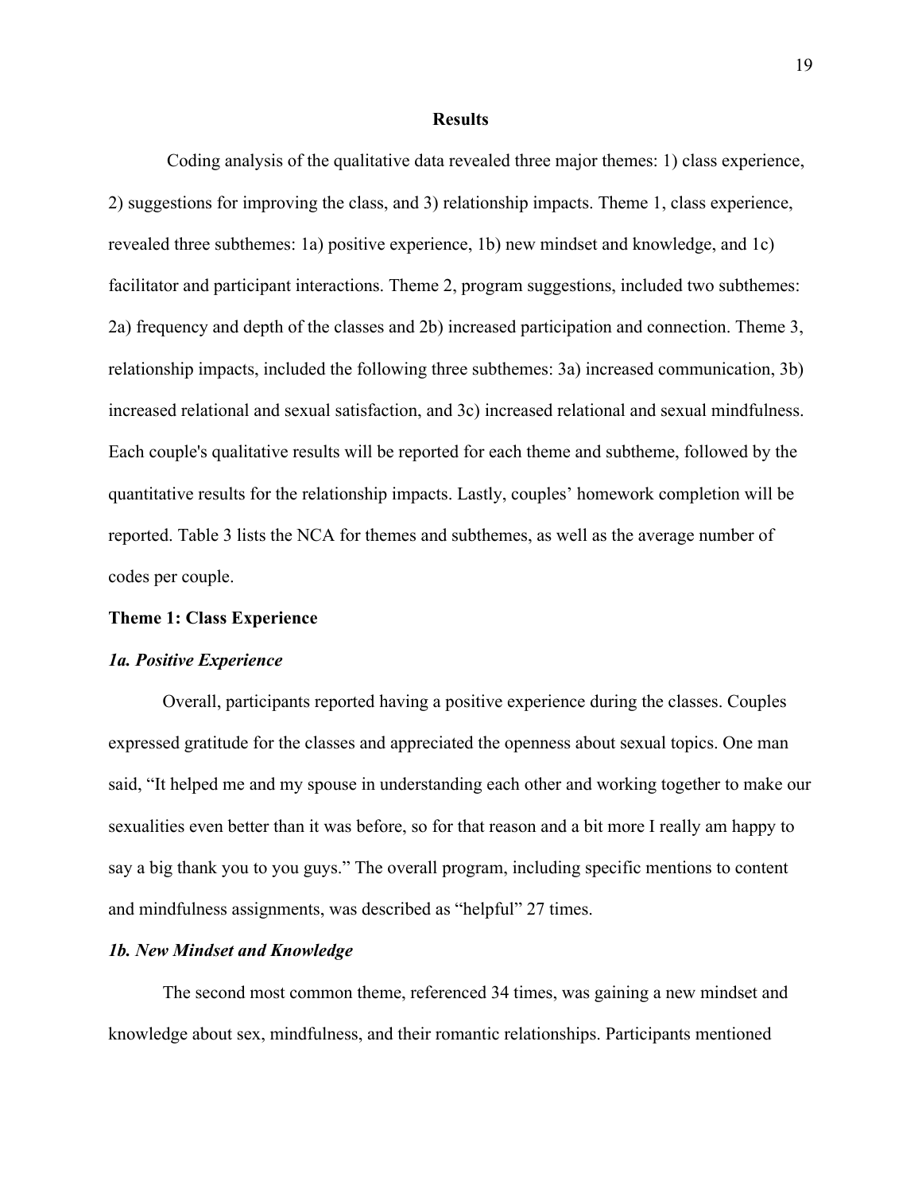## Results

Coding analysis of the qualitative data revealed three major themes: 1) class experience, 2) suggestions for improving the class, and 3) relationship impacts. Theme 1, class experience, revealed three subthemes: 1a) positive experience, 1b) new mindset and knowledge, and 1c) facilitator and participant interactions. Theme 2, program suggestions, included two subthemes: 2a) frequency and depth of the classes and 2b) increased participation and connection. Theme 3, relationship impacts, included the following three subthemes: 3a) increased communication, 3b) increased relational and sexual satisfaction, and 3c) increased relational and sexual mindfulness. Each couple's qualitative results will be reported for each theme and subtheme, followed by the quantitative results for the relationship impacts. Lastly, couples' homework completion will be reported. Table 3 lists the NCA for themes and subthemes, as well as the average number of codes per couple.

### Theme 1: Class Experience

#### *1a. Positive Experience*

Overall, participants reported having a positive experience during the classes. Couples expressed gratitude for the classes and appreciated the openness about sexual topics. One man said, "It helped me and my spouse in understanding each other and working together to make our sexualities even better than it was before, so for that reason and a bit more I really am happy to say a big thank you to you guys." The overall program, including specific mentions to content and mindfulness assignments, was described as "helpful" 27 times.

#### *1b. New Mindset and Knowledge*

The second most common theme, referenced 34 times, was gaining a new mindset and knowledge about sex, mindfulness, and their romantic relationships. Participants mentioned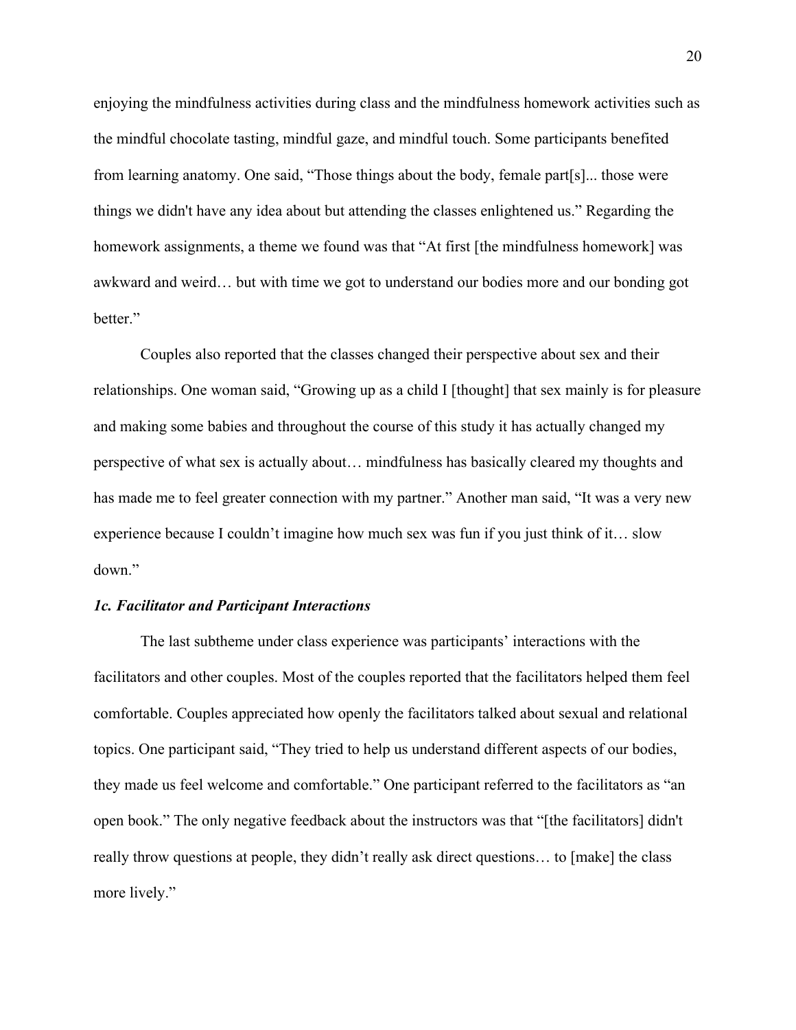enjoying the mindfulness activities during class and the mindfulness homework activities such as the mindful chocolate tasting, mindful gaze, and mindful touch. Some participants benefited from learning anatomy. One said, "Those things about the body, female part[s]... those were things we didn't have any idea about but attending the classes enlightened us." Regarding the homework assignments, a theme we found was that "At first [the mindfulness homework] was awkward and weird… but with time we got to understand our bodies more and our bonding got better."

Couples also reported that the classes changed their perspective about sex and their relationships. One woman said, "Growing up as a child I [thought] that sex mainly is for pleasure and making some babies and throughout the course of this study it has actually changed my perspective of what sex is actually about… mindfulness has basically cleared my thoughts and has made me to feel greater connection with my partner." Another man said, "It was a very new experience because I couldn't imagine how much sex was fun if you just think of it… slow down."

***1c. Facilitator and Participant Interactions***

The last subtheme under class experience was participants' interactions with the facilitators and other couples. Most of the couples reported that the facilitators helped them feel comfortable. Couples appreciated how openly the facilitators talked about sexual and relational topics. One participant said, "They tried to help us understand different aspects of our bodies, they made us feel welcome and comfortable." One participant referred to the facilitators as "an open book." The only negative feedback about the instructors was that "[the facilitators] didn't really throw questions at people, they didn't really ask direct questions… to [make] the class more lively."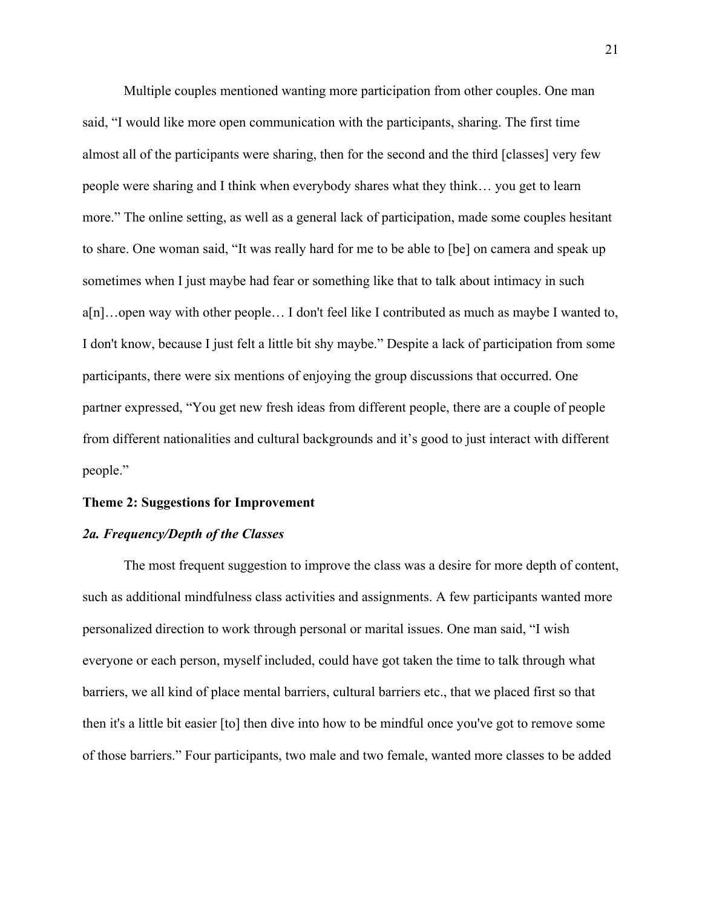Multiple couples mentioned wanting more participation from other couples. One man said, "I would like more open communication with the participants, sharing. The first time almost all of the participants were sharing, then for the second and the third [classes] very few people were sharing and I think when everybody shares what they think… you get to learn more." The online setting, as well as a general lack of participation, made some couples hesitant to share. One woman said, "It was really hard for me to be able to [be] on camera and speak up sometimes when I just maybe had fear or something like that to talk about intimacy in such a[n]…open way with other people… I don't feel like I contributed as much as maybe I wanted to, I don't know, because I just felt a little bit shy maybe." Despite a lack of participation from some participants, there were six mentions of enjoying the group discussions that occurred. One partner expressed, "You get new fresh ideas from different people, there are a couple of people from different nationalities and cultural backgrounds and it's good to just interact with different people."

**Theme 2: Suggestions for Improvement**

***2a. Frequency/Depth of the Classes***

The most frequent suggestion to improve the class was a desire for more depth of content, such as additional mindfulness class activities and assignments. A few participants wanted more personalized direction to work through personal or marital issues. One man said, "I wish everyone or each person, myself included, could have got taken the time to talk through what barriers, we all kind of place mental barriers, cultural barriers etc., that we placed first so that then it's a little bit easier [to] then dive into how to be mindful once you've got to remove some of those barriers." Four participants, two male and two female, wanted more classes to be added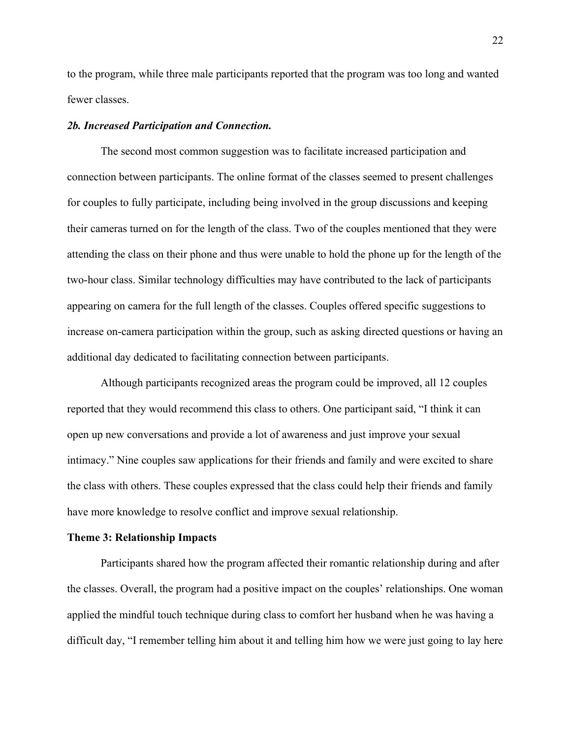to the program, while three male participants reported that the program was too long and wanted fewer classes.

***2b. Increased Participation and Connection.***

The second most common suggestion was to facilitate increased participation and connection between participants. The online format of the classes seemed to present challenges for couples to fully participate, including being involved in the group discussions and keeping their cameras turned on for the length of the class. Two of the couples mentioned that they were attending the class on their phone and thus were unable to hold the phone up for the length of the two-hour class. Similar technology difficulties may have contributed to the lack of participants appearing on camera for the full length of the classes. Couples offered specific suggestions to increase on-camera participation within the group, such as asking directed questions or having an additional day dedicated to facilitating connection between participants.

Although participants recognized areas the program could be improved, all 12 couples reported that they would recommend this class to others. One participant said, "I think it can open up new conversations and provide a lot of awareness and just improve your sexual intimacy." Nine couples saw applications for their friends and family and were excited to share the class with others. These couples expressed that the class could help their friends and family have more knowledge to resolve conflict and improve sexual relationship.

**Theme 3: Relationship Impacts**

Participants shared how the program affected their romantic relationship during and after the classes. Overall, the program had a positive impact on the couples' relationships. One woman applied the mindful touch technique during class to comfort her husband when he was having a difficult day, "I remember telling him about it and telling him how we were just going to lay here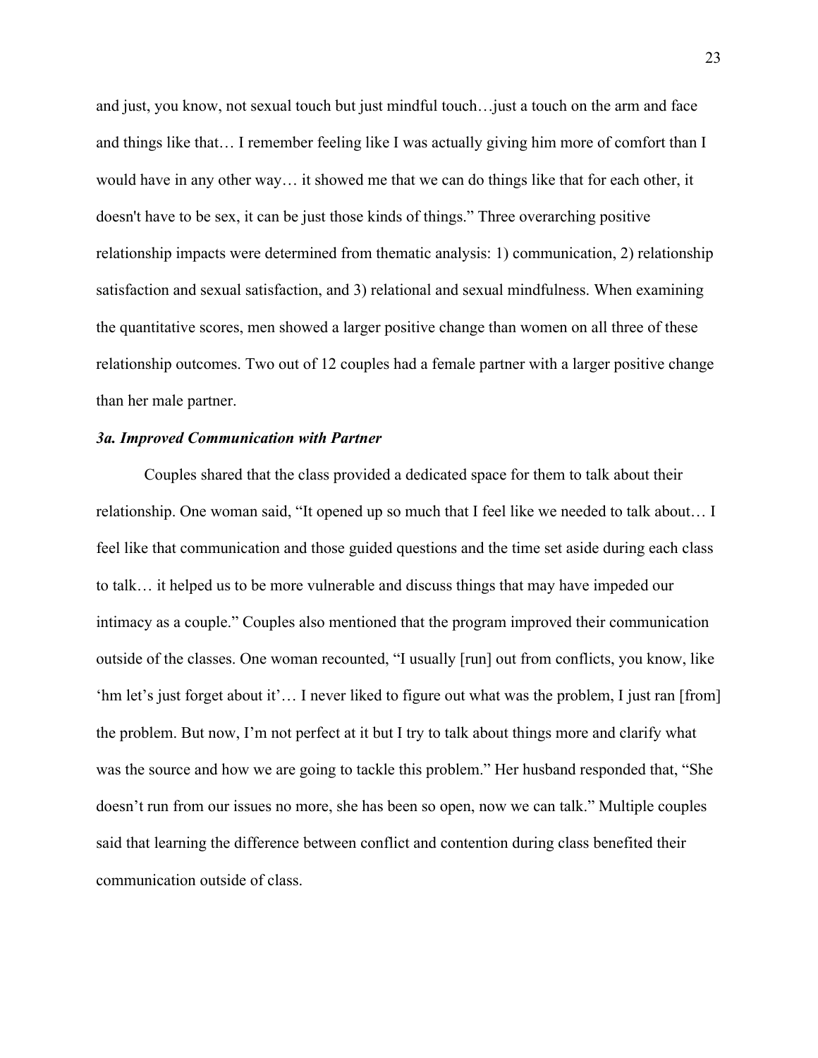and just, you know, not sexual touch but just mindful touch…just a touch on the arm and face and things like that… I remember feeling like I was actually giving him more of comfort than I would have in any other way… it showed me that we can do things like that for each other, it doesn't have to be sex, it can be just those kinds of things." Three overarching positive relationship impacts were determined from thematic analysis: 1) communication, 2) relationship satisfaction and sexual satisfaction, and 3) relational and sexual mindfulness. When examining the quantitative scores, men showed a larger positive change than women on all three of these relationship outcomes. Two out of 12 couples had a female partner with a larger positive change than her male partner.

### *3a. Improved Communication with Partner*

Couples shared that the class provided a dedicated space for them to talk about their relationship. One woman said, "It opened up so much that I feel like we needed to talk about… I feel like that communication and those guided questions and the time set aside during each class to talk… it helped us to be more vulnerable and discuss things that may have impeded our intimacy as a couple." Couples also mentioned that the program improved their communication outside of the classes. One woman recounted, "I usually [run] out from conflicts, you know, like 'hm let's just forget about it'… I never liked to figure out what was the problem, I just ran [from] the problem. But now, I'm not perfect at it but I try to talk about things more and clarify what was the source and how we are going to tackle this problem." Her husband responded that, "She doesn't run from our issues no more, she has been so open, now we can talk." Multiple couples said that learning the difference between conflict and contention during class benefited their communication outside of class.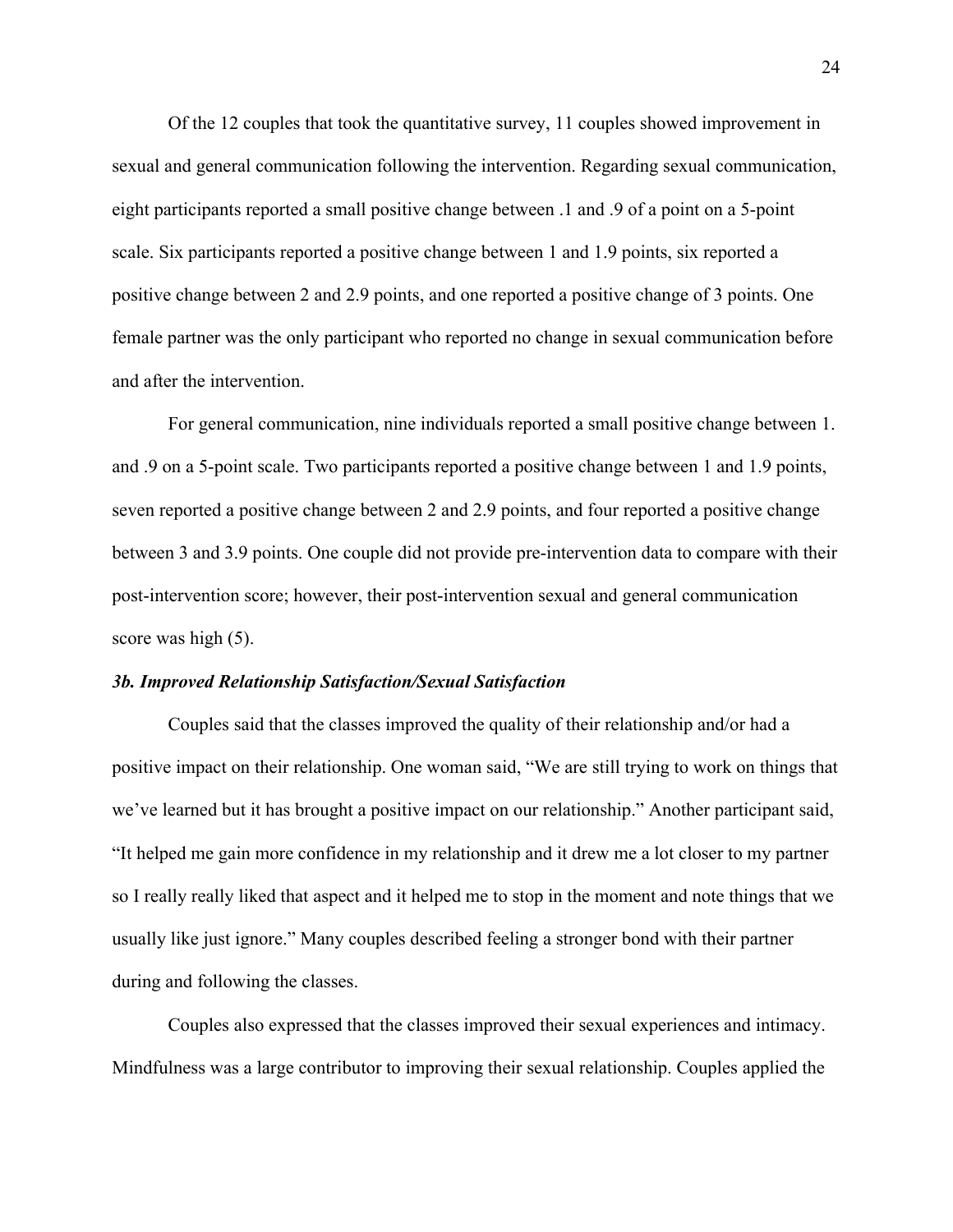Of the 12 couples that took the quantitative survey, 11 couples showed improvement in sexual and general communication following the intervention. Regarding sexual communication, eight participants reported a small positive change between .1 and .9 of a point on a 5-point scale. Six participants reported a positive change between 1 and 1.9 points, six reported a positive change between 2 and 2.9 points, and one reported a positive change of 3 points. One female partner was the only participant who reported no change in sexual communication before and after the intervention.

For general communication, nine individuals reported a small positive change between 1. and .9 on a 5-point scale. Two participants reported a positive change between 1 and 1.9 points, seven reported a positive change between 2 and 2.9 points, and four reported a positive change between 3 and 3.9 points. One couple did not provide pre-intervention data to compare with their post-intervention score; however, their post-intervention sexual and general communication score was high (5).

### *3b. Improved Relationship Satisfaction/Sexual Satisfaction*

Couples said that the classes improved the quality of their relationship and/or had a positive impact on their relationship. One woman said, "We are still trying to work on things that we've learned but it has brought a positive impact on our relationship." Another participant said, "It helped me gain more confidence in my relationship and it drew me a lot closer to my partner so I really really liked that aspect and it helped me to stop in the moment and note things that we usually like just ignore." Many couples described feeling a stronger bond with their partner during and following the classes.

Couples also expressed that the classes improved their sexual experiences and intimacy. Mindfulness was a large contributor to improving their sexual relationship. Couples applied the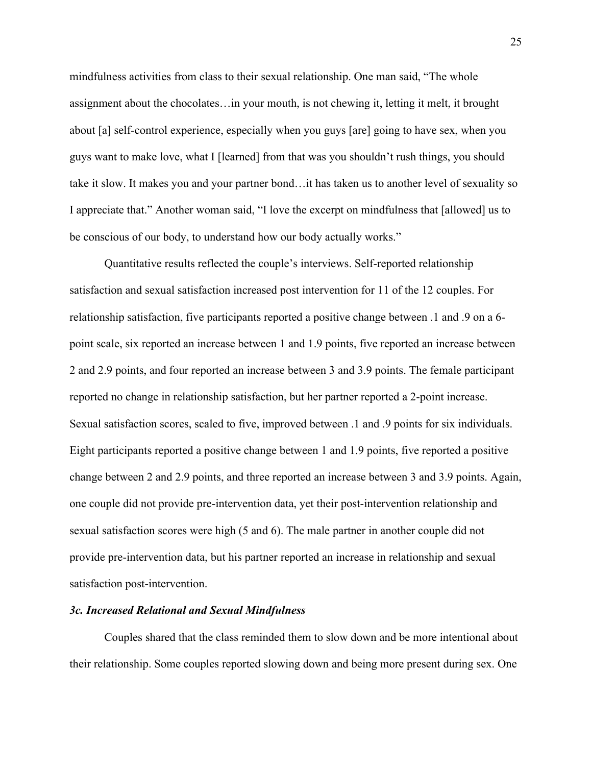mindfulness activities from class to their sexual relationship. One man said, "The whole assignment about the chocolates…in your mouth, is not chewing it, letting it melt, it brought about [a] self-control experience, especially when you guys [are] going to have sex, when you guys want to make love, what I [learned] from that was you shouldn't rush things, you should take it slow. It makes you and your partner bond…it has taken us to another level of sexuality so I appreciate that." Another woman said, "I love the excerpt on mindfulness that [allowed] us to be conscious of our body, to understand how our body actually works."

Quantitative results reflected the couple's interviews. Self-reported relationship satisfaction and sexual satisfaction increased post intervention for 11 of the 12 couples. For relationship satisfaction, five participants reported a positive change between .1 and .9 on a 6-point scale, six reported an increase between 1 and 1.9 points, five reported an increase between 2 and 2.9 points, and four reported an increase between 3 and 3.9 points. The female participant reported no change in relationship satisfaction, but her partner reported a 2-point increase. Sexual satisfaction scores, scaled to five, improved between .1 and .9 points for six individuals. Eight participants reported a positive change between 1 and 1.9 points, five reported a positive change between 2 and 2.9 points, and three reported an increase between 3 and 3.9 points. Again, one couple did not provide pre-intervention data, yet their post-intervention relationship and sexual satisfaction scores were high (5 and 6). The male partner in another couple did not provide pre-intervention data, but his partner reported an increase in relationship and sexual satisfaction post-intervention.

### *3c. Increased Relational and Sexual Mindfulness*

Couples shared that the class reminded them to slow down and be more intentional about their relationship. Some couples reported slowing down and being more present during sex. One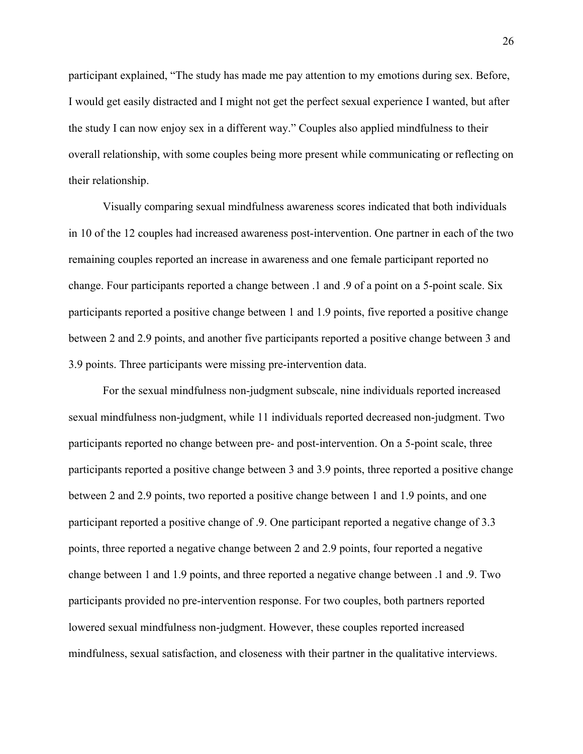participant explained, “The study has made me pay attention to my emotions during sex. Before, I would get easily distracted and I might not get the perfect sexual experience I wanted, but after the study I can now enjoy sex in a different way.” Couples also applied mindfulness to their overall relationship, with some couples being more present while communicating or reflecting on their relationship.

Visually comparing sexual mindfulness awareness scores indicated that both individuals in 10 of the 12 couples had increased awareness post-intervention. One partner in each of the two remaining couples reported an increase in awareness and one female participant reported no change. Four participants reported a change between .1 and .9 of a point on a 5-point scale. Six participants reported a positive change between 1 and 1.9 points, five reported a positive change between 2 and 2.9 points, and another five participants reported a positive change between 3 and 3.9 points. Three participants were missing pre-intervention data.

For the sexual mindfulness non-judgment subscale, nine individuals reported increased sexual mindfulness non-judgment, while 11 individuals reported decreased non-judgment. Two participants reported no change between pre- and post-intervention. On a 5-point scale, three participants reported a positive change between 3 and 3.9 points, three reported a positive change between 2 and 2.9 points, two reported a positive change between 1 and 1.9 points, and one participant reported a positive change of .9. One participant reported a negative change of 3.3 points, three reported a negative change between 2 and 2.9 points, four reported a negative change between 1 and 1.9 points, and three reported a negative change between .1 and .9. Two participants provided no pre-intervention response. For two couples, both partners reported lowered sexual mindfulness non-judgment. However, these couples reported increased mindfulness, sexual satisfaction, and closeness with their partner in the qualitative interviews.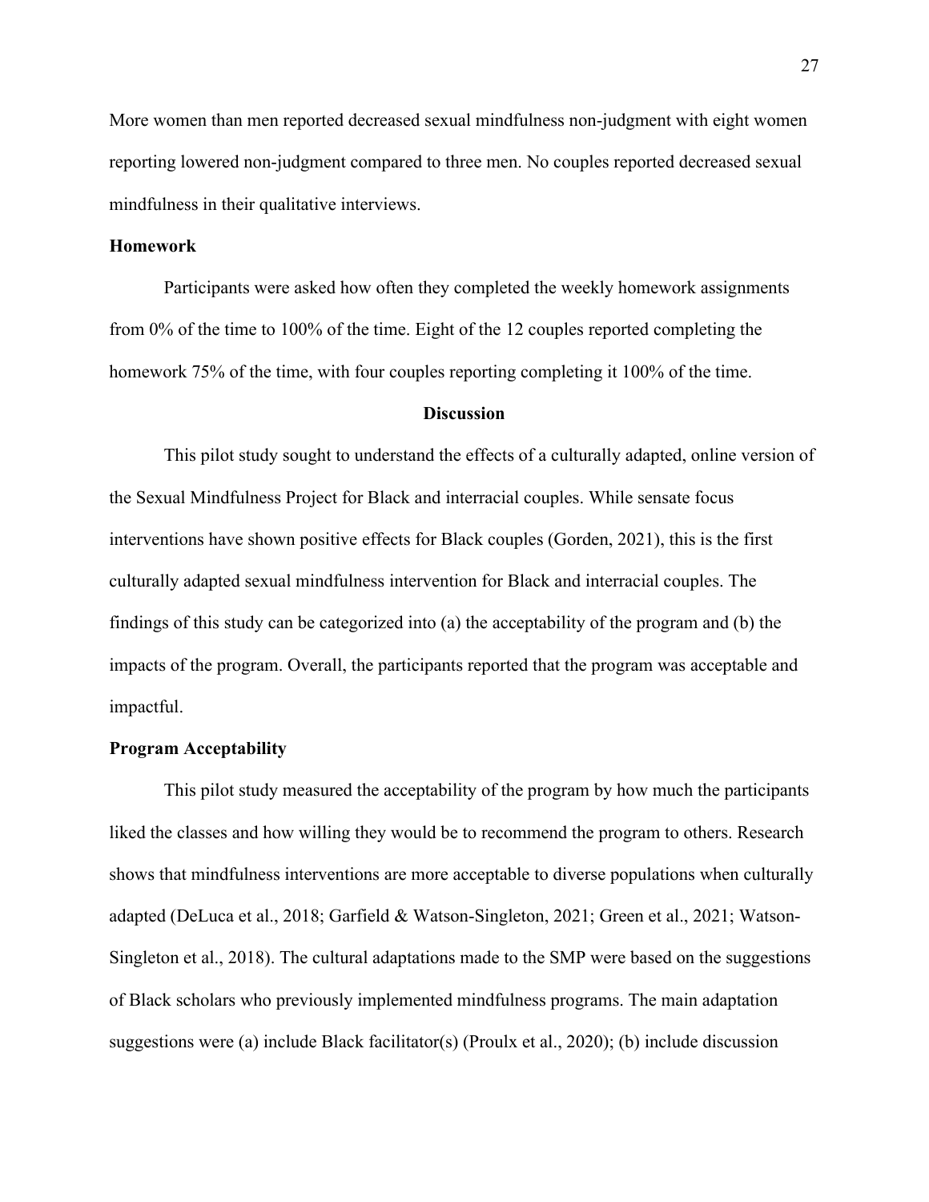More women than men reported decreased sexual mindfulness non-judgment with eight women reporting lowered non-judgment compared to three men. No couples reported decreased sexual mindfulness in their qualitative interviews.

### Homework

Participants were asked how often they completed the weekly homework assignments from 0% of the time to 100% of the time. Eight of the 12 couples reported completing the homework 75% of the time, with four couples reporting completing it 100% of the time.

## Discussion

This pilot study sought to understand the effects of a culturally adapted, online version of the Sexual Mindfulness Project for Black and interracial couples. While sensate focus interventions have shown positive effects for Black couples (Gorden, 2021), this is the first culturally adapted sexual mindfulness intervention for Black and interracial couples. The findings of this study can be categorized into (a) the acceptability of the program and (b) the impacts of the program. Overall, the participants reported that the program was acceptable and impactful.

### Program Acceptability

This pilot study measured the acceptability of the program by how much the participants liked the classes and how willing they would be to recommend the program to others. Research shows that mindfulness interventions are more acceptable to diverse populations when culturally adapted (DeLuca et al., 2018; Garfield & Watson-Singleton, 2021; Green et al., 2021; Watson-Singleton et al., 2018). The cultural adaptations made to the SMP were based on the suggestions of Black scholars who previously implemented mindfulness programs. The main adaptation suggestions were (a) include Black facilitator(s) (Proulx et al., 2020); (b) include discussion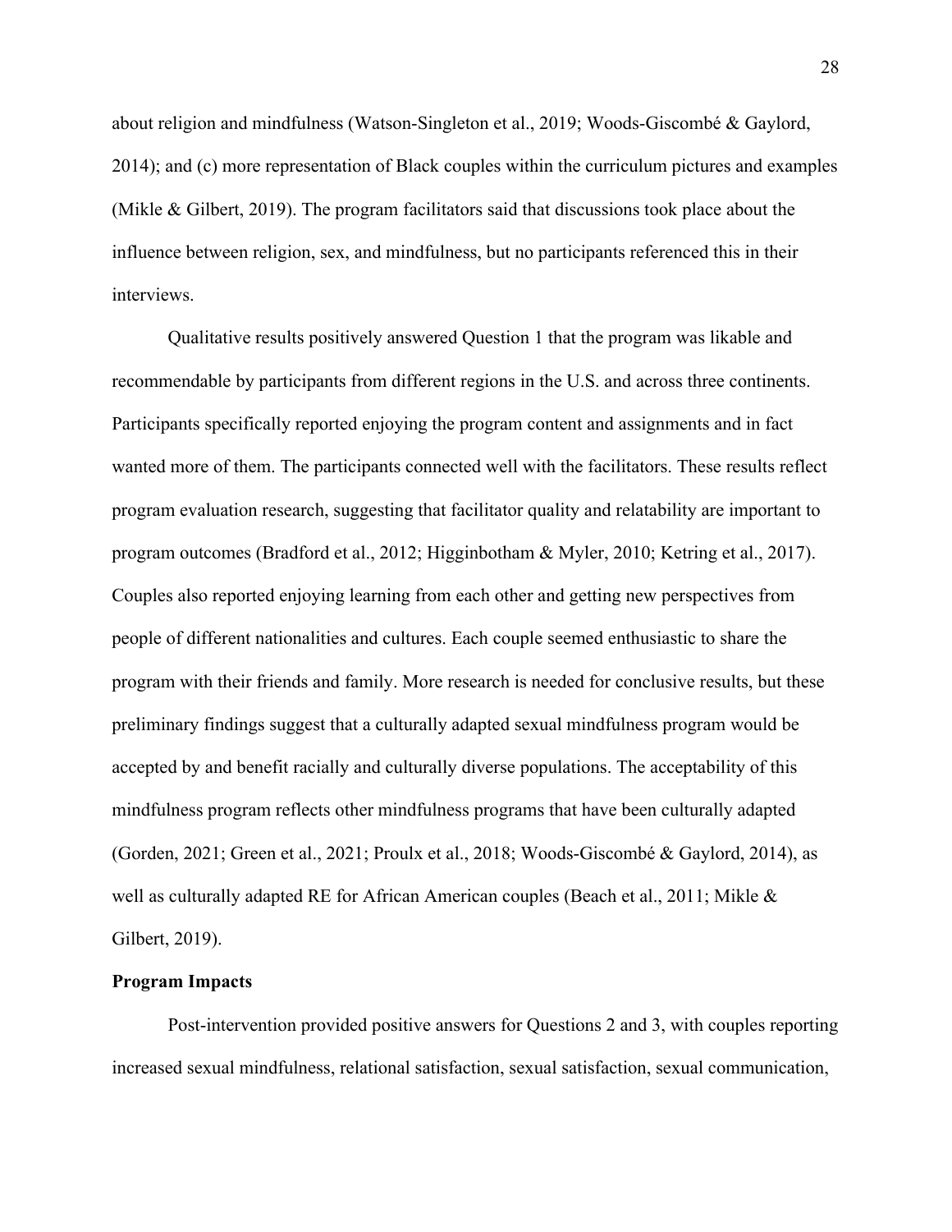about religion and mindfulness (Watson-Singleton et al., 2019; Woods-Giscombé & Gaylord, 2014); and (c) more representation of Black couples within the curriculum pictures and examples (Mikle & Gilbert, 2019). The program facilitators said that discussions took place about the influence between religion, sex, and mindfulness, but no participants referenced this in their interviews.

Qualitative results positively answered Question 1 that the program was likable and recommendable by participants from different regions in the U.S. and across three continents. Participants specifically reported enjoying the program content and assignments and in fact wanted more of them. The participants connected well with the facilitators. These results reflect program evaluation research, suggesting that facilitator quality and relatability are important to program outcomes (Bradford et al., 2012; Higginbotham & Myler, 2010; Ketring et al., 2017). Couples also reported enjoying learning from each other and getting new perspectives from people of different nationalities and cultures. Each couple seemed enthusiastic to share the program with their friends and family. More research is needed for conclusive results, but these preliminary findings suggest that a culturally adapted sexual mindfulness program would be accepted by and benefit racially and culturally diverse populations. The acceptability of this mindfulness program reflects other mindfulness programs that have been culturally adapted (Gorden, 2021; Green et al., 2021; Proulx et al., 2018; Woods-Giscombé & Gaylord, 2014), as well as culturally adapted RE for African American couples (Beach et al., 2011; Mikle & Gilbert, 2019).

**Program Impacts**

Post-intervention provided positive answers for Questions 2 and 3, with couples reporting increased sexual mindfulness, relational satisfaction, sexual satisfaction, sexual communication,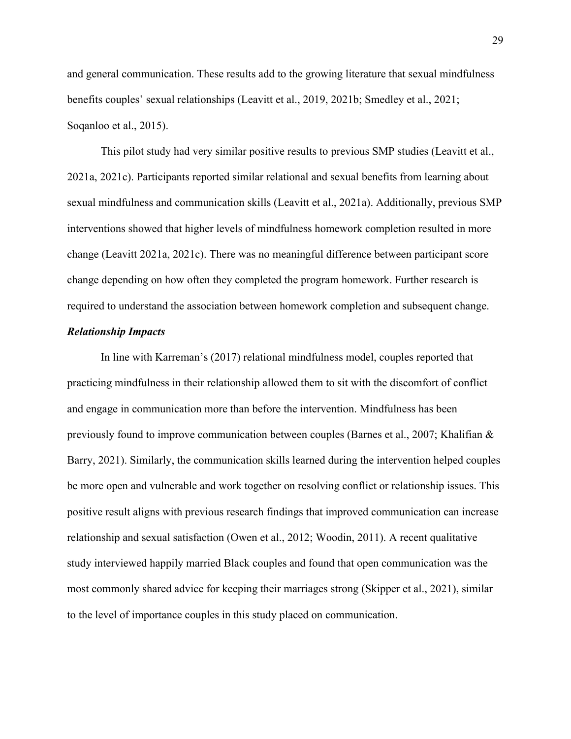and general communication. These results add to the growing literature that sexual mindfulness benefits couples' sexual relationships (Leavitt et al., 2019, 2021b; Smedley et al., 2021; Soqanloo et al., 2015).

This pilot study had very similar positive results to previous SMP studies (Leavitt et al., 2021a, 2021c). Participants reported similar relational and sexual benefits from learning about sexual mindfulness and communication skills (Leavitt et al., 2021a). Additionally, previous SMP interventions showed that higher levels of mindfulness homework completion resulted in more change (Leavitt 2021a, 2021c). There was no meaningful difference between participant score change depending on how often they completed the program homework. Further research is required to understand the association between homework completion and subsequent change.

### *Relationship Impacts*

In line with Karreman's (2017) relational mindfulness model, couples reported that practicing mindfulness in their relationship allowed them to sit with the discomfort of conflict and engage in communication more than before the intervention. Mindfulness has been previously found to improve communication between couples (Barnes et al., 2007; Khalifian & Barry, 2021). Similarly, the communication skills learned during the intervention helped couples be more open and vulnerable and work together on resolving conflict or relationship issues. This positive result aligns with previous research findings that improved communication can increase relationship and sexual satisfaction (Owen et al., 2012; Woodin, 2011). A recent qualitative study interviewed happily married Black couples and found that open communication was the most commonly shared advice for keeping their marriages strong (Skipper et al., 2021), similar to the level of importance couples in this study placed on communication.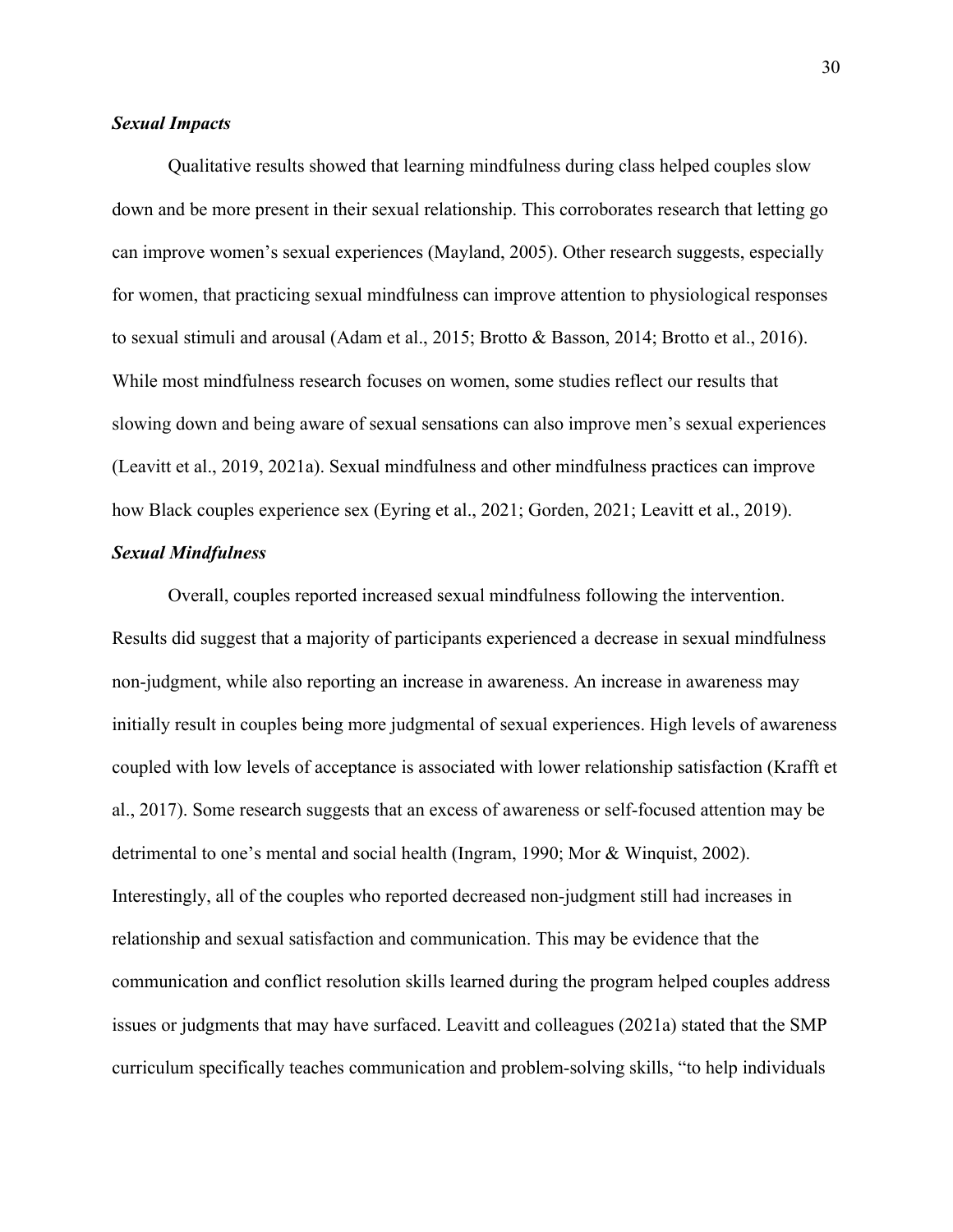### *Sexual Impacts*

Qualitative results showed that learning mindfulness during class helped couples slow down and be more present in their sexual relationship. This corroborates research that letting go can improve women's sexual experiences (Mayland, 2005). Other research suggests, especially for women, that practicing sexual mindfulness can improve attention to physiological responses to sexual stimuli and arousal (Adam et al., 2015; Brotto & Basson, 2014; Brotto et al., 2016). While most mindfulness research focuses on women, some studies reflect our results that slowing down and being aware of sexual sensations can also improve men's sexual experiences (Leavitt et al., 2019, 2021a). Sexual mindfulness and other mindfulness practices can improve how Black couples experience sex (Eyring et al., 2021; Gorden, 2021; Leavitt et al., 2019).

### *Sexual Mindfulness*

Overall, couples reported increased sexual mindfulness following the intervention. Results did suggest that a majority of participants experienced a decrease in sexual mindfulness non-judgment, while also reporting an increase in awareness. An increase in awareness may initially result in couples being more judgmental of sexual experiences. High levels of awareness coupled with low levels of acceptance is associated with lower relationship satisfaction (Krafft et al., 2017). Some research suggests that an excess of awareness or self-focused attention may be detrimental to one's mental and social health (Ingram, 1990; Mor & Winquist, 2002). Interestingly, all of the couples who reported decreased non-judgment still had increases in relationship and sexual satisfaction and communication. This may be evidence that the communication and conflict resolution skills learned during the program helped couples address issues or judgments that may have surfaced. Leavitt and colleagues (2021a) stated that the SMP curriculum specifically teaches communication and problem-solving skills, "to help individuals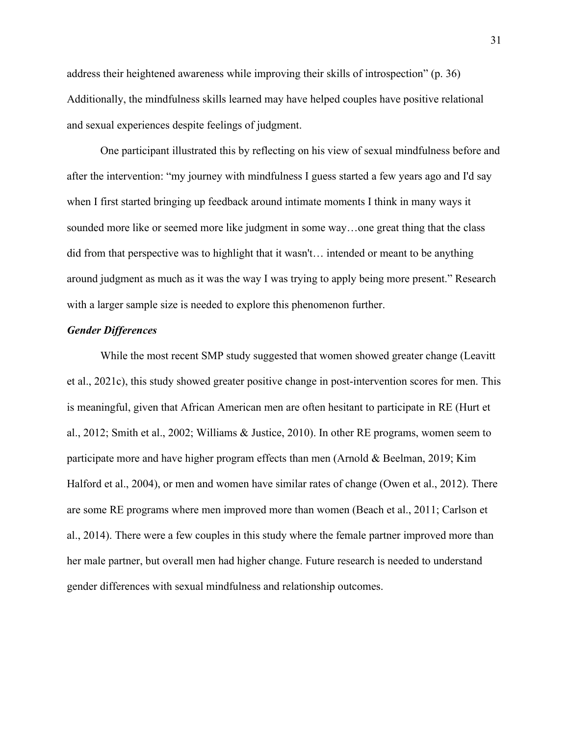address their heightened awareness while improving their skills of introspection" (p. 36) Additionally, the mindfulness skills learned may have helped couples have positive relational and sexual experiences despite feelings of judgment.

One participant illustrated this by reflecting on his view of sexual mindfulness before and after the intervention: "my journey with mindfulness I guess started a few years ago and I'd say when I first started bringing up feedback around intimate moments I think in many ways it sounded more like or seemed more like judgment in some way…one great thing that the class did from that perspective was to highlight that it wasn't… intended or meant to be anything around judgment as much as it was the way I was trying to apply being more present." Research with a larger sample size is needed to explore this phenomenon further.

### *Gender Differences*

While the most recent SMP study suggested that women showed greater change (Leavitt et al., 2021c), this study showed greater positive change in post-intervention scores for men. This is meaningful, given that African American men are often hesitant to participate in RE (Hurt et al., 2012; Smith et al., 2002; Williams & Justice, 2010). In other RE programs, women seem to participate more and have higher program effects than men (Arnold & Beelman, 2019; Kim Halford et al., 2004), or men and women have similar rates of change (Owen et al., 2012). There are some RE programs where men improved more than women (Beach et al., 2011; Carlson et al., 2014). There were a few couples in this study where the female partner improved more than her male partner, but overall men had higher change. Future research is needed to understand gender differences with sexual mindfulness and relationship outcomes.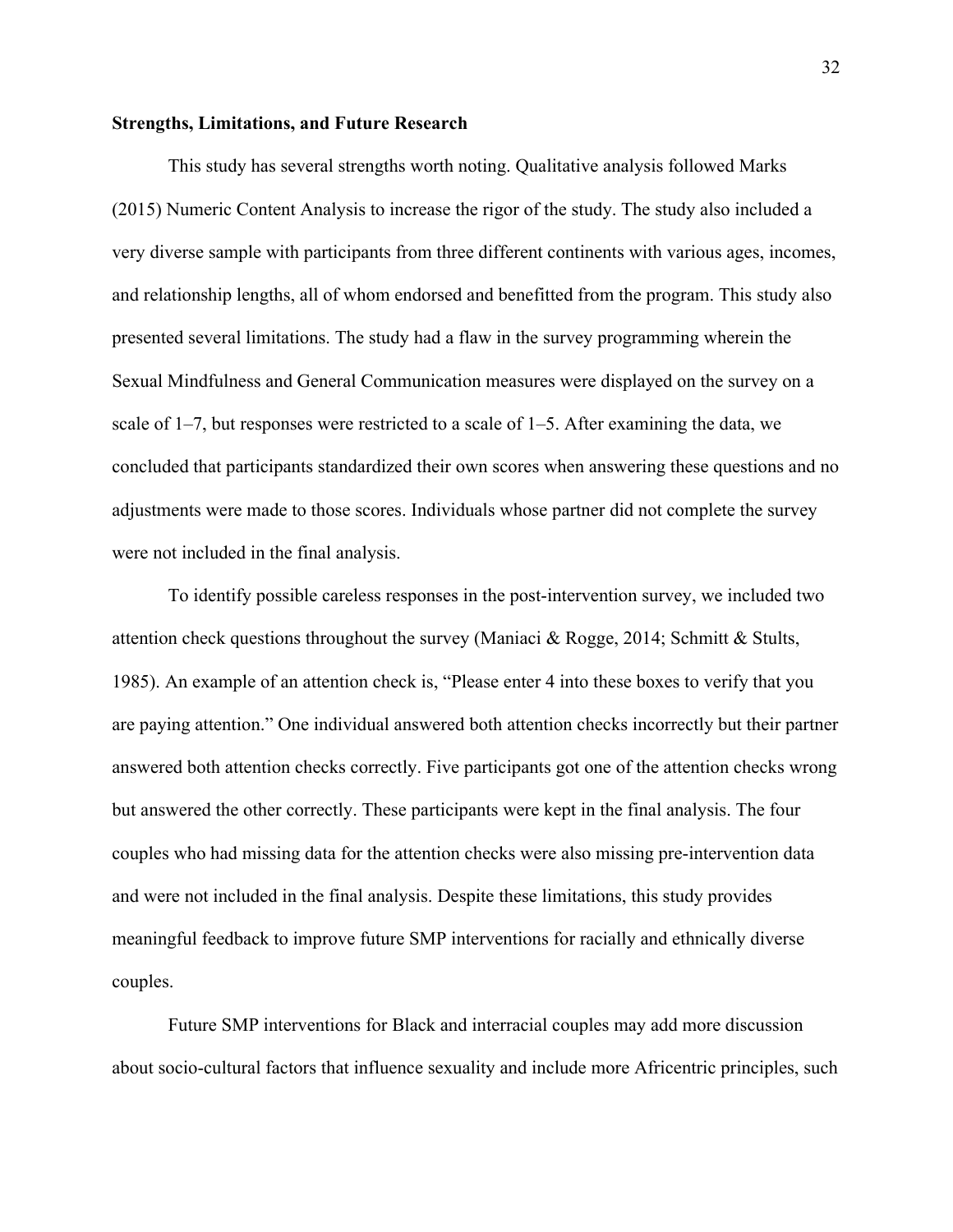**Strengths, Limitations, and Future Research**

This study has several strengths worth noting. Qualitative analysis followed Marks (2015) Numeric Content Analysis to increase the rigor of the study. The study also included a very diverse sample with participants from three different continents with various ages, incomes, and relationship lengths, all of whom endorsed and benefitted from the program. This study also presented several limitations. The study had a flaw in the survey programming wherein the Sexual Mindfulness and General Communication measures were displayed on the survey on a scale of 1–7, but responses were restricted to a scale of 1–5. After examining the data, we concluded that participants standardized their own scores when answering these questions and no adjustments were made to those scores. Individuals whose partner did not complete the survey were not included in the final analysis.

To identify possible careless responses in the post-intervention survey, we included two attention check questions throughout the survey (Maniaci & Rogge, 2014; Schmitt & Stults, 1985). An example of an attention check is, "Please enter 4 into these boxes to verify that you are paying attention." One individual answered both attention checks incorrectly but their partner answered both attention checks correctly. Five participants got one of the attention checks wrong but answered the other correctly. These participants were kept in the final analysis. The four couples who had missing data for the attention checks were also missing pre-intervention data and were not included in the final analysis. Despite these limitations, this study provides meaningful feedback to improve future SMP interventions for racially and ethnically diverse couples.

Future SMP interventions for Black and interracial couples may add more discussion about socio-cultural factors that influence sexuality and include more Africentric principles, such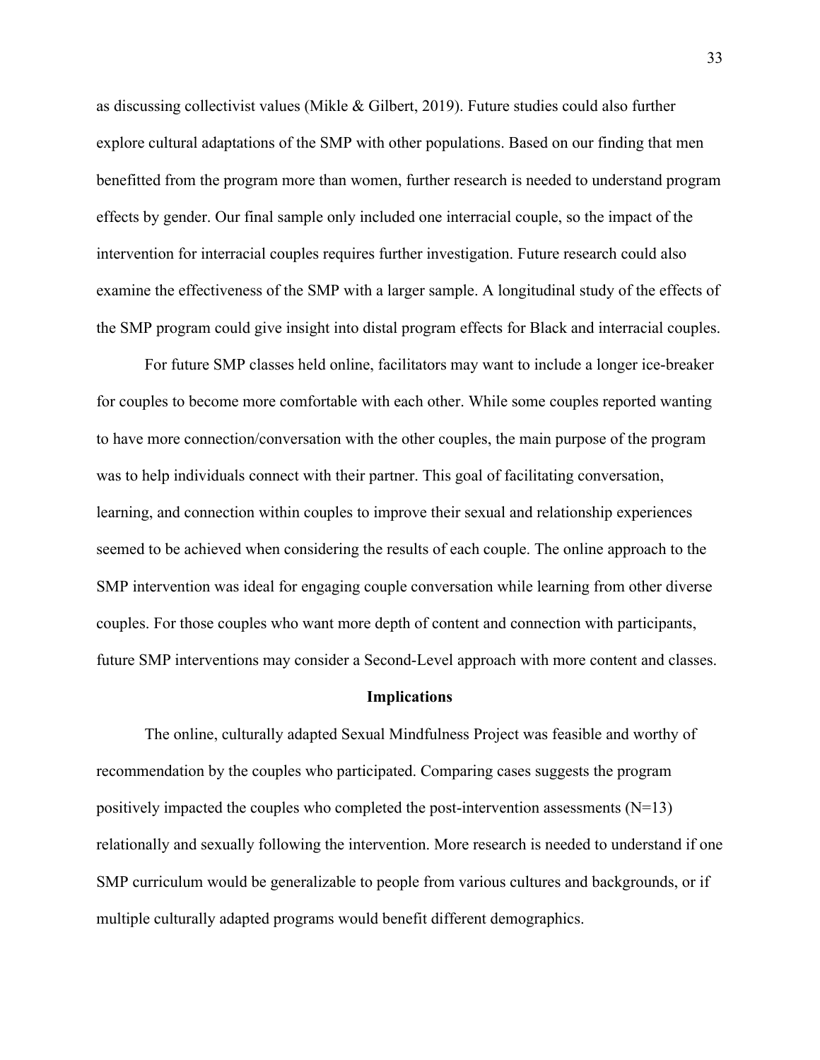as discussing collectivist values (Mikle & Gilbert, 2019). Future studies could also further explore cultural adaptations of the SMP with other populations. Based on our finding that men benefitted from the program more than women, further research is needed to understand program effects by gender. Our final sample only included one interracial couple, so the impact of the intervention for interracial couples requires further investigation. Future research could also examine the effectiveness of the SMP with a larger sample. A longitudinal study of the effects of the SMP program could give insight into distal program effects for Black and interracial couples.

For future SMP classes held online, facilitators may want to include a longer ice-breaker for couples to become more comfortable with each other. While some couples reported wanting to have more connection/conversation with the other couples, the main purpose of the program was to help individuals connect with their partner. This goal of facilitating conversation, learning, and connection within couples to improve their sexual and relationship experiences seemed to be achieved when considering the results of each couple. The online approach to the SMP intervention was ideal for engaging couple conversation while learning from other diverse couples. For those couples who want more depth of content and connection with participants, future SMP interventions may consider a Second-Level approach with more content and classes.

## Implications

The online, culturally adapted Sexual Mindfulness Project was feasible and worthy of recommendation by the couples who participated. Comparing cases suggests the program positively impacted the couples who completed the post-intervention assessments ($N=13$) relationally and sexually following the intervention. More research is needed to understand if one SMP curriculum would be generalizable to people from various cultures and backgrounds, or if multiple culturally adapted programs would benefit different demographics.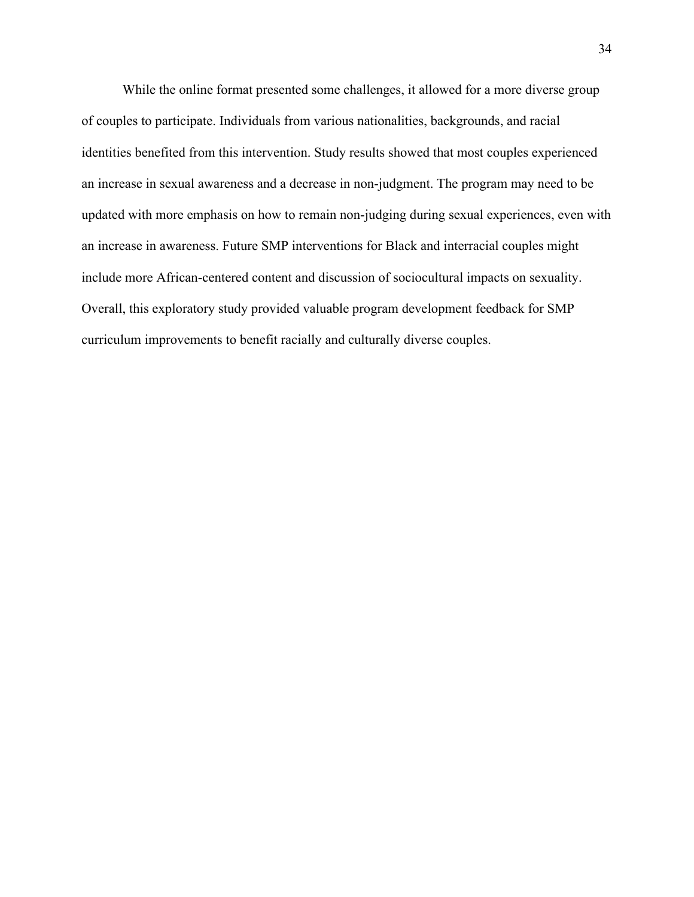While the online format presented some challenges, it allowed for a more diverse group of couples to participate. Individuals from various nationalities, backgrounds, and racial identities benefited from this intervention. Study results showed that most couples experienced an increase in sexual awareness and a decrease in non-judgment. The program may need to be updated with more emphasis on how to remain non-judging during sexual experiences, even with an increase in awareness. Future SMP interventions for Black and interracial couples might include more African-centered content and discussion of sociocultural impacts on sexuality. Overall, this exploratory study provided valuable program development feedback for SMP curriculum improvements to benefit racially and culturally diverse couples.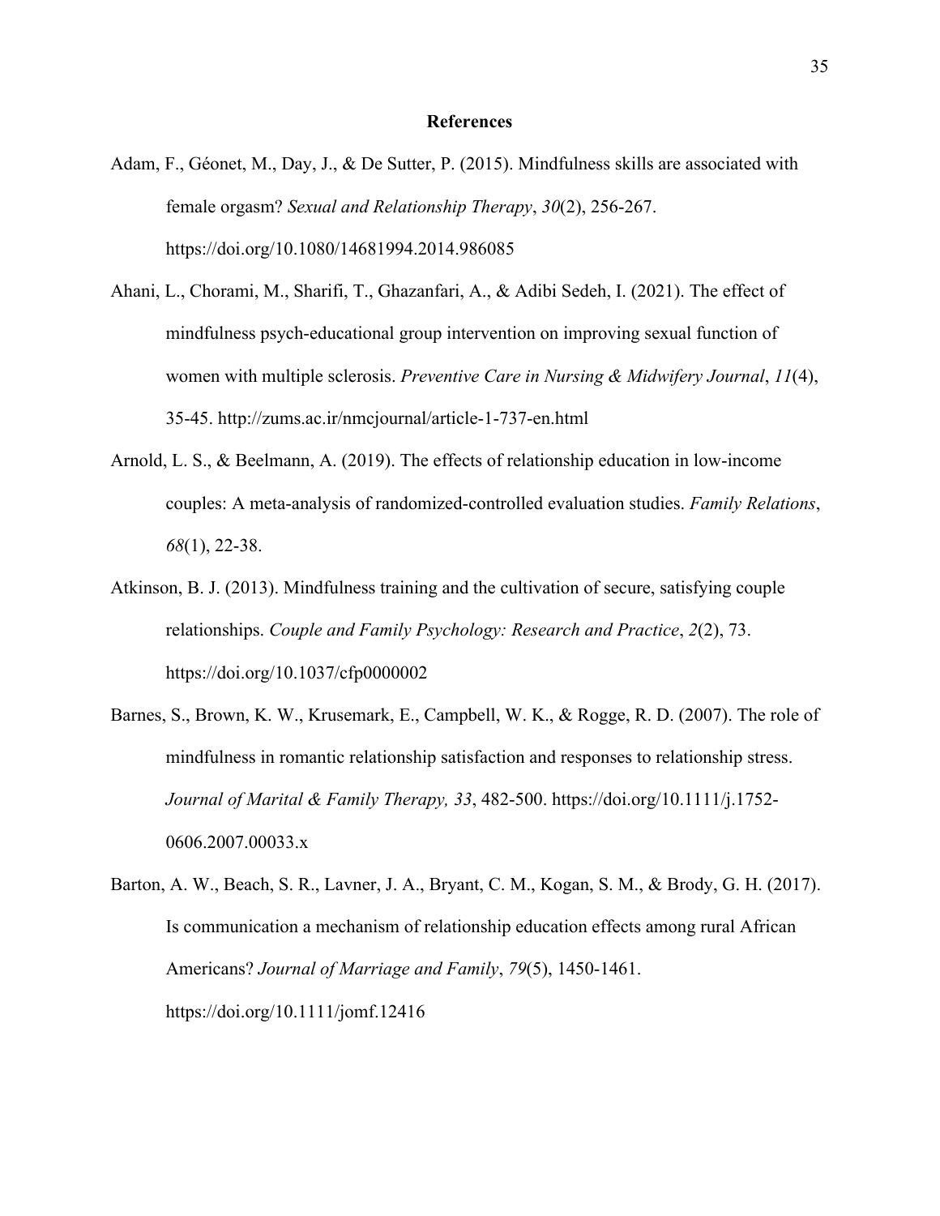# References

Adam, F., Géonet, M., Day, J., & De Sutter, P. (2015). Mindfulness skills are associated with female orgasm? *Sexual and Relationship Therapy*, *30*(2), 256-267. https://doi.org/10.1080/14681994.2014.986085

Ahani, L., Chorami, M., Sharifi, T., Ghazanfari, A., & Adibi Sedeh, I. (2021). The effect of mindfulness psych-educational group intervention on improving sexual function of women with multiple sclerosis. *Preventive Care in Nursing & Midwifery Journal*, *11*(4), 35-45. http://zums.ac.ir/nmcjournal/article-1-737-en.html

Arnold, L. S., & Beelmann, A. (2019). The effects of relationship education in low-income couples: A meta-analysis of randomized-controlled evaluation studies. *Family Relations*, *68*(1), 22-38.

Atkinson, B. J. (2013). Mindfulness training and the cultivation of secure, satisfying couple relationships. *Couple and Family Psychology: Research and Practice*, *2*(2), 73. https://doi.org/10.1037/cfp0000002

Barnes, S., Brown, K. W., Krusemark, E., Campbell, W. K., & Rogge, R. D. (2007). The role of mindfulness in romantic relationship satisfaction and responses to relationship stress. *Journal of Marital & Family Therapy, 33*, 482-500. https://doi.org/10.1111/j.1752-0606.2007.00033.x

Barton, A. W., Beach, S. R., Lavner, J. A., Bryant, C. M., Kogan, S. M., & Brody, G. H. (2017). Is communication a mechanism of relationship education effects among rural African Americans? *Journal of Marriage and Family*, *79*(5), 1450-1461. https://doi.org/10.1111/jomf.12416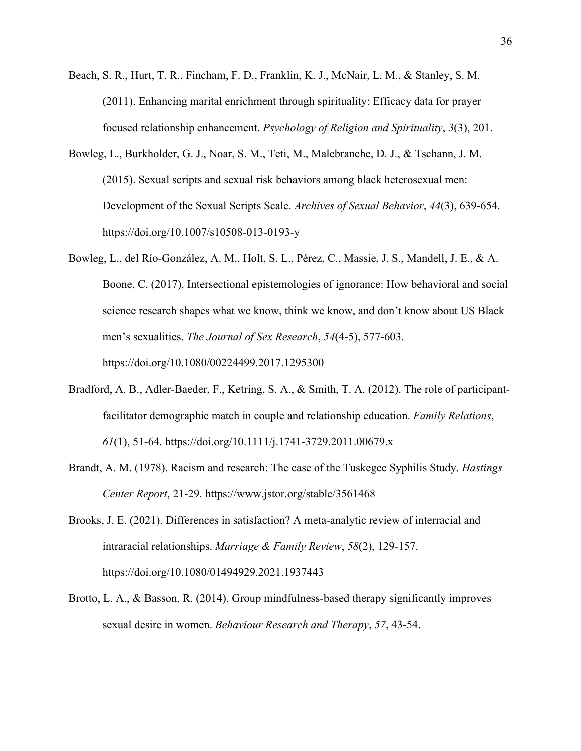Beach, S. R., Hurt, T. R., Fincham, F. D., Franklin, K. J., McNair, L. M., & Stanley, S. M. (2011). Enhancing marital enrichment through spirituality: Efficacy data for prayer focused relationship enhancement. *Psychology of Religion and Spirituality*, *3*(3), 201.

Bowleg, L., Burkholder, G. J., Noar, S. M., Teti, M., Malebranche, D. J., & Tschann, J. M. (2015). Sexual scripts and sexual risk behaviors among black heterosexual men: Development of the Sexual Scripts Scale. *Archives of Sexual Behavior*, *44*(3), 639-654. https://doi.org/10.1007/s10508-013-0193-y

Bowleg, L., del Río-González, A. M., Holt, S. L., Pérez, C., Massie, J. S., Mandell, J. E., & A. Boone, C. (2017). Intersectional epistemologies of ignorance: How behavioral and social science research shapes what we know, think we know, and don't know about US Black men's sexualities. *The Journal of Sex Research*, *54*(4-5), 577-603. https://doi.org/10.1080/00224499.2017.1295300

Bradford, A. B., Adler-Baeder, F., Ketring, S. A., & Smith, T. A. (2012). The role of participant-facilitator demographic match in couple and relationship education. *Family Relations*, *61*(1), 51-64. https://doi.org/10.1111/j.1741-3729.2011.00679.x

Brandt, A. M. (1978). Racism and research: The case of the Tuskegee Syphilis Study. *Hastings Center Report*, 21-29. https://www.jstor.org/stable/3561468

Brooks, J. E. (2021). Differences in satisfaction? A meta-analytic review of interracial and intraracial relationships. *Marriage & Family Review*, *58*(2), 129-157. https://doi.org/10.1080/01494929.2021.1937443

Brotto, L. A., & Basson, R. (2014). Group mindfulness-based therapy significantly improves sexual desire in women. *Behaviour Research and Therapy*, *57*, 43-54.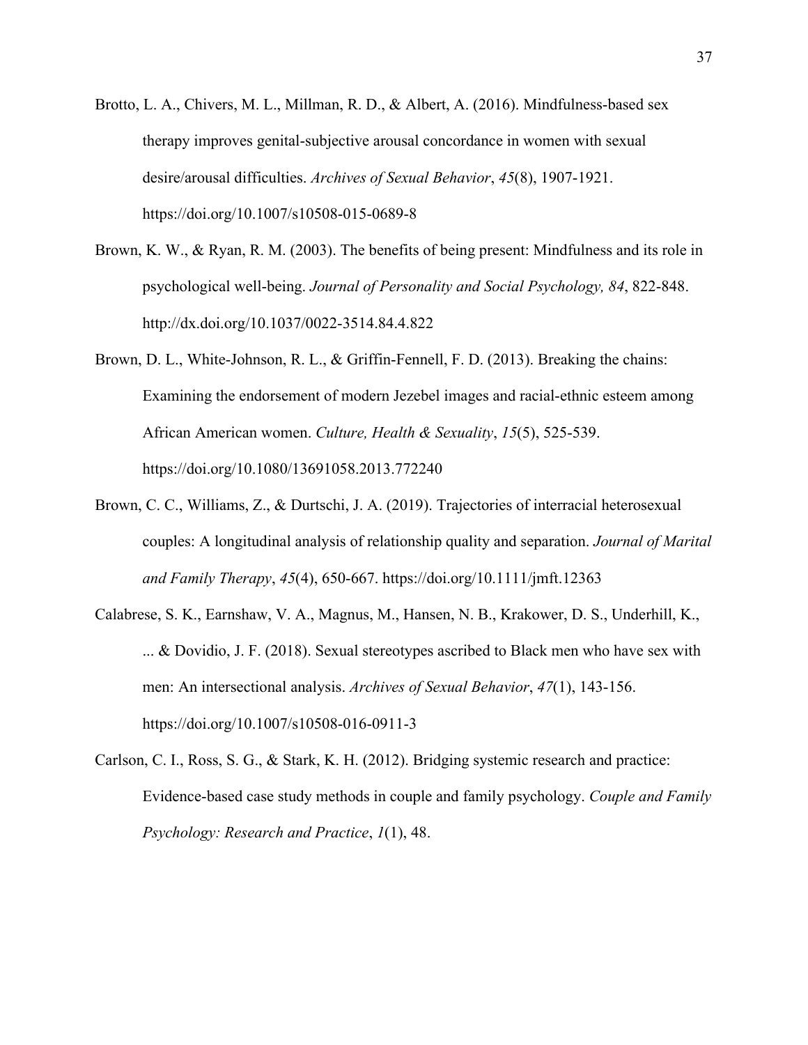Brotto, L. A., Chivers, M. L., Millman, R. D., & Albert, A. (2016). Mindfulness-based sex therapy improves genital-subjective arousal concordance in women with sexual desire/arousal difficulties. *Archives of Sexual Behavior*, *45*(8), 1907-1921. https://doi.org/10.1007/s10508-015-0689-8

Brown, K. W., & Ryan, R. M. (2003). The benefits of being present: Mindfulness and its role in psychological well-being. *Journal of Personality and Social Psychology, 84*, 822-848. http://dx.doi.org/10.1037/0022-3514.84.4.822

Brown, D. L., White-Johnson, R. L., & Griffin-Fennell, F. D. (2013). Breaking the chains: Examining the endorsement of modern Jezebel images and racial-ethnic esteem among African American women. *Culture, Health & Sexuality*, *15*(5), 525-539. https://doi.org/10.1080/13691058.2013.772240

Brown, C. C., Williams, Z., & Durtschi, J. A. (2019). Trajectories of interracial heterosexual couples: A longitudinal analysis of relationship quality and separation. *Journal of Marital and Family Therapy*, *45*(4), 650-667. https://doi.org/10.1111/jmft.12363

Calabrese, S. K., Earnshaw, V. A., Magnus, M., Hansen, N. B., Krakower, D. S., Underhill, K., ... & Dovidio, J. F. (2018). Sexual stereotypes ascribed to Black men who have sex with men: An intersectional analysis. *Archives of Sexual Behavior*, *47*(1), 143-156. https://doi.org/10.1007/s10508-016-0911-3

Carlson, C. I., Ross, S. G., & Stark, K. H. (2012). Bridging systemic research and practice: Evidence-based case study methods in couple and family psychology. *Couple and Family Psychology: Research and Practice*, *1*(1), 48.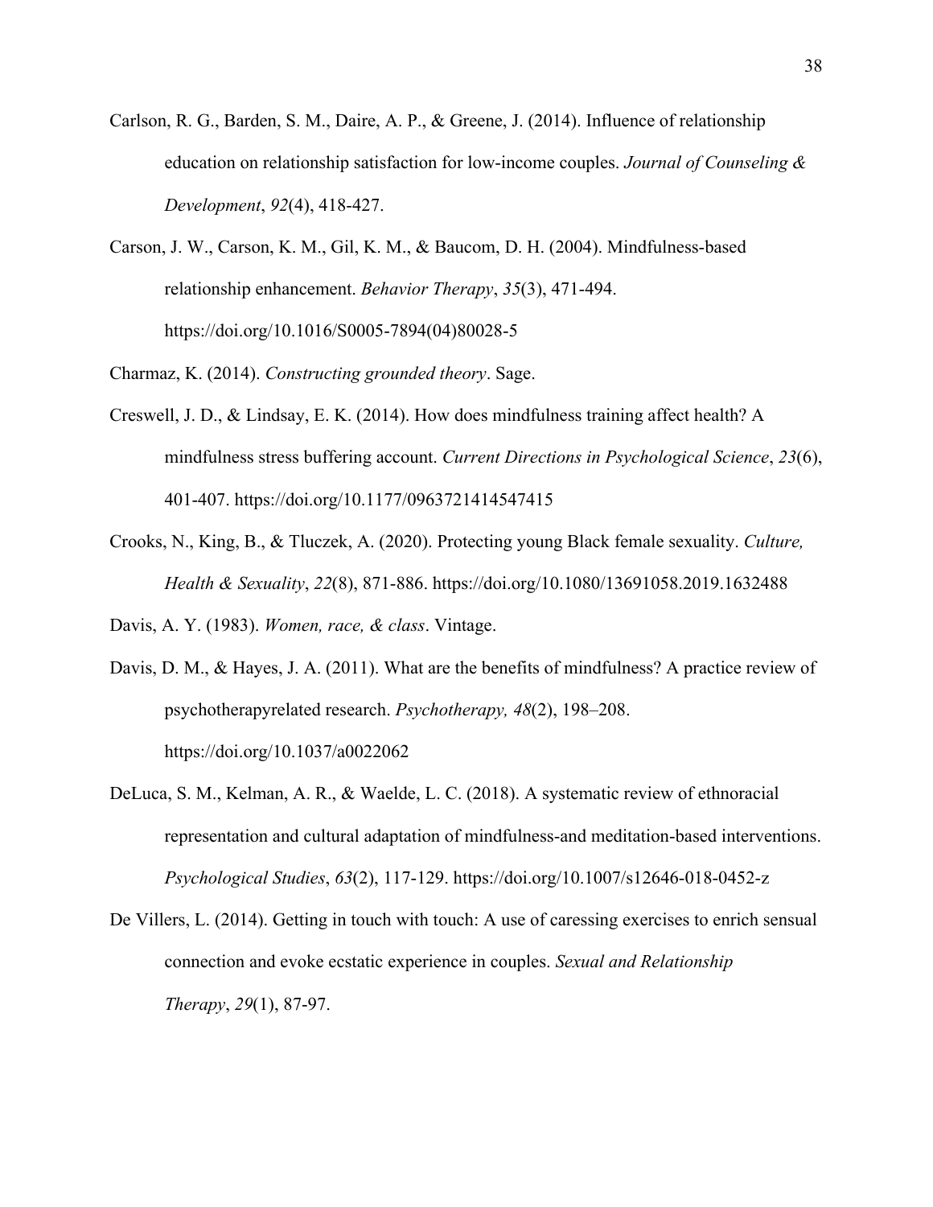Carlson, R. G., Barden, S. M., Daire, A. P., & Greene, J. (2014). Influence of relationship education on relationship satisfaction for low-income couples. *Journal of Counseling & Development*, *92*(4), 418-427.

Carson, J. W., Carson, K. M., Gil, K. M., & Baucom, D. H. (2004). Mindfulness-based relationship enhancement. *Behavior Therapy*, *35*(3), 471-494. https://doi.org/10.1016/S0005-7894(04)80028-5

Charmaz, K. (2014). *Constructing grounded theory*. Sage.

Creswell, J. D., & Lindsay, E. K. (2014). How does mindfulness training affect health? A mindfulness stress buffering account. *Current Directions in Psychological Science*, *23*(6), 401-407. https://doi.org/10.1177/0963721414547415

Crooks, N., King, B., & Tluczek, A. (2020). Protecting young Black female sexuality. *Culture, Health & Sexuality*, *22*(8), 871-886. https://doi.org/10.1080/13691058.2019.1632488

Davis, A. Y. (1983). *Women, race, & class*. Vintage.

Davis, D. M., & Hayes, J. A. (2011). What are the benefits of mindfulness? A practice review of psychotherapyrelated research. *Psychotherapy, 48*(2), 198–208. https://doi.org/10.1037/a0022062

DeLuca, S. M., Kelman, A. R., & Waelde, L. C. (2018). A systematic review of ethnoracial representation and cultural adaptation of mindfulness-and meditation-based interventions. *Psychological Studies*, *63*(2), 117-129. https://doi.org/10.1007/s12646-018-0452-z

De Villers, L. (2014). Getting in touch with touch: A use of caressing exercises to enrich sensual connection and evoke ecstatic experience in couples. *Sexual and Relationship Therapy*, *29*(1), 87-97.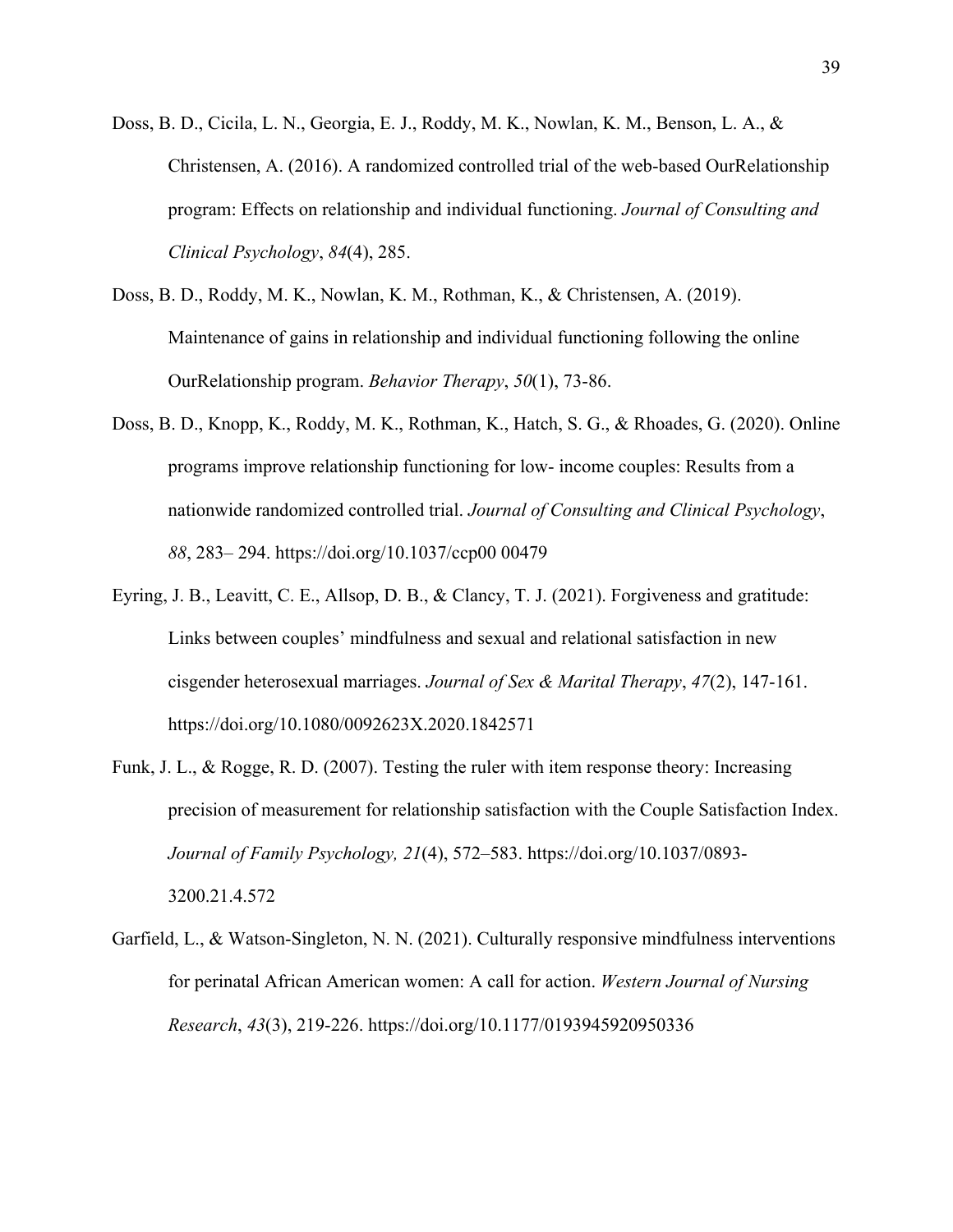Doss, B. D., Cicila, L. N., Georgia, E. J., Roddy, M. K., Nowlan, K. M., Benson, L. A., & Christensen, A. (2016). A randomized controlled trial of the web-based OurRelationship program: Effects on relationship and individual functioning. *Journal of Consulting and Clinical Psychology*, *84*(4), 285.

Doss, B. D., Roddy, M. K., Nowlan, K. M., Rothman, K., & Christensen, A. (2019). Maintenance of gains in relationship and individual functioning following the online OurRelationship program. *Behavior Therapy*, *50*(1), 73-86.

Doss, B. D., Knopp, K., Roddy, M. K., Rothman, K., Hatch, S. G., & Rhoades, G. (2020). Online programs improve relationship functioning for low- income couples: Results from a nationwide randomized controlled trial. *Journal of Consulting and Clinical Psychology*, *88*, 283– 294. https://doi.org/10.1037/ccp00 00479

Eyring, J. B., Leavitt, C. E., Allsop, D. B., & Clancy, T. J. (2021). Forgiveness and gratitude: Links between couples' mindfulness and sexual and relational satisfaction in new cisgender heterosexual marriages. *Journal of Sex & Marital Therapy*, *47*(2), 147-161. https://doi.org/10.1080/0092623X.2020.1842571

Funk, J. L., & Rogge, R. D. (2007). Testing the ruler with item response theory: Increasing precision of measurement for relationship satisfaction with the Couple Satisfaction Index. *Journal of Family Psychology, 21*(4), 572–583. https://doi.org/10.1037/0893-3200.21.4.572

Garfield, L., & Watson-Singleton, N. N. (2021). Culturally responsive mindfulness interventions for perinatal African American women: A call for action. *Western Journal of Nursing Research*, *43*(3), 219-226. https://doi.org/10.1177/0193945920950336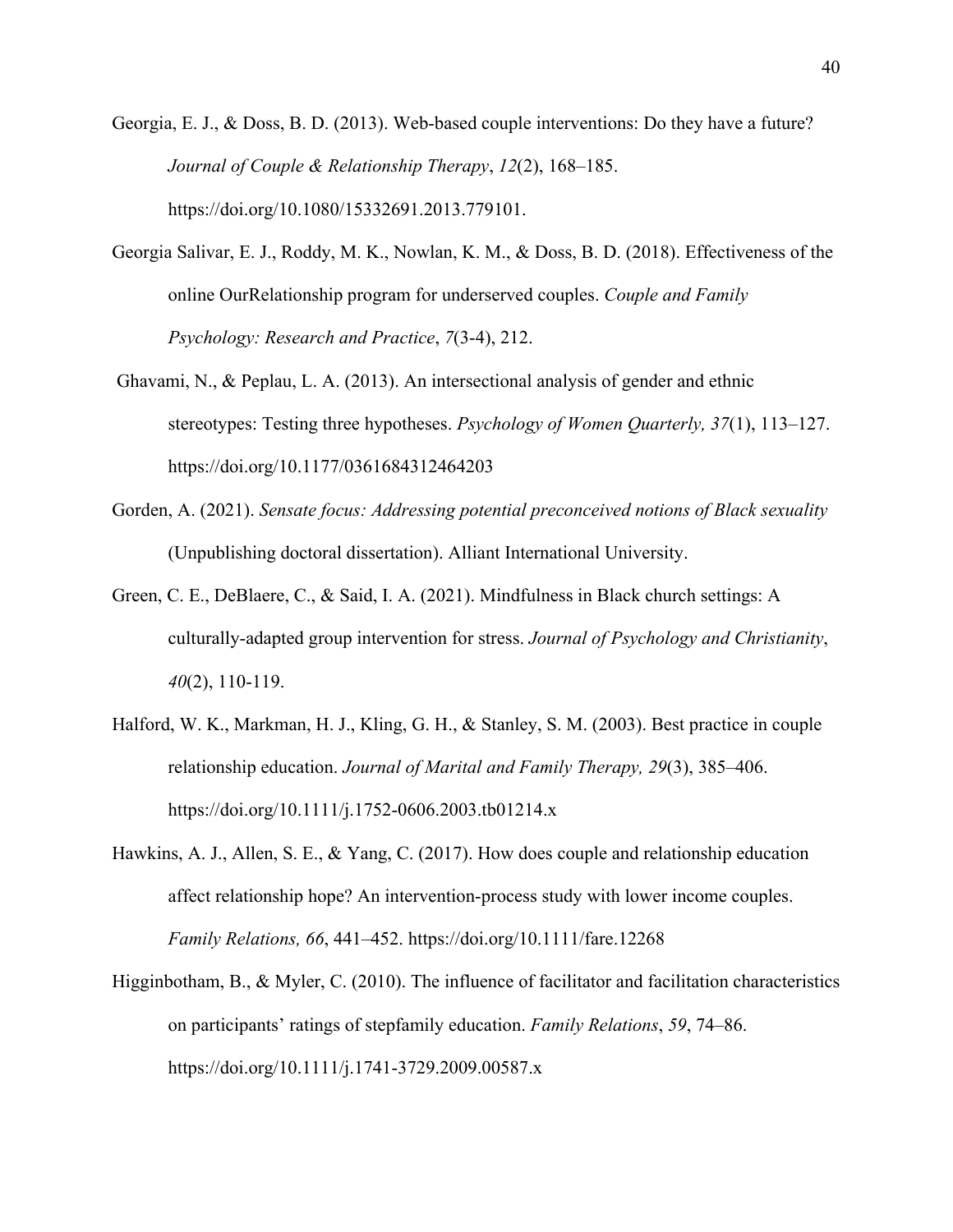Georgia, E. J., & Doss, B. D. (2013). Web-based couple interventions: Do they have a future? *Journal of Couple & Relationship Therapy*, *12*(2), 168–185. https://doi.org/10.1080/15332691.2013.779101.

Georgia Salivar, E. J., Roddy, M. K., Nowlan, K. M., & Doss, B. D. (2018). Effectiveness of the online OurRelationship program for underserved couples. *Couple and Family Psychology: Research and Practice*, *7*(3-4), 212.

Ghavami, N., & Peplau, L. A. (2013). An intersectional analysis of gender and ethnic stereotypes: Testing three hypotheses. *Psychology of Women Quarterly, 37*(1), 113–127. https://doi.org/10.1177/0361684312464203

Gorden, A. (2021). *Sensate focus: Addressing potential preconceived notions of Black sexuality* (Unpublishing doctoral dissertation). Alliant International University.

Green, C. E., DeBlaere, C., & Said, I. A. (2021). Mindfulness in Black church settings: A culturally-adapted group intervention for stress. *Journal of Psychology and Christianity*, *40*(2), 110-119.

Halford, W. K., Markman, H. J., Kling, G. H., & Stanley, S. M. (2003). Best practice in couple relationship education. *Journal of Marital and Family Therapy, 29*(3), 385–406. https://doi.org/10.1111/j.1752-0606.2003.tb01214.x

Hawkins, A. J., Allen, S. E., & Yang, C. (2017). How does couple and relationship education affect relationship hope? An intervention-process study with lower income couples. *Family Relations, 66*, 441–452. https://doi.org/10.1111/fare.12268

Higginbotham, B., & Myler, C. (2010). The influence of facilitator and facilitation characteristics on participants' ratings of stepfamily education. *Family Relations*, *59*, 74–86. https://doi.org/10.1111/j.1741-3729.2009.00587.x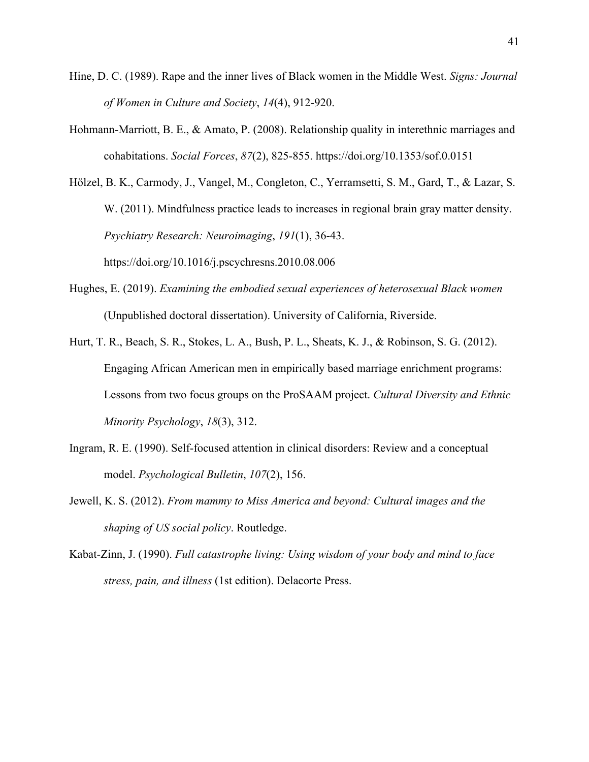Hine, D. C. (1989). Rape and the inner lives of Black women in the Middle West. *Signs: Journal of Women in Culture and Society*, *14*(4), 912-920.

Hohmann-Marriott, B. E., & Amato, P. (2008). Relationship quality in interethnic marriages and cohabitations. *Social Forces*, *87*(2), 825-855. https://doi.org/10.1353/sof.0.0151

Hölzel, B. K., Carmody, J., Vangel, M., Congleton, C., Yerramsetti, S. M., Gard, T., & Lazar, S. W. (2011). Mindfulness practice leads to increases in regional brain gray matter density. *Psychiatry Research: Neuroimaging*, *191*(1), 36-43. https://doi.org/10.1016/j.pscychresns.2010.08.006

Hughes, E. (2019). *Examining the embodied sexual experiences of heterosexual Black women* (Unpublished doctoral dissertation). University of California, Riverside.

Hurt, T. R., Beach, S. R., Stokes, L. A., Bush, P. L., Sheats, K. J., & Robinson, S. G. (2012). Engaging African American men in empirically based marriage enrichment programs: Lessons from two focus groups on the ProSAAM project. *Cultural Diversity and Ethnic Minority Psychology*, *18*(3), 312.

Ingram, R. E. (1990). Self-focused attention in clinical disorders: Review and a conceptual model. *Psychological Bulletin*, *107*(2), 156.

Jewell, K. S. (2012). *From mammy to Miss America and beyond: Cultural images and the shaping of US social policy*. Routledge.

Kabat-Zinn, J. (1990). *Full catastrophe living: Using wisdom of your body and mind to face stress, pain, and illness* (1st edition). Delacorte Press.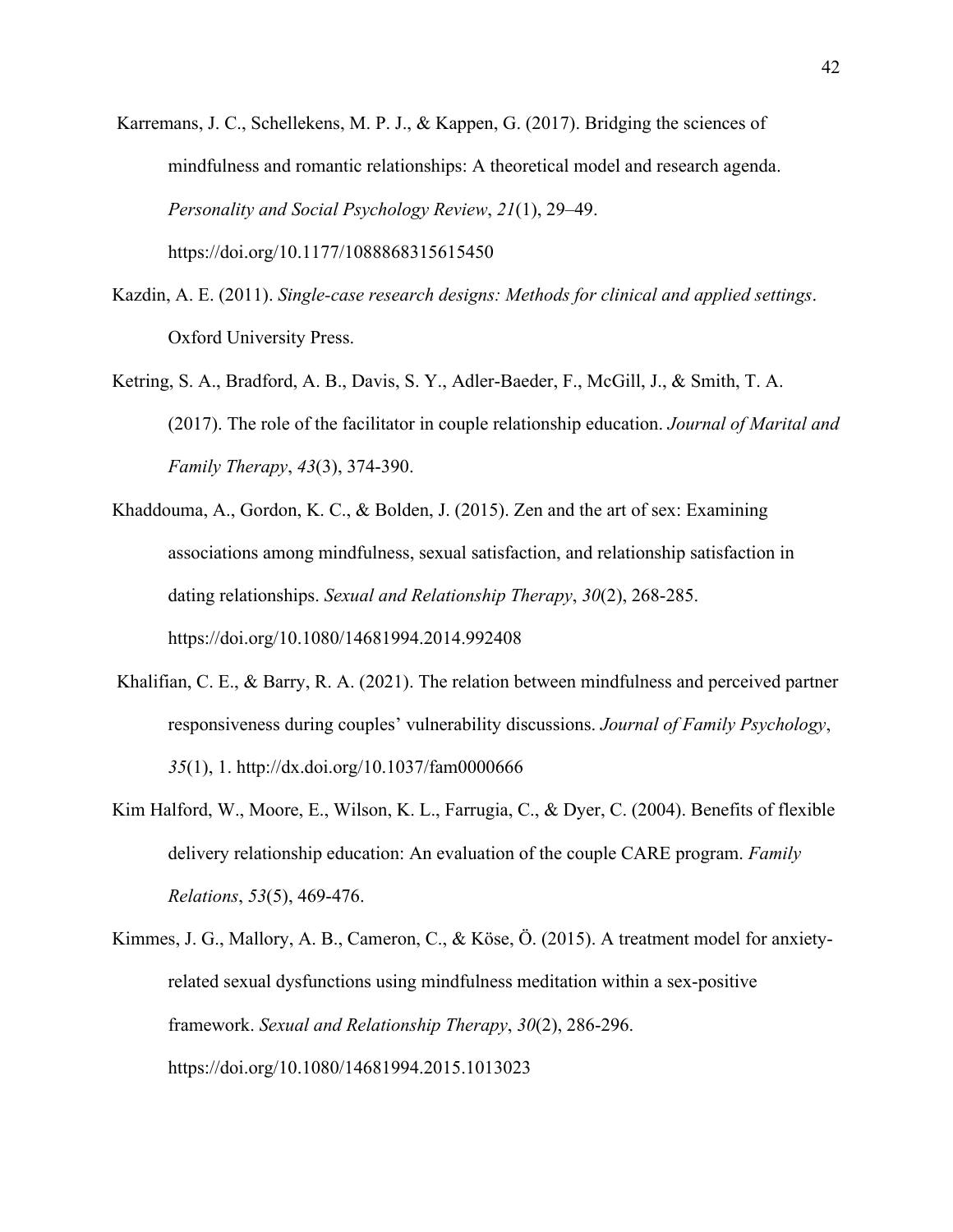Karremans, J. C., Schellekens, M. P. J., & Kappen, G. (2017). Bridging the sciences of mindfulness and romantic relationships: A theoretical model and research agenda. *Personality and Social Psychology Review*, *21*(1), 29–49. https://doi.org/10.1177/1088868315615450

Kazdin, A. E. (2011). *Single-case research designs: Methods for clinical and applied settings*. Oxford University Press.

Ketring, S. A., Bradford, A. B., Davis, S. Y., Adler-Baeder, F., McGill, J., & Smith, T. A. (2017). The role of the facilitator in couple relationship education. *Journal of Marital and Family Therapy*, *43*(3), 374-390.

Khaddouma, A., Gordon, K. C., & Bolden, J. (2015). Zen and the art of sex: Examining associations among mindfulness, sexual satisfaction, and relationship satisfaction in dating relationships. *Sexual and Relationship Therapy*, *30*(2), 268-285. https://doi.org/10.1080/14681994.2014.992408

Khalifian, C. E., & Barry, R. A. (2021). The relation between mindfulness and perceived partner responsiveness during couples' vulnerability discussions. *Journal of Family Psychology*, *35*(1), 1. http://dx.doi.org/10.1037/fam0000666

Kim Halford, W., Moore, E., Wilson, K. L., Farrugia, C., & Dyer, C. (2004). Benefits of flexible delivery relationship education: An evaluation of the couple CARE program. *Family Relations*, *53*(5), 469-476.

Kimmes, J. G., Mallory, A. B., Cameron, C., & Köse, Ö. (2015). A treatment model for anxiety-related sexual dysfunctions using mindfulness meditation within a sex-positive framework. *Sexual and Relationship Therapy*, *30*(2), 286-296. https://doi.org/10.1080/14681994.2015.1013023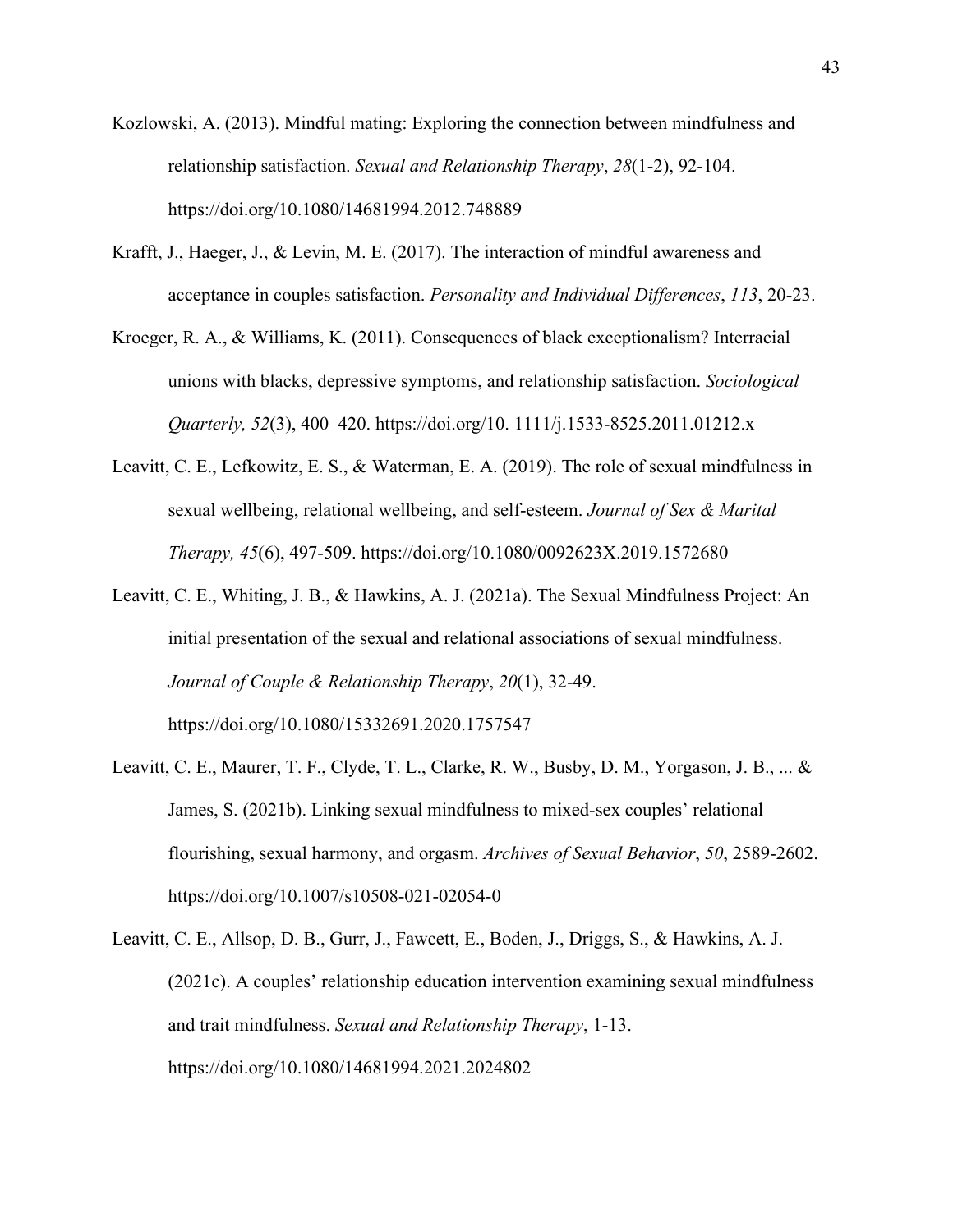Kozlowski, A. (2013). Mindful mating: Exploring the connection between mindfulness and relationship satisfaction. *Sexual and Relationship Therapy*, *28*(1-2), 92-104. https://doi.org/10.1080/14681994.2012.748889

Krafft, J., Haeger, J., & Levin, M. E. (2017). The interaction of mindful awareness and acceptance in couples satisfaction. *Personality and Individual Differences*, *113*, 20-23.

Kroeger, R. A., & Williams, K. (2011). Consequences of black exceptionalism? Interracial unions with blacks, depressive symptoms, and relationship satisfaction. *Sociological Quarterly, 52*(3), 400–420. https://doi.org/10. 1111/j.1533-8525.2011.01212.x

Leavitt, C. E., Lefkowitz, E. S., & Waterman, E. A. (2019). The role of sexual mindfulness in sexual wellbeing, relational wellbeing, and self-esteem. *Journal of Sex & Marital Therapy, 45*(6), 497-509. https://doi.org/10.1080/0092623X.2019.1572680

Leavitt, C. E., Whiting, J. B., & Hawkins, A. J. (2021a). The Sexual Mindfulness Project: An initial presentation of the sexual and relational associations of sexual mindfulness. *Journal of Couple & Relationship Therapy*, *20*(1), 32-49. https://doi.org/10.1080/15332691.2020.1757547

Leavitt, C. E., Maurer, T. F., Clyde, T. L., Clarke, R. W., Busby, D. M., Yorgason, J. B., ... & James, S. (2021b). Linking sexual mindfulness to mixed-sex couples' relational flourishing, sexual harmony, and orgasm. *Archives of Sexual Behavior*, *50*, 2589-2602. https://doi.org/10.1007/s10508-021-02054-0

Leavitt, C. E., Allsop, D. B., Gurr, J., Fawcett, E., Boden, J., Driggs, S., & Hawkins, A. J. (2021c). A couples' relationship education intervention examining sexual mindfulness and trait mindfulness. *Sexual and Relationship Therapy*, 1-13. https://doi.org/10.1080/14681994.2021.2024802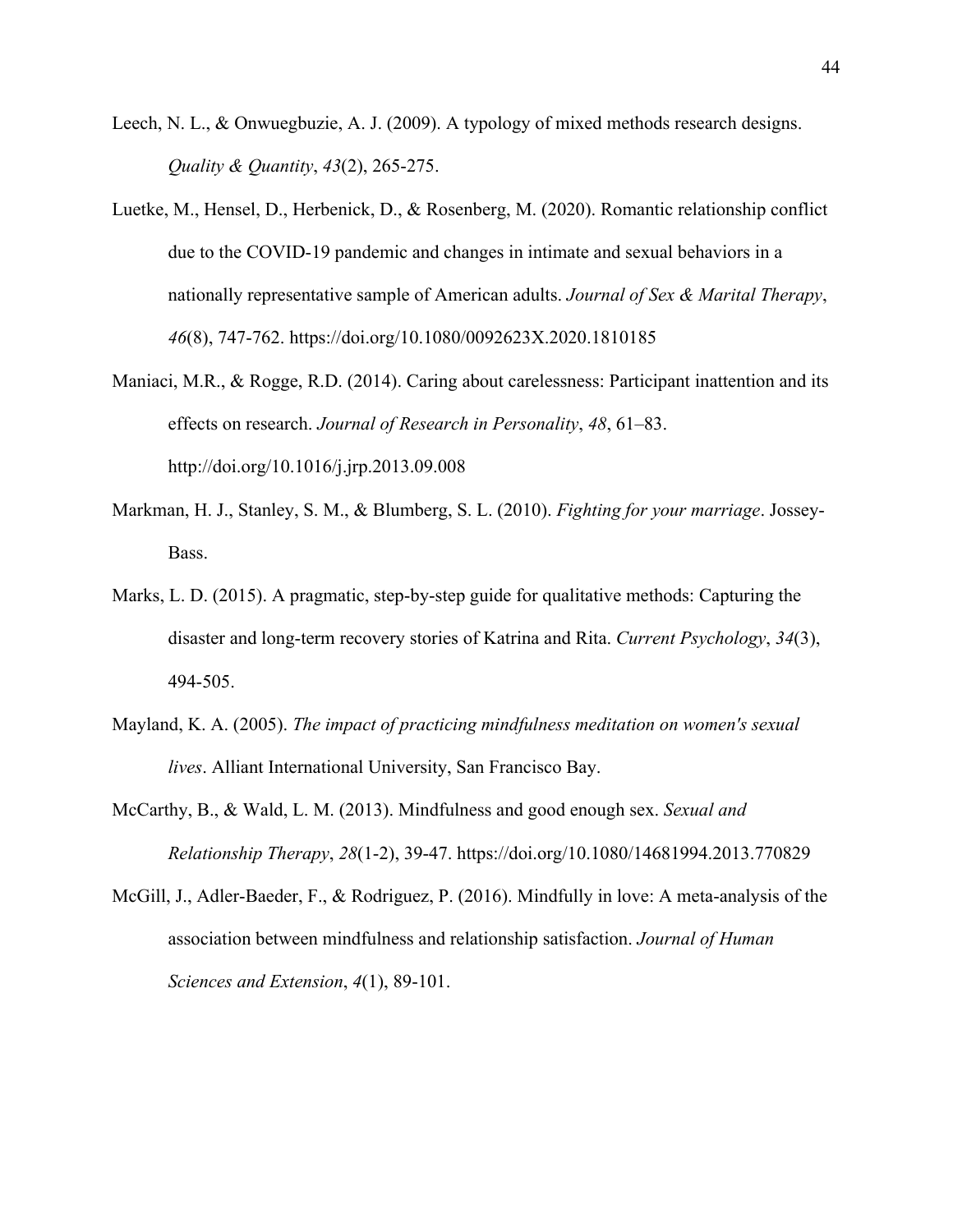Leech, N. L., & Onwuegbuzie, A. J. (2009). A typology of mixed methods research designs. *Quality & Quantity*, *43*(2), 265-275.

Luetke, M., Hensel, D., Herbenick, D., & Rosenberg, M. (2020). Romantic relationship conflict due to the COVID-19 pandemic and changes in intimate and sexual behaviors in a nationally representative sample of American adults. *Journal of Sex & Marital Therapy*, *46*(8), 747-762. https://doi.org/10.1080/0092623X.2020.1810185

Maniaci, M.R., & Rogge, R.D. (2014). Caring about carelessness: Participant inattention and its effects on research. *Journal of Research in Personality*, *48*, 61–83. http://doi.org/10.1016/j.jrp.2013.09.008

Markman, H. J., Stanley, S. M., & Blumberg, S. L. (2010). *Fighting for your marriage*. Jossey-Bass.

Marks, L. D. (2015). A pragmatic, step-by-step guide for qualitative methods: Capturing the disaster and long-term recovery stories of Katrina and Rita. *Current Psychology*, *34*(3), 494-505.

Mayland, K. A. (2005). *The impact of practicing mindfulness meditation on women's sexual lives*. Alliant International University, San Francisco Bay.

McCarthy, B., & Wald, L. M. (2013). Mindfulness and good enough sex. *Sexual and Relationship Therapy*, *28*(1-2), 39-47. https://doi.org/10.1080/14681994.2013.770829

McGill, J., Adler-Baeder, F., & Rodriguez, P. (2016). Mindfully in love: A meta-analysis of the association between mindfulness and relationship satisfaction. *Journal of Human Sciences and Extension*, *4*(1), 89-101.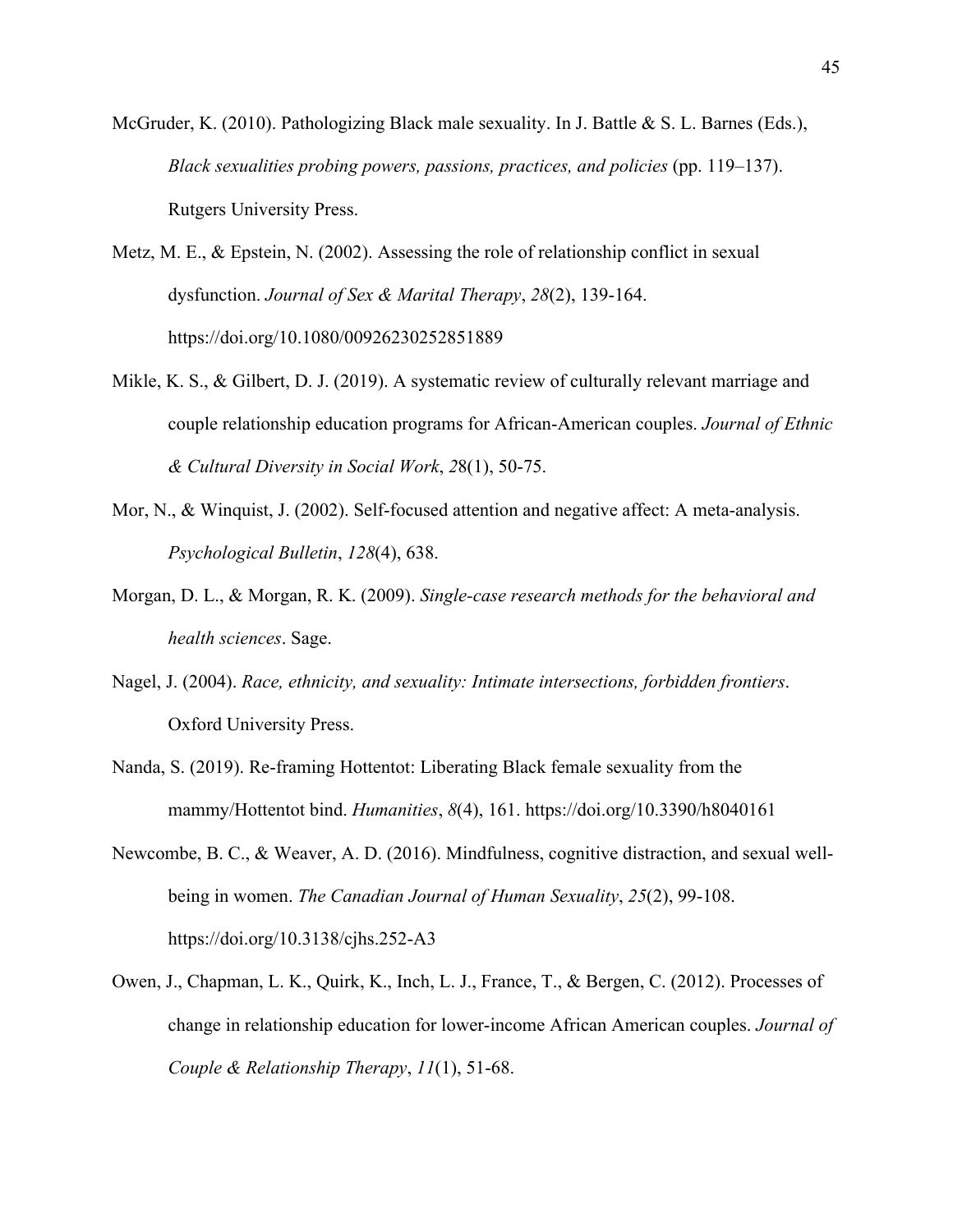McGruder, K. (2010). Pathologizing Black male sexuality. In J. Battle & S. L. Barnes (Eds.), *Black sexualities probing powers, passions, practices, and policies* (pp. 119–137). Rutgers University Press.

Metz, M. E., & Epstein, N. (2002). Assessing the role of relationship conflict in sexual dysfunction. *Journal of Sex & Marital Therapy*, *28*(2), 139-164. https://doi.org/10.1080/00926230252851889

Mikle, K. S., & Gilbert, D. J. (2019). A systematic review of culturally relevant marriage and couple relationship education programs for African-American couples. *Journal of Ethnic & Cultural Diversity in Social Work*, *28*(1), 50-75.

Mor, N., & Winquist, J. (2002). Self-focused attention and negative affect: A meta-analysis. *Psychological Bulletin*, *128*(4), 638.

Morgan, D. L., & Morgan, R. K. (2009). *Single-case research methods for the behavioral and health sciences*. Sage.

Nagel, J. (2004). *Race, ethnicity, and sexuality: Intimate intersections, forbidden frontiers*. Oxford University Press.

Nanda, S. (2019). Re-framing Hottentot: Liberating Black female sexuality from the mammy/Hottentot bind. *Humanities*, *8*(4), 161. https://doi.org/10.3390/h8040161

Newcombe, B. C., & Weaver, A. D. (2016). Mindfulness, cognitive distraction, and sexual well-being in women. *The Canadian Journal of Human Sexuality*, *25*(2), 99-108. https://doi.org/10.3138/cjhs.252-A3

Owen, J., Chapman, L. K., Quirk, K., Inch, L. J., France, T., & Bergen, C. (2012). Processes of change in relationship education for lower-income African American couples. *Journal of Couple & Relationship Therapy*, *11*(1), 51-68.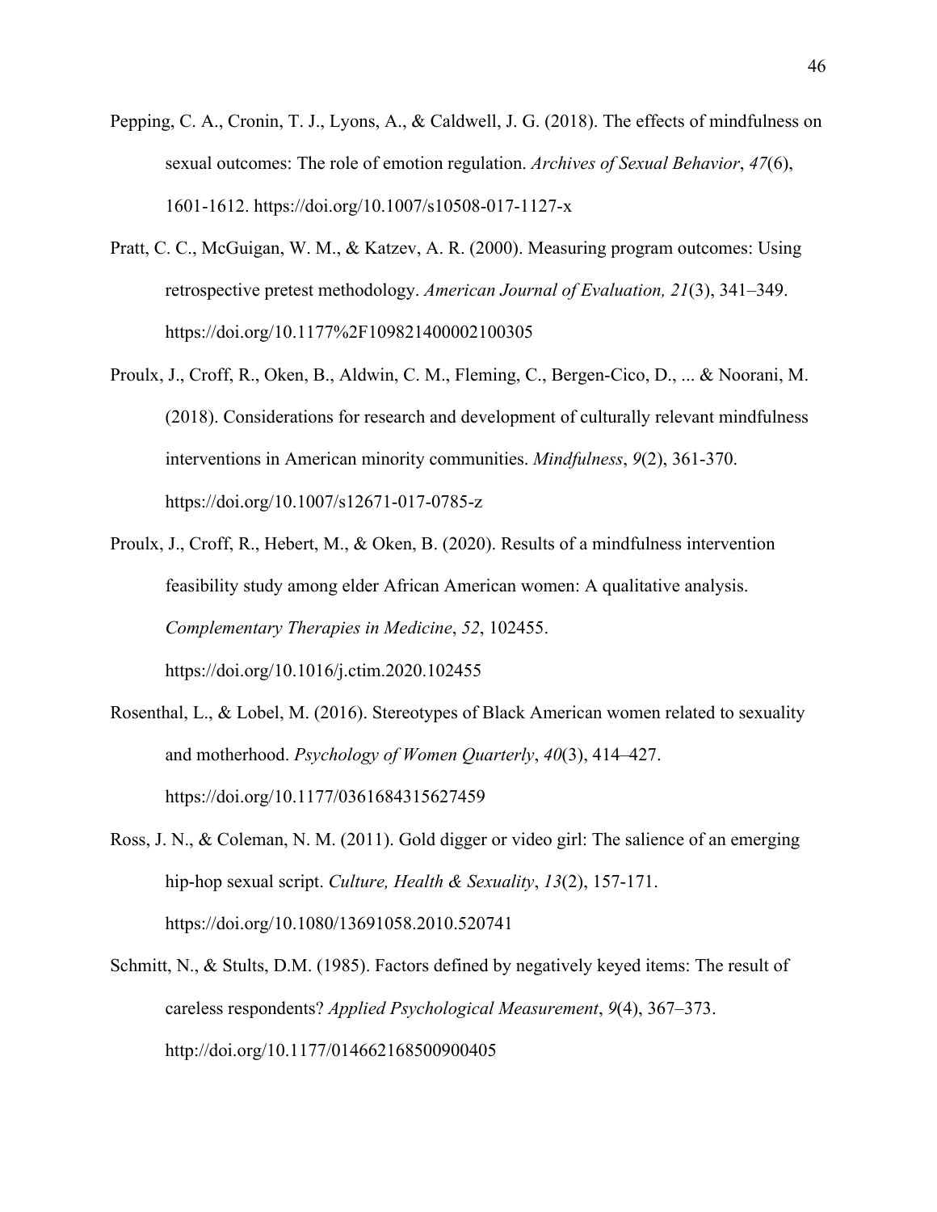Pepping, C. A., Cronin, T. J., Lyons, A., & Caldwell, J. G. (2018). The effects of mindfulness on sexual outcomes: The role of emotion regulation. *Archives of Sexual Behavior*, *47*(6), 1601-1612. https://doi.org/10.1007/s10508-017-1127-x

Pratt, C. C., McGuigan, W. M., & Katzev, A. R. (2000). Measuring program outcomes: Using retrospective pretest methodology. *American Journal of Evaluation, 21*(3), 341–349. https://doi.org/10.1177%2F109821400002100305

Proulx, J., Croff, R., Oken, B., Aldwin, C. M., Fleming, C., Bergen-Cico, D., ... & Noorani, M. (2018). Considerations for research and development of culturally relevant mindfulness interventions in American minority communities. *Mindfulness*, *9*(2), 361-370. https://doi.org/10.1007/s12671-017-0785-z

Proulx, J., Croff, R., Hebert, M., & Oken, B. (2020). Results of a mindfulness intervention feasibility study among elder African American women: A qualitative analysis. *Complementary Therapies in Medicine*, *52*, 102455. https://doi.org/10.1016/j.ctim.2020.102455

Rosenthal, L., & Lobel, M. (2016). Stereotypes of Black American women related to sexuality and motherhood. *Psychology of Women Quarterly*, *40*(3), 414–427. https://doi.org/10.1177/0361684315627459

Ross, J. N., & Coleman, N. M. (2011). Gold digger or video girl: The salience of an emerging hip-hop sexual script. *Culture, Health & Sexuality*, *13*(2), 157-171. https://doi.org/10.1080/13691058.2010.520741

Schmitt, N., & Stults, D.M. (1985). Factors defined by negatively keyed items: The result of careless respondents? *Applied Psychological Measurement*, *9*(4), 367–373. http://doi.org/10.1177/014662168500900405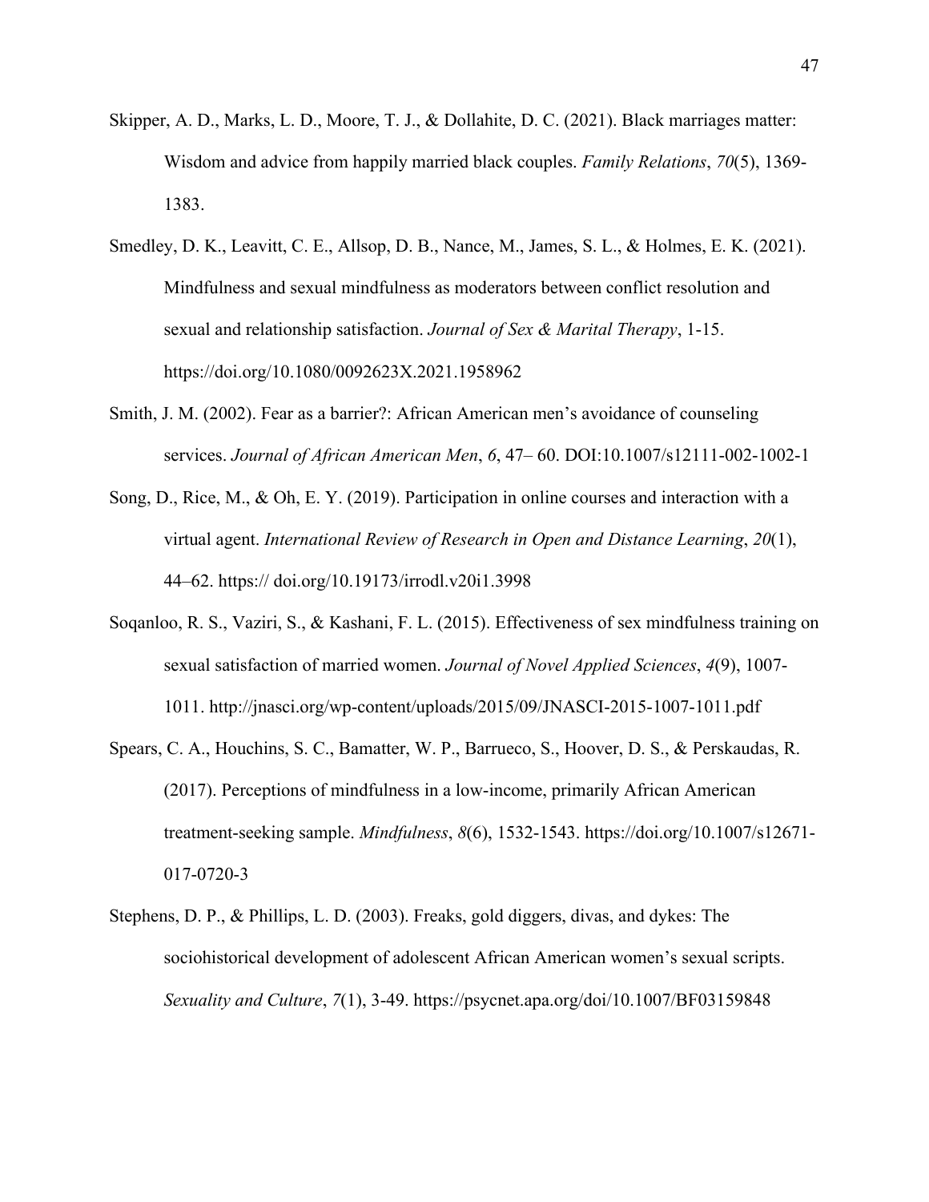Skipper, A. D., Marks, L. D., Moore, T. J., & Dollahite, D. C. (2021). Black marriages matter: Wisdom and advice from happily married black couples. *Family Relations*, *70*(5), 1369-1383.

Smedley, D. K., Leavitt, C. E., Allsop, D. B., Nance, M., James, S. L., & Holmes, E. K. (2021). Mindfulness and sexual mindfulness as moderators between conflict resolution and sexual and relationship satisfaction. *Journal of Sex & Marital Therapy*, 1-15. https://doi.org/10.1080/0092623X.2021.1958962

Smith, J. M. (2002). Fear as a barrier?: African American men's avoidance of counseling services. *Journal of African American Men*, *6*, 47– 60. DOI:10.1007/s12111-002-1002-1

Song, D., Rice, M., & Oh, E. Y. (2019). Participation in online courses and interaction with a virtual agent. *International Review of Research in Open and Distance Learning*, *20*(1), 44–62. https:// doi.org/10.19173/irrodl.v20i1.3998

Soqanloo, R. S., Vaziri, S., & Kashani, F. L. (2015). Effectiveness of sex mindfulness training on sexual satisfaction of married women. *Journal of Novel Applied Sciences*, *4*(9), 1007-1011. http://jnasci.org/wp-content/uploads/2015/09/JNASCI-2015-1007-1011.pdf

Spears, C. A., Houchins, S. C., Bamatter, W. P., Barrueco, S., Hoover, D. S., & Perskaudas, R. (2017). Perceptions of mindfulness in a low-income, primarily African American treatment-seeking sample. *Mindfulness*, *8*(6), 1532-1543. https://doi.org/10.1007/s12671-017-0720-3

Stephens, D. P., & Phillips, L. D. (2003). Freaks, gold diggers, divas, and dykes: The sociohistorical development of adolescent African American women's sexual scripts. *Sexuality and Culture*, *7*(1), 3-49. https://psycnet.apa.org/doi/10.1007/BF03159848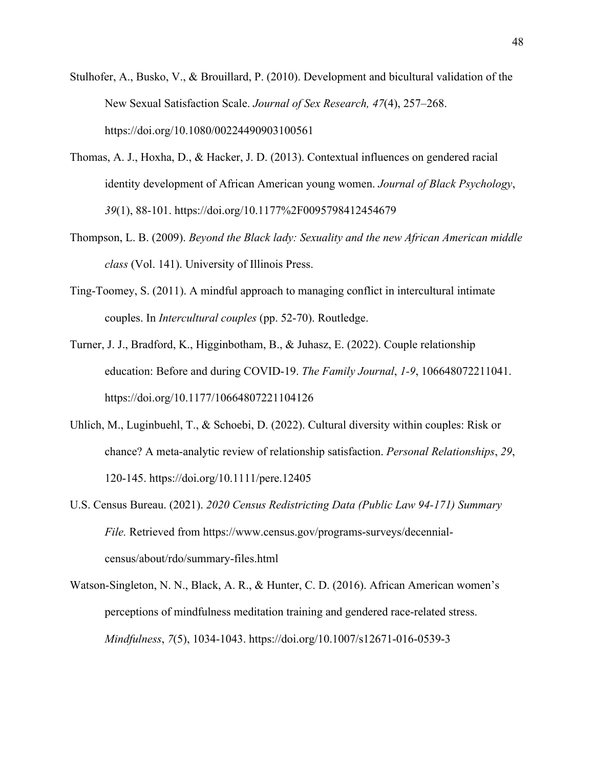Stulhofer, A., Busko, V., & Brouillard, P. (2010). Development and bicultural validation of the New Sexual Satisfaction Scale. *Journal of Sex Research, 47*(4), 257–268. https://doi.org/10.1080/00224490903100561

Thomas, A. J., Hoxha, D., & Hacker, J. D. (2013). Contextual influences on gendered racial identity development of African American young women. *Journal of Black Psychology*, *39*(1), 88-101. https://doi.org/10.1177%2F0095798412454679

Thompson, L. B. (2009). *Beyond the Black lady: Sexuality and the new African American middle class* (Vol. 141). University of Illinois Press.

Ting-Toomey, S. (2011). A mindful approach to managing conflict in intercultural intimate couples. In *Intercultural couples* (pp. 52-70). Routledge.

Turner, J. J., Bradford, K., Higginbotham, B., & Juhasz, E. (2022). Couple relationship education: Before and during COVID-19. *The Family Journal*, *1-9*, 106648072211041. https://doi.org/10.1177/10664807221104126

Uhlich, M., Luginbuehl, T., & Schoebi, D. (2022). Cultural diversity within couples: Risk or chance? A meta-analytic review of relationship satisfaction. *Personal Relationships*, *29*, 120-145. https://doi.org/10.1111/pere.12405

U.S. Census Bureau. (2021). *2020 Census Redistricting Data (Public Law 94-171) Summary File.* Retrieved from https://www.census.gov/programs-surveys/decennial-census/about/rdo/summary-files.html

Watson-Singleton, N. N., Black, A. R., & Hunter, C. D. (2016). African American women's perceptions of mindfulness meditation training and gendered race-related stress. *Mindfulness*, *7*(5), 1034-1043. https://doi.org/10.1007/s12671-016-0539-3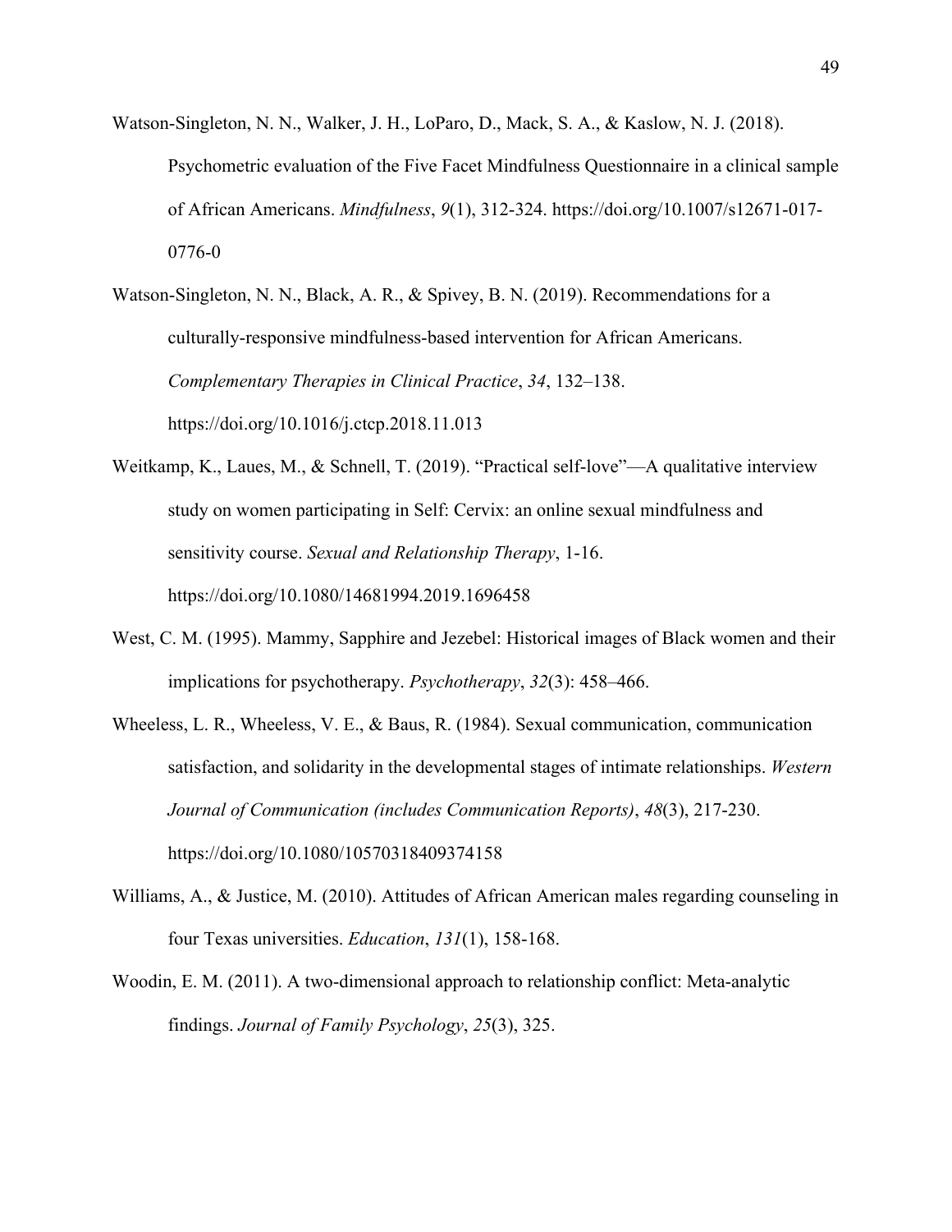Watson-Singleton, N. N., Walker, J. H., LoParo, D., Mack, S. A., & Kaslow, N. J. (2018). Psychometric evaluation of the Five Facet Mindfulness Questionnaire in a clinical sample of African Americans. *Mindfulness*, *9*(1), 312-324. https://doi.org/10.1007/s12671-017-0776-0

Watson-Singleton, N. N., Black, A. R., & Spivey, B. N. (2019). Recommendations for a culturally-responsive mindfulness-based intervention for African Americans. *Complementary Therapies in Clinical Practice*, *34*, 132–138. https://doi.org/10.1016/j.ctcp.2018.11.013

Weitkamp, K., Laues, M., & Schnell, T. (2019). "Practical self-love"—A qualitative interview study on women participating in Self: Cervix: an online sexual mindfulness and sensitivity course. *Sexual and Relationship Therapy*, 1-16. https://doi.org/10.1080/14681994.2019.1696458

West, C. M. (1995). Mammy, Sapphire and Jezebel: Historical images of Black women and their implications for psychotherapy. *Psychotherapy*, *32*(3): 458–466.

Wheeless, L. R., Wheeless, V. E., & Baus, R. (1984). Sexual communication, communication satisfaction, and solidarity in the developmental stages of intimate relationships. *Western Journal of Communication (includes Communication Reports)*, *48*(3), 217-230. https://doi.org/10.1080/10570318409374158

Williams, A., & Justice, M. (2010). Attitudes of African American males regarding counseling in four Texas universities. *Education*, *131*(1), 158-168.

Woodin, E. M. (2011). A two-dimensional approach to relationship conflict: Meta-analytic findings. *Journal of Family Psychology*, *25*(3), 325.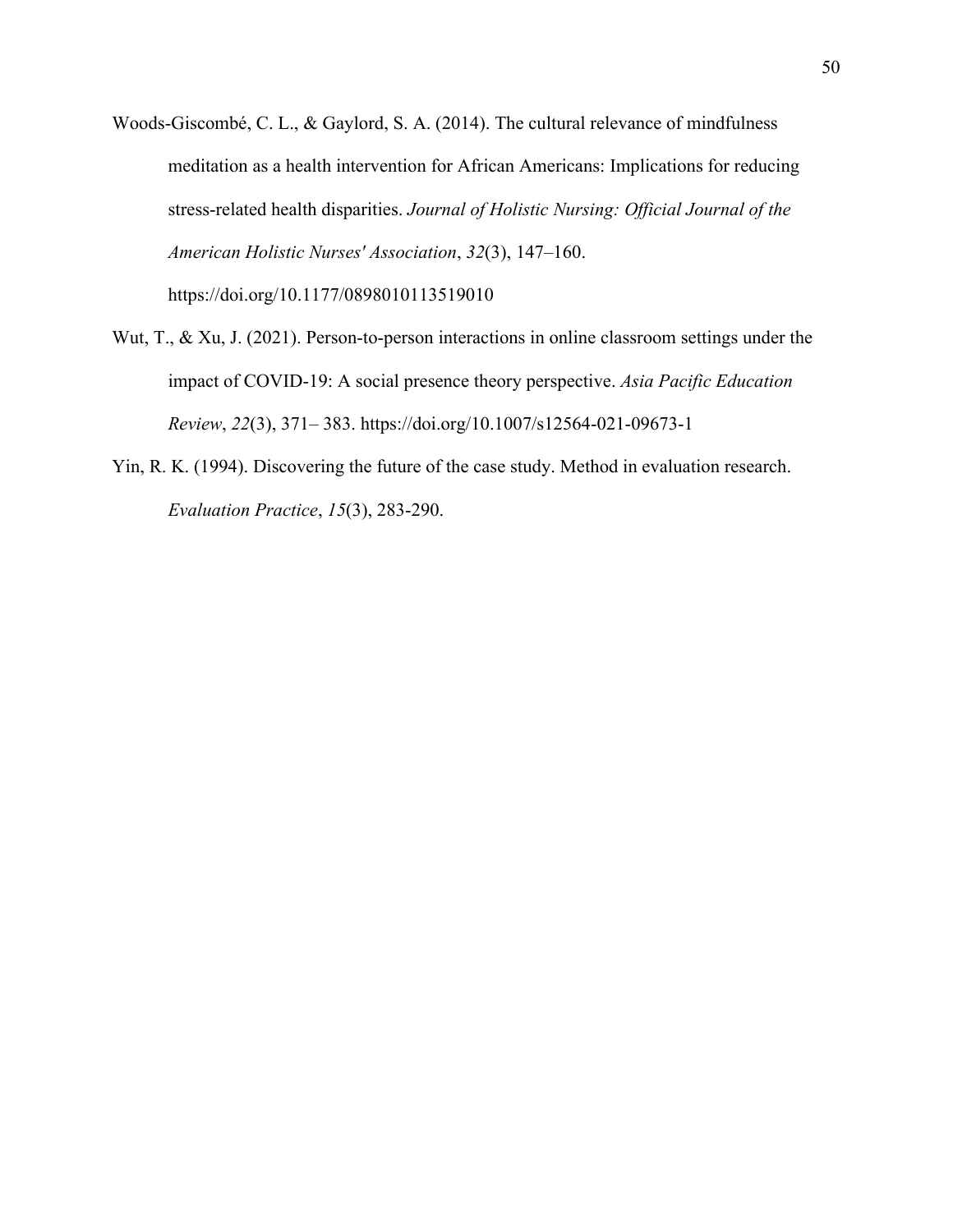Woods-Giscombé, C. L., & Gaylord, S. A. (2014). The cultural relevance of mindfulness meditation as a health intervention for African Americans: Implications for reducing stress-related health disparities. *Journal of Holistic Nursing: Official Journal of the American Holistic Nurses' Association*, *32*(3), 147–160. https://doi.org/10.1177/0898010113519010

Wut, T., & Xu, J. (2021). Person-to-person interactions in online classroom settings under the impact of COVID-19: A social presence theory perspective. *Asia Pacific Education Review*, *22*(3), 371– 383. https://doi.org/10.1007/s12564-021-09673-1

Yin, R. K. (1994). Discovering the future of the case study. Method in evaluation research. *Evaluation Practice*, *15*(3), 283-290.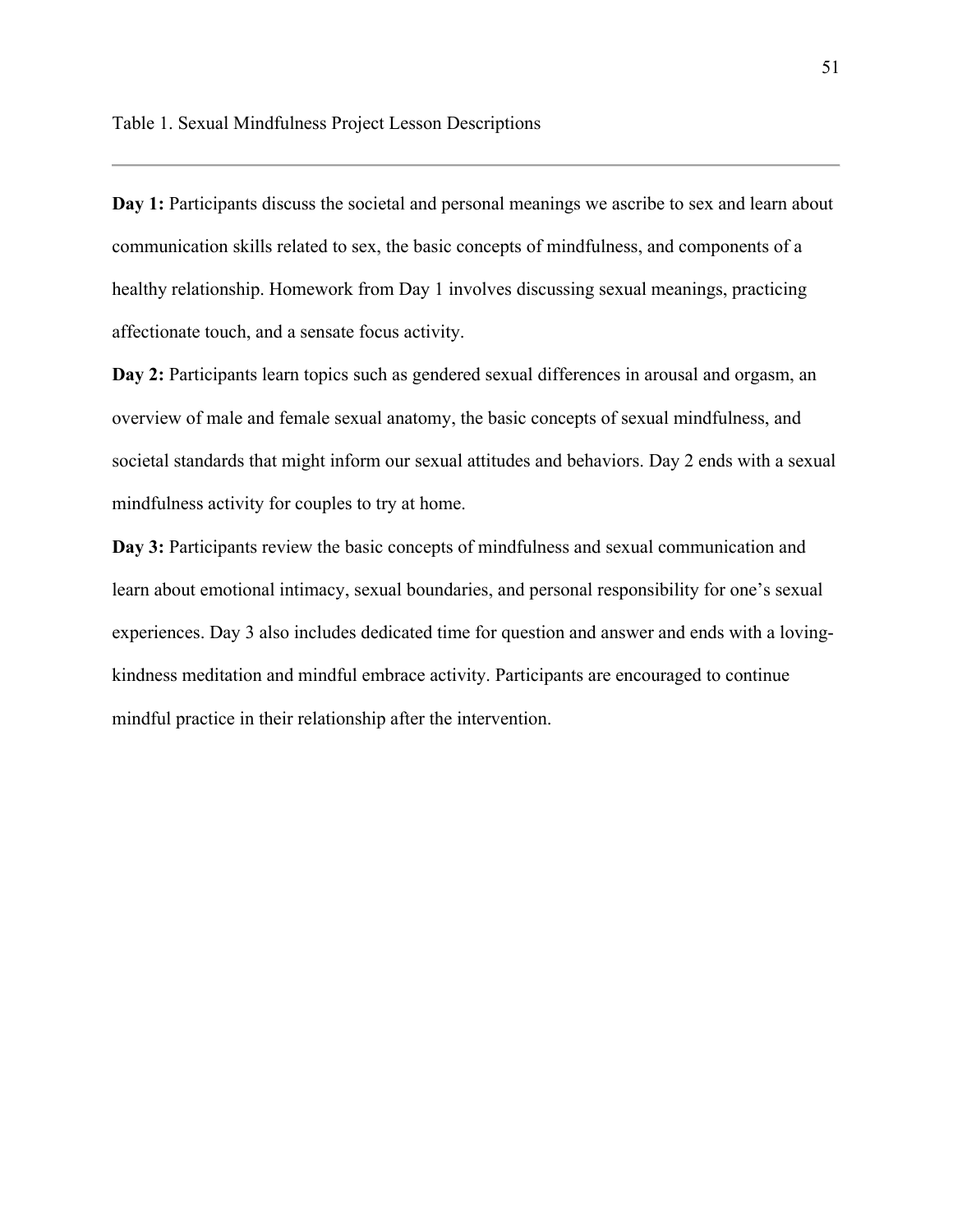Table 1. Sexual Mindfulness Project Lesson Descriptions

---

**Day 1:** Participants discuss the societal and personal meanings we ascribe to sex and learn about communication skills related to sex, the basic concepts of mindfulness, and components of a healthy relationship. Homework from Day 1 involves discussing sexual meanings, practicing affectionate touch, and a sensate focus activity.

**Day 2:** Participants learn topics such as gendered sexual differences in arousal and orgasm, an overview of male and female sexual anatomy, the basic concepts of sexual mindfulness, and societal standards that might inform our sexual attitudes and behaviors. Day 2 ends with a sexual mindfulness activity for couples to try at home.

**Day 3:** Participants review the basic concepts of mindfulness and sexual communication and learn about emotional intimacy, sexual boundaries, and personal responsibility for one's sexual experiences. Day 3 also includes dedicated time for question and answer and ends with a loving-kindness meditation and mindful embrace activity. Participants are encouraged to continue mindful practice in their relationship after the intervention.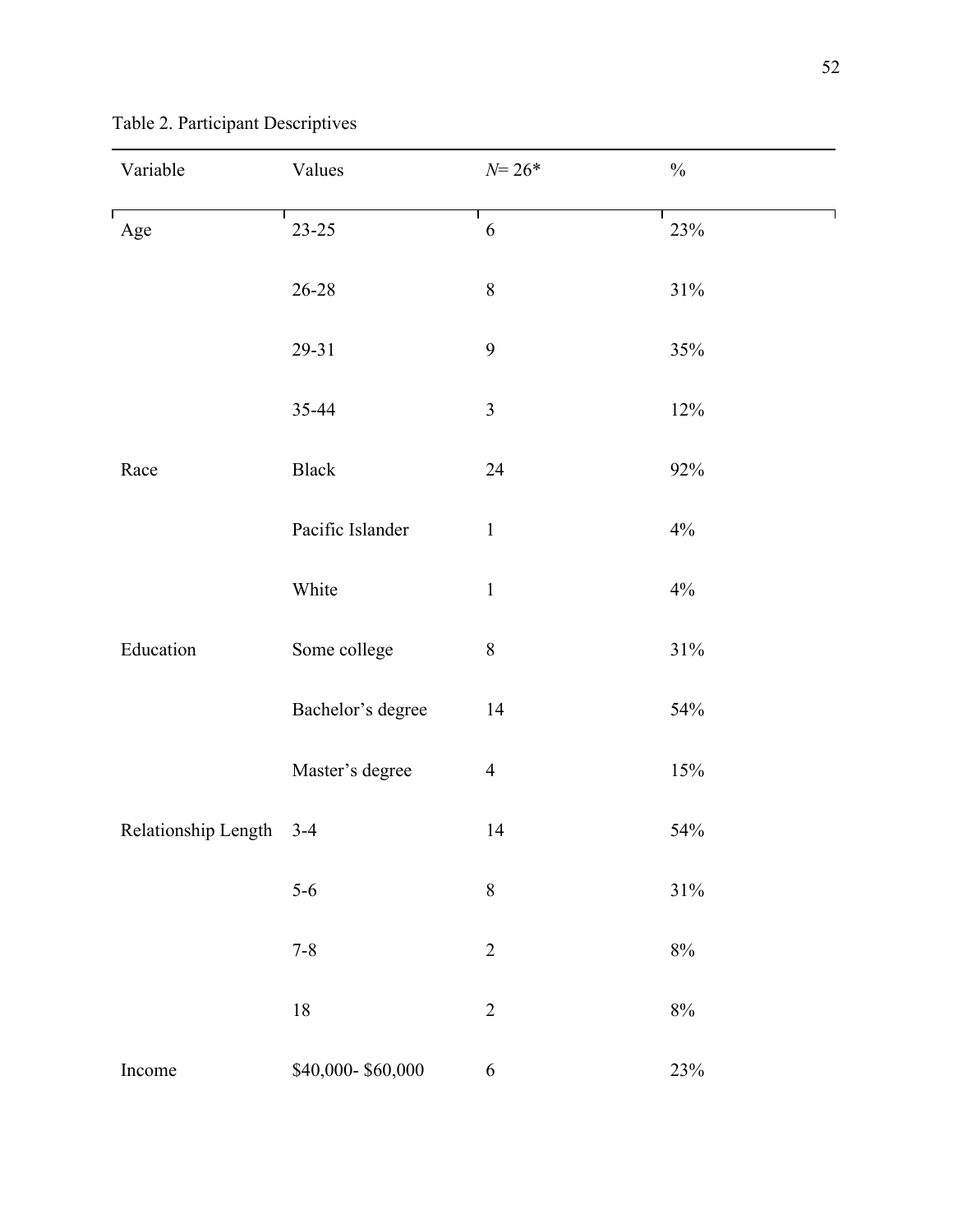Table 2. Participant Descriptives

| Variable | Values | *N*= 26* | % |
|---|---|---|---|
| Age | 23-25 | 6 | 23% |
| | 26-28 | 8 | 31% |
| | 29-31 | 9 | 35% |
| | 35-44 | 3 | 12% |
| Race | Black | 24 | 92% |
| | Pacific Islander | 1 | 4% |
| | White | 1 | 4% |
| Education | Some college | 8 | 31% |
| | Bachelor's degree | 14 | 54% |
| | Master's degree | 4 | 15% |
| Relationship Length | 3-4 | 14 | 54% |
| | 5-6 | 8 | 31% |
| | 7-8 | 2 | 8% |
| | 18 | 2 | 8% |
| Income | $40,000- $60,000 | 6 | 23% |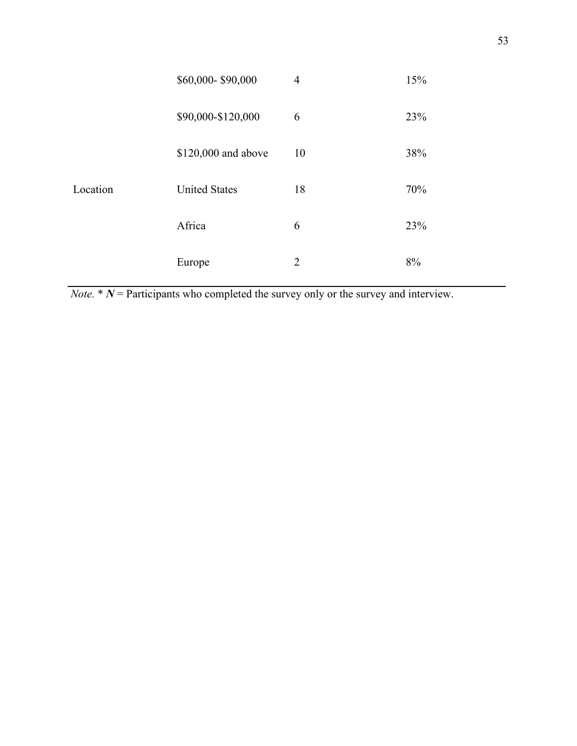|  |  |  |  |
|---|---|---|---|
|  | \$60,000- \$90,000 | 4 | 15% |
|  | \$90,000-\$120,000 | 6 | 23% |
|  | \$120,000 and above | 10 | 38% |
| Location | United States | 18 | 70% |
|  | Africa | 6 | 23% |
|  | Europe | 2 | 8% |

*Note.* * ***N*** = Participants who completed the survey only or the survey and interview.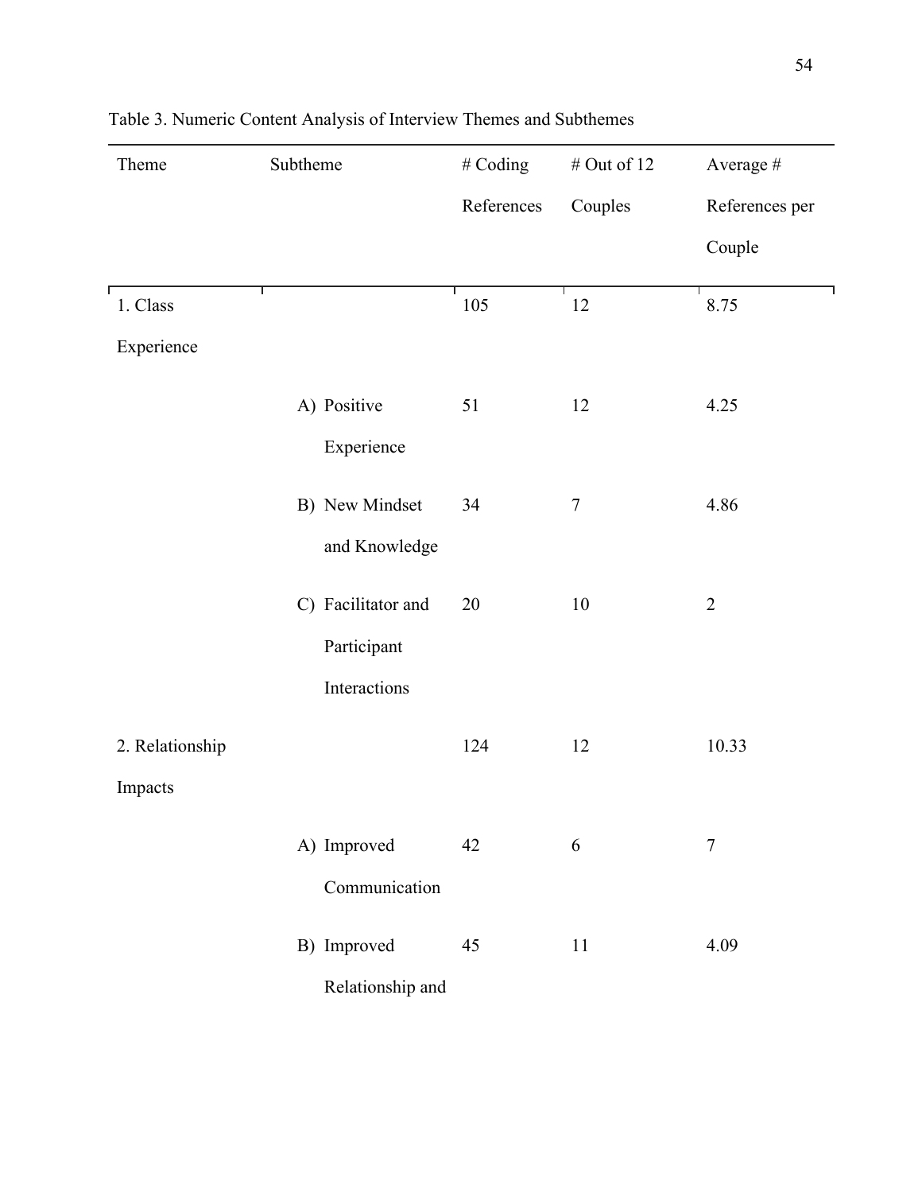Table 3. Numeric Content Analysis of Interview Themes and Subthemes

| Theme | Subtheme | # Coding References | # Out of 12 Couples | Average # References per Couple |
| --- | --- | --- | --- | --- |
| 1. Class Experience | | 105 | 12 | 8.75 |
| | A) Positive Experience | 51 | 12 | 4.25 |
| | B) New Mindset and Knowledge | 34 | 7 | 4.86 |
| | C) Facilitator and Participant Interactions | 20 | 10 | 2 |
| 2. Relationship Impacts | | 124 | 12 | 10.33 |
| | A) Improved Communication | 42 | 6 | 7 |
| | B) Improved Relationship and | 45 | 11 | 4.09 |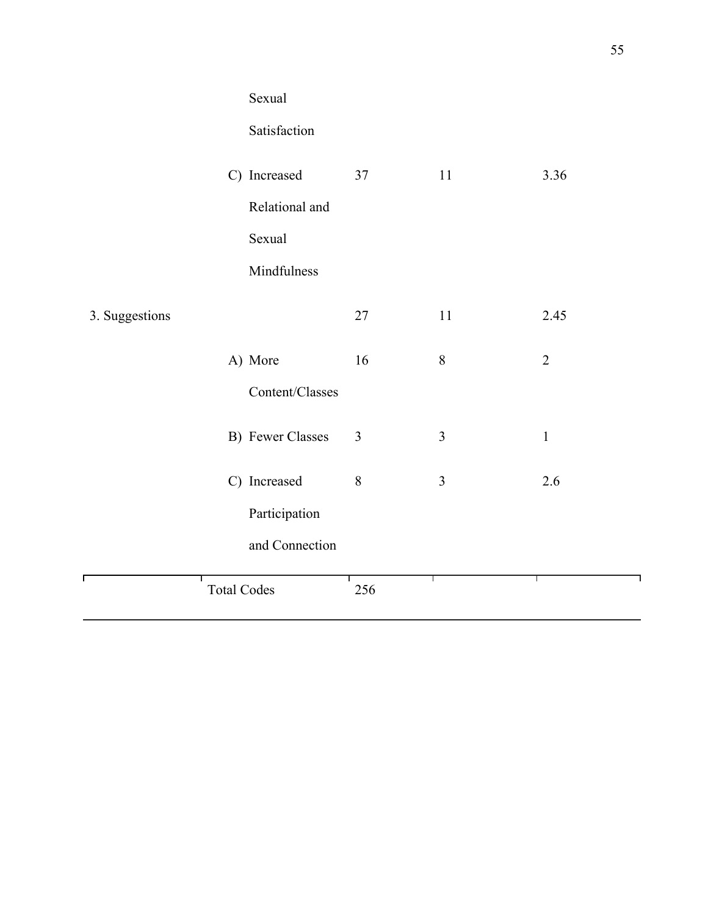| | | | | |
|---|---|---|---|---|
| | Sexual Satisfaction | | | |
| | C) Increased Relational and Sexual Mindfulness | 37 | 11 | 3.36 |
| 3. Suggestions | | 27 | 11 | 2.45 |
| | A) More Content/Classes | 16 | 8 | 2 |
| | B) Fewer Classes | 3 | 3 | 1 |
| | C) Increased Participation and Connection | 8 | 3 | 2.6 |
| | Total Codes | 256 | | |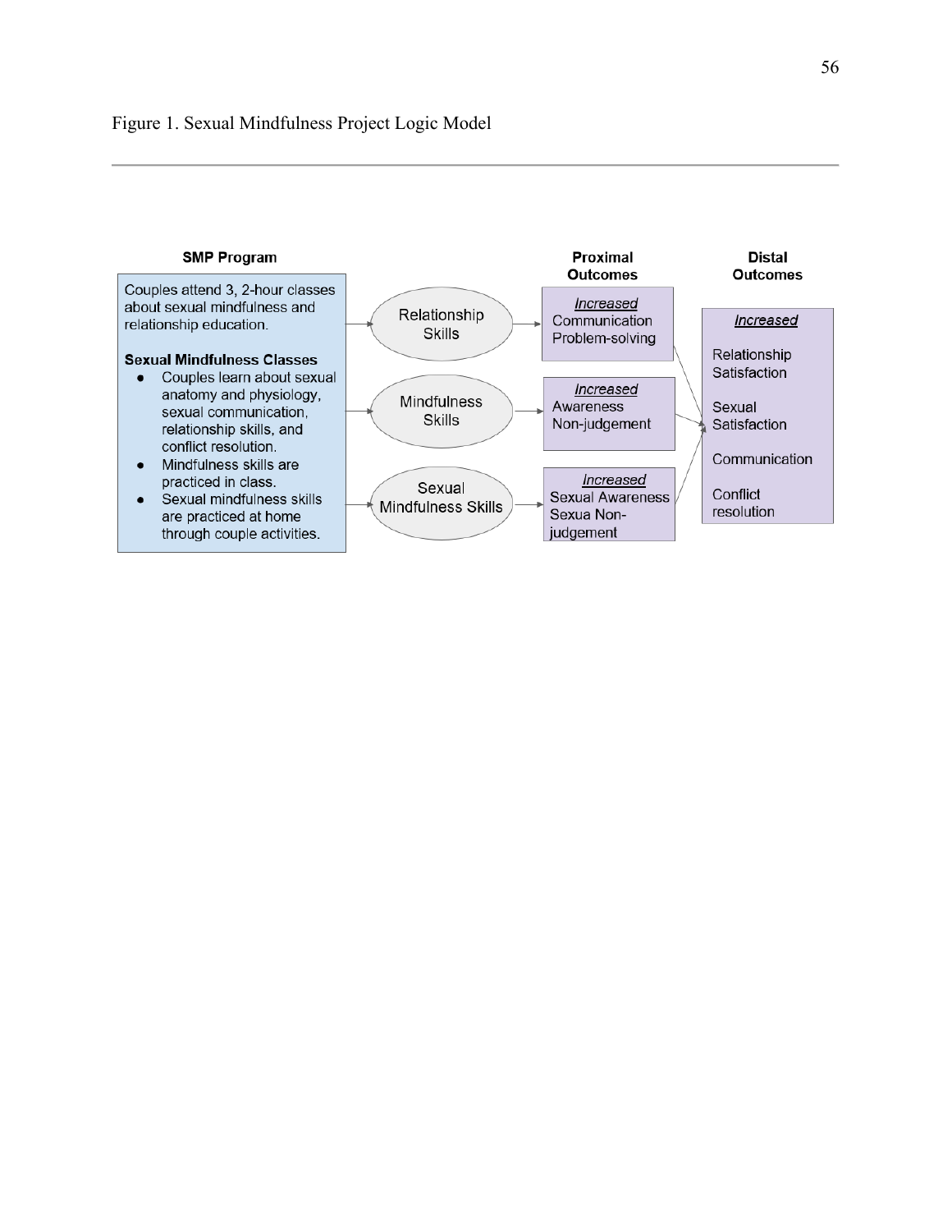Figure 1. Sexual Mindfulness Project Logic Model

---

**SMP Program**

Couples attend 3, 2-hour classes about sexual mindfulness and relationship education.

**Sexual Mindfulness Classes**

- Couples learn about sexual anatomy and physiology, sexual communication, relationship skills, and conflict resolution.
- Mindfulness skills are practiced in class.
- Sexual mindfulness skills are practiced at home through couple activities.

Relationship Skills

Mindfulness Skills

Sexual Mindfulness Skills

**Proximal Outcomes**

*Increased*
Communication
Problem-solving

*Increased*
Awareness
Non-judgement

*Increased*
Sexual Awareness
Sexua Non-judgement

**Distal Outcomes**

*Increased*

Relationship Satisfaction

Sexual Satisfaction

Communication

Conflict resolution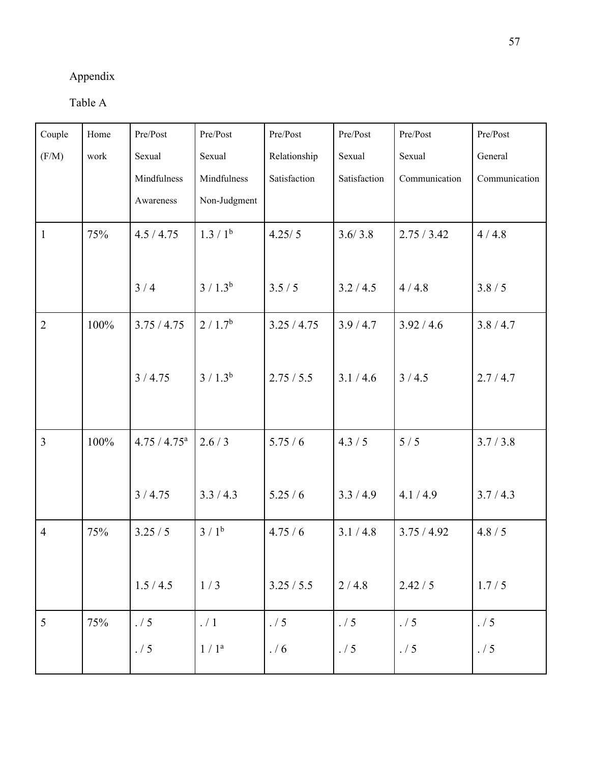Appendix

Table A

| Couple (F/M) | Home work | Pre/Post Sexual Mindfulness Awareness | Pre/Post Sexual Mindfulness Non-Judgment | Pre/Post Relationship Satisfaction | Pre/Post Sexual Satisfaction | Pre/Post Sexual Communication | Pre/Post General Communication |
|---|---|---|---|---|---|---|---|
| 1 | 75% | 4.5 / 4.75<br><br>3 / 4 | 1.3 / 1[b]<br><br>3 / 1.3[b] | 4.25/ 5<br><br>3.5 / 5 | 3.6/ 3.8<br><br>3.2 / 4.5 | 2.75 / 3.42<br><br>4 / 4.8 | 4 / 4.8<br><br>3.8 / 5 |
| 2 | 100% | 3.75 / 4.75<br><br>3 / 4.75 | 2 / 1.7[b]<br><br>3 / 1.3[b] | 3.25 / 4.75<br><br>2.75 / 5.5 | 3.9 / 4.7<br><br>3.1 / 4.6 | 3.92 / 4.6<br><br>3 / 4.5 | 3.8 / 4.7<br><br>2.7 / 4.7 |
| 3 | 100% | 4.75 / 4.75[a]<br><br>3 / 4.75 | 2.6 / 3<br><br>3.3 / 4.3 | 5.75 / 6<br><br>5.25 / 6 | 4.3 / 5<br><br>3.3 / 4.9 | 5 / 5<br><br>4.1 / 4.9 | 3.7 / 3.8<br><br>3.7 / 4.3 |
| 4 | 75% | 3.25 / 5<br><br>1.5 / 4.5 | 3 / 1[b]<br><br>1 / 3 | 4.75 / 6<br><br>3.25 / 5.5 | 3.1 / 4.8<br><br>2 / 4.8 | 3.75 / 4.92<br><br>2.42 / 5 | 4.8 / 5<br><br>1.7 / 5 |
| 5 | 75% | . / 5<br>. / 5 | . / 1<br>1 / 1[a] | . / 5<br>. / 6 | . / 5<br>. / 5 | . / 5<br>. / 5 | . / 5<br>. / 5 |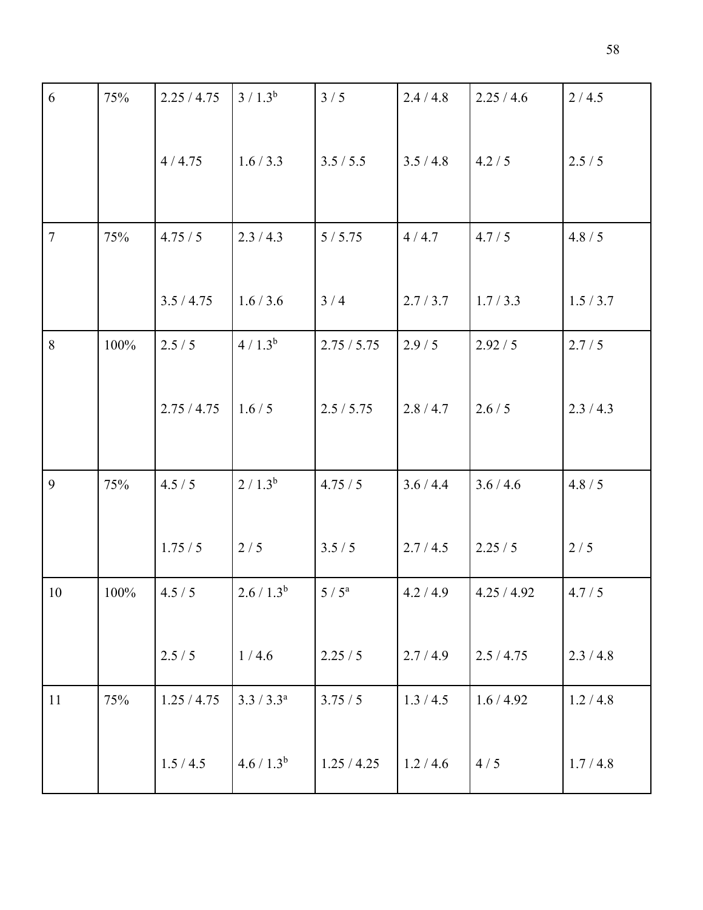| 6 | 75% | 2.25 / 4.75<br><br>4 / 4.75 | 3 / 1.3[b]<br><br>1.6 / 3.3 | 3 / 5<br><br>3.5 / 5.5 | 2.4 / 4.8<br><br>3.5 / 4.8 | 2.25 / 4.6<br><br>4.2 / 5 | 2 / 4.5<br><br>2.5 / 5 |
|---|---|---|---|---|---|---|---|
| 7 | 75% | 4.75 / 5<br><br>3.5 / 4.75 | 2.3 / 4.3<br><br>1.6 / 3.6 | 5 / 5.75<br><br>3 / 4 | 4 / 4.7<br><br>2.7 / 3.7 | 4.7 / 5<br><br>1.7 / 3.3 | 4.8 / 5<br><br>1.5 / 3.7 |
| 8 | 100% | 2.5 / 5<br><br>2.75 / 4.75 | 4 / 1.3[b]<br><br>1.6 / 5 | 2.75 / 5.75<br><br>2.5 / 5.75 | 2.9 / 5<br><br>2.8 / 4.7 | 2.92 / 5<br><br>2.6 / 5 | 2.7 / 5<br><br>2.3 / 4.3 |
| 9 | 75% | 4.5 / 5<br><br>1.75 / 5 | 2 / 1.3[b]<br><br>2 / 5 | 4.75 / 5<br><br>3.5 / 5 | 3.6 / 4.4<br><br>2.7 / 4.5 | 3.6 / 4.6<br><br>2.25 / 5 | 4.8 / 5<br><br>2 / 5 |
| 10 | 100% | 4.5 / 5<br><br>2.5 / 5 | 2.6 / 1.3[b]<br><br>1 / 4.6 | 5 / 5[a]<br><br>2.25 / 5 | 4.2 / 4.9<br><br>2.7 / 4.9 | 4.25 / 4.92<br><br>2.5 / 4.75 | 4.7 / 5<br><br>2.3 / 4.8 |
| 11 | 75% | 1.25 / 4.75<br><br>1.5 / 4.5 | 3.3 / 3.3[a]<br><br>4.6 / 1.3[b] | 3.75 / 5<br><br>1.25 / 4.25 | 1.3 / 4.5<br><br>1.2 / 4.6 | 1.6 / 4.92<br><br>4 / 5 | 1.2 / 4.8<br><br>1.7 / 4.8 |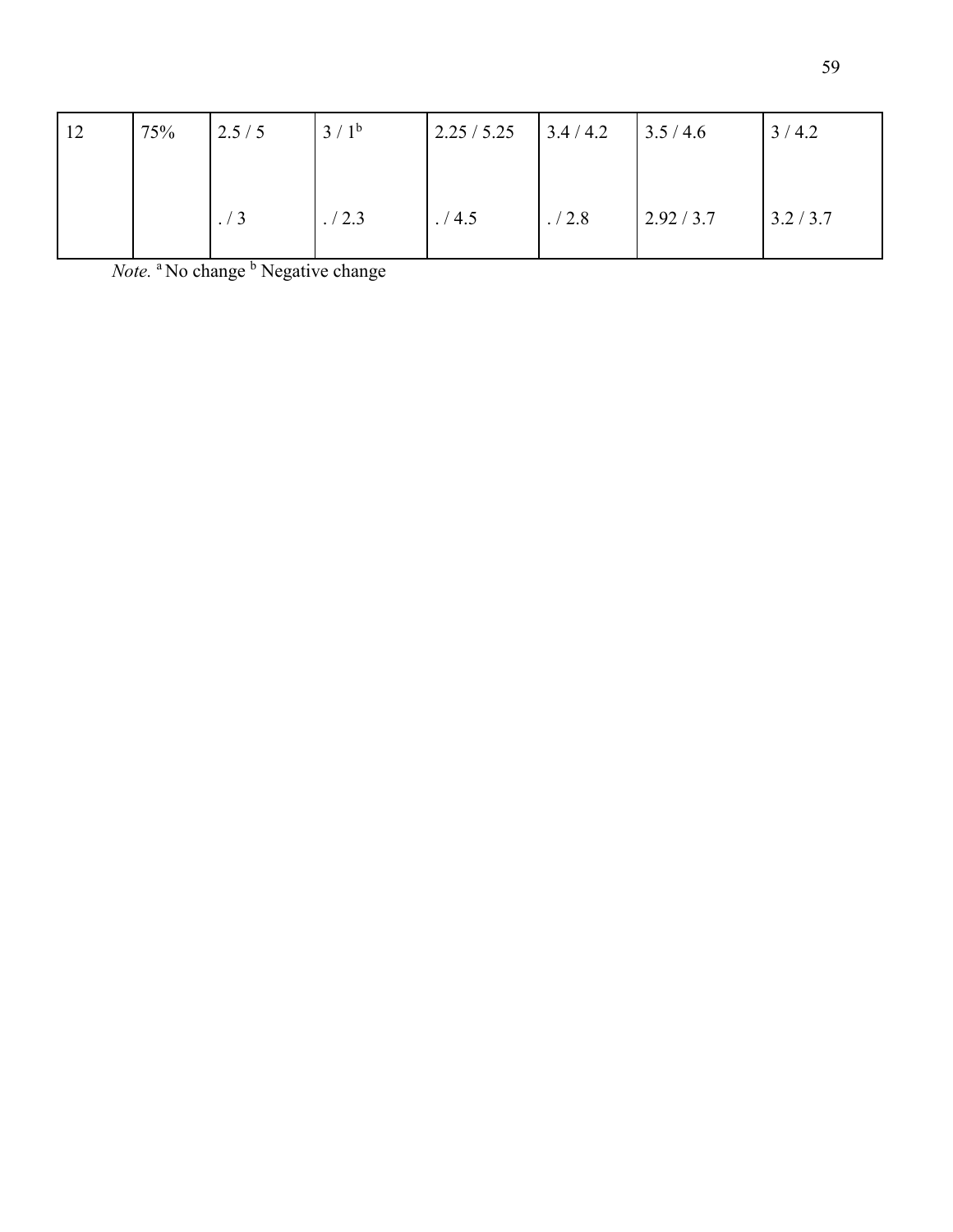| | | | | | | | |
|---|---|---|---|---|---|---|---|
| 12 | 75% | 2.5 / 5<br><br>. / 3 | 3 / 1[b]<br><br>. / 2.3 | 2.25 / 5.25<br><br>. / 4.5 | 3.4 / 4.2<br><br>. / 2.8 | 3.5 / 4.6<br><br>2.92 / 3.7 | 3 / 4.2<br><br>3.2 / 3.7 |

*Note.* [a] No change [b] Negative change